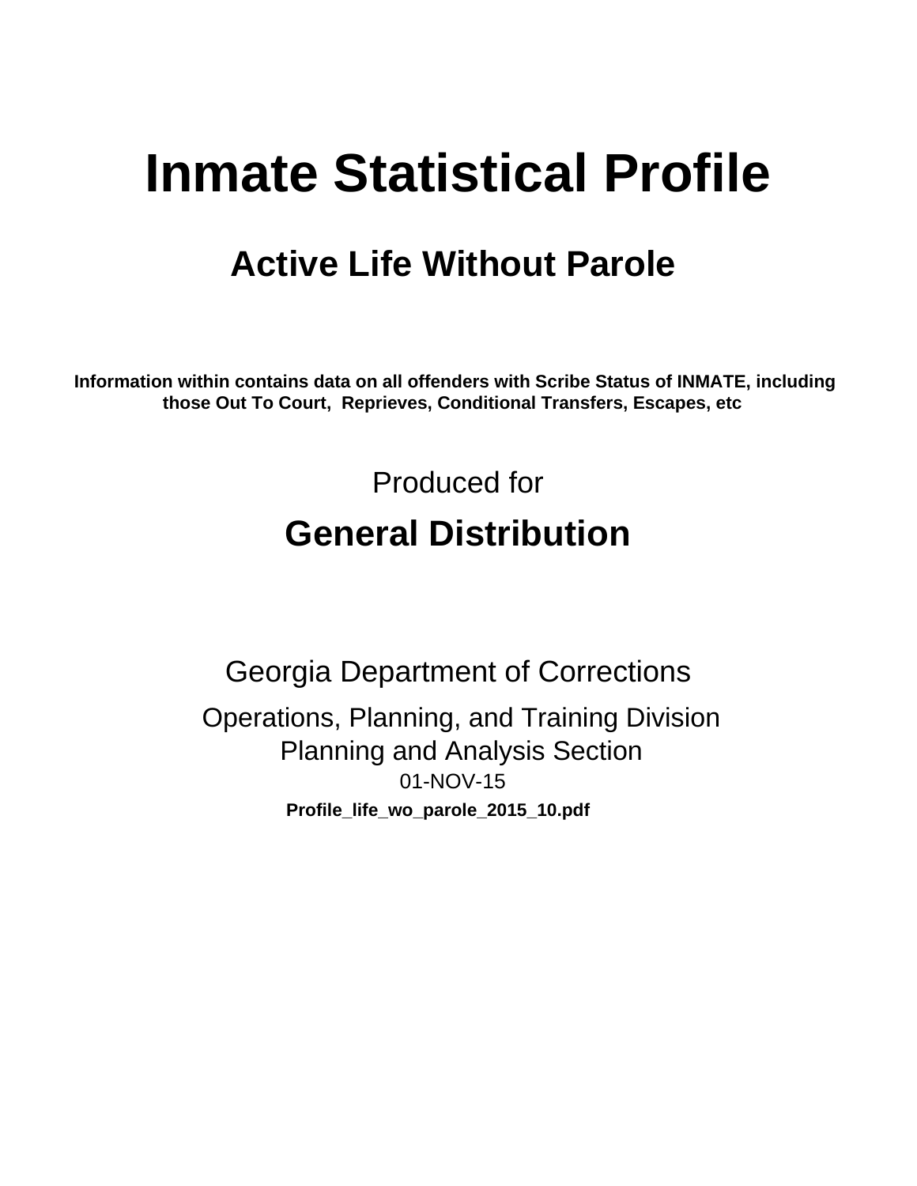# Inmate Statistical Profile

## Active Life Without Parole

**Information within contains data on all offenders with Scribe Status of INMATE, including those Out To Court, Reprieves, Conditional Transfers, Escapes, etc**

Produced for

## General Distribution

Georgia Department of Corrections

Operations, Planning, and Training Division
Planning and Analysis Section
01-NOV-15

**Profile_life_wo_parole_2015_10.pdf**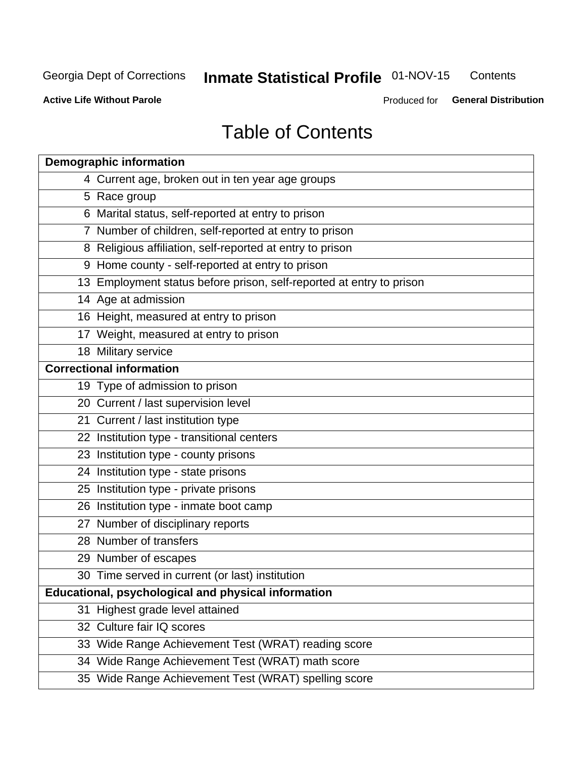Georgia Dept of Corrections **Inmate Statistical Profile** 01-NOV-15 Contents

**Active Life Without Parole** Produced for **General Distribution**

# Table of Contents

| **Demographic information** | |
|---|---|
| 4 | Current age, broken out in ten year age groups |
| 5 | Race group |
| 6 | Marital status, self-reported at entry to prison |
| 7 | Number of children, self-reported at entry to prison |
| 8 | Religious affiliation, self-reported at entry to prison |
| 9 | Home county - self-reported at entry to prison |
| 13 | Employment status before prison, self-reported at entry to prison |
| 14 | Age at admission |
| 16 | Height, measured at entry to prison |
| 17 | Weight, measured at entry to prison |
| 18 | Military service |
| **Correctional information** | |
| 19 | Type of admission to prison |
| 20 | Current / last supervision level |
| 21 | Current / last institution type |
| 22 | Institution type - transitional centers |
| 23 | Institution type - county prisons |
| 24 | Institution type - state prisons |
| 25 | Institution type - private prisons |
| 26 | Institution type - inmate boot camp |
| 27 | Number of disciplinary reports |
| 28 | Number of transfers |
| 29 | Number of escapes |
| 30 | Time served in current (or last) institution |
| **Educational, psychological and physical information** | |
| 31 | Highest grade level attained |
| 32 | Culture fair IQ scores |
| 33 | Wide Range Achievement Test (WRAT) reading score |
| 34 | Wide Range Achievement Test (WRAT) math score |
| 35 | Wide Range Achievement Test (WRAT) spelling score |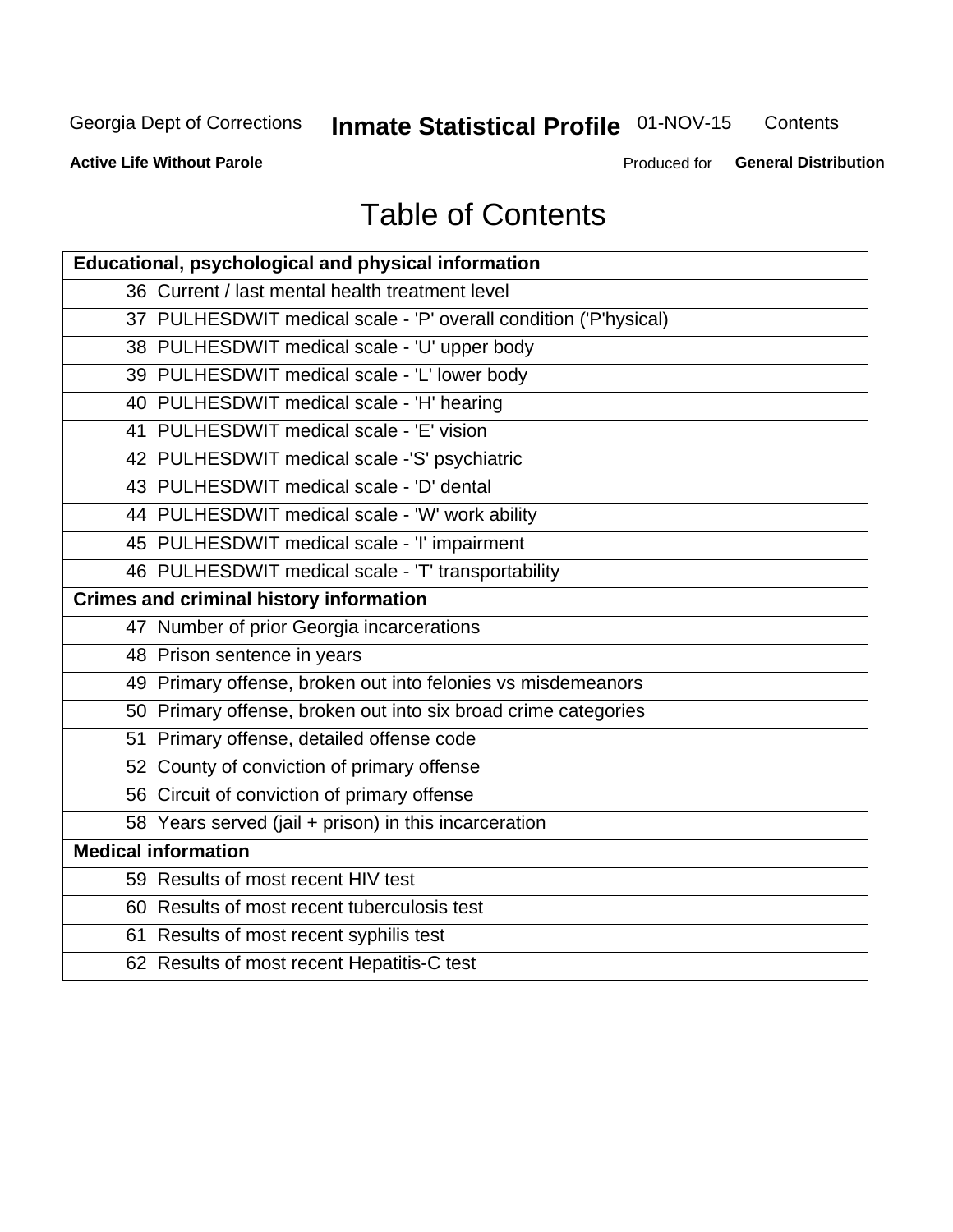# Table of Contents

| Educational, psychological and physical information |
|---|
| 36 Current / last mental health treatment level |
| 37 PULHESDWIT medical scale - 'P' overall condition ('P'hysical) |
| 38 PULHESDWIT medical scale - 'U' upper body |
| 39 PULHESDWIT medical scale - 'L' lower body |
| 40 PULHESDWIT medical scale - 'H' hearing |
| 41 PULHESDWIT medical scale - 'E' vision |
| 42 PULHESDWIT medical scale -'S' psychiatric |
| 43 PULHESDWIT medical scale - 'D' dental |
| 44 PULHESDWIT medical scale - 'W' work ability |
| 45 PULHESDWIT medical scale - 'I' impairment |
| 46 PULHESDWIT medical scale - 'T' transportability |
| **Crimes and criminal history information** |
| 47 Number of prior Georgia incarcerations |
| 48 Prison sentence in years |
| 49 Primary offense, broken out into felonies vs misdemeanors |
| 50 Primary offense, broken out into six broad crime categories |
| 51 Primary offense, detailed offense code |
| 52 County of conviction of primary offense |
| 56 Circuit of conviction of primary offense |
| 58 Years served (jail + prison) in this incarceration |
| **Medical information** |
| 59 Results of most recent HIV test |
| 60 Results of most recent tuberculosis test |
| 61 Results of most recent syphilis test |
| 62 Results of most recent Hepatitis-C test |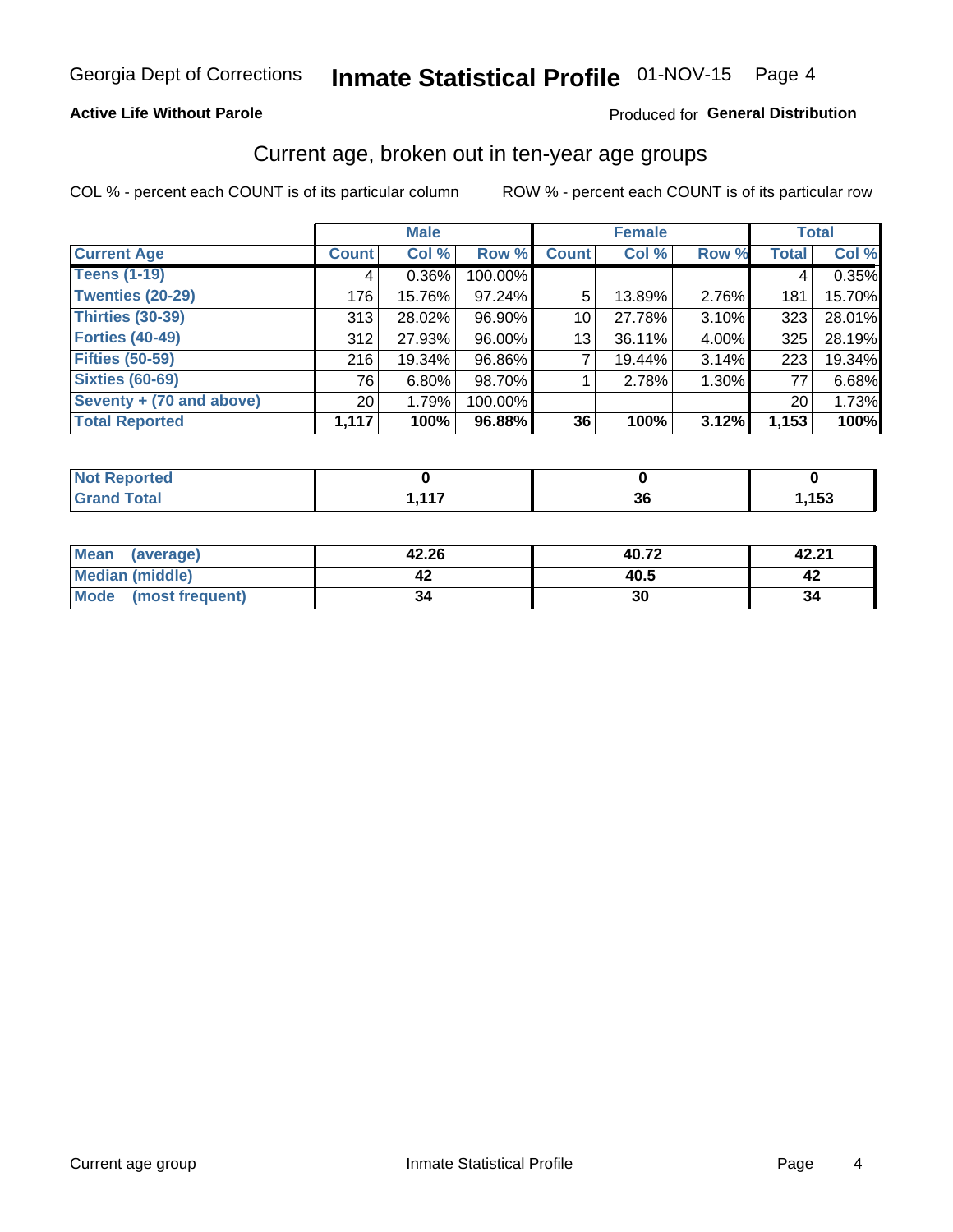Georgia Dept of Corrections **Inmate Statistical Profile** 01-NOV-15

**Active Life Without Parole**

Produced for **General Distribution**

## Current age, broken out in ten-year age groups

COL % - percent each COUNT is of its particular column ROW % - percent each COUNT is of its particular row

| | Male | | | Female | | | Total | |
|---|---|---|---|---|---|---|---|---|
| **Current Age** | **Count** | **Col %** | **Row %** | **Count** | **Col %** | **Row %** | **Total** | **Col %** |
| Teens (1-19) | 4 | 0.36% | 100.00% | | | | 4 | 0.35% |
| Twenties (20-29) | 176 | 15.76% | 97.24% | 5 | 13.89% | 2.76% | 181 | 15.70% |
| Thirties (30-39) | 313 | 28.02% | 96.90% | 10 | 27.78% | 3.10% | 323 | 28.01% |
| Forties (40-49) | 312 | 27.93% | 96.00% | 13 | 36.11% | 4.00% | 325 | 28.19% |
| Fifties (50-59) | 216 | 19.34% | 96.86% | 7 | 19.44% | 3.14% | 223 | 19.34% |
| Sixties (60-69) | 76 | 6.80% | 98.70% | 1 | 2.78% | 1.30% | 77 | 6.68% |
| Seventy + (70 and above) | 20 | 1.79% | 100.00% | | | | 20 | 1.73% |
| **Total Reported** | **1,117** | **100%** | **96.88%** | **36** | **100%** | **3.12%** | **1,153** | **100%** |

| | Male | Female | Total |
|---|---|---|---|
| Not Reported | **0** | **0** | **0** |
| Grand Total | **1,117** | **36** | **1,153** |

| | Male | Female | Total |
|---|---|---|---|
| Mean (average) | **42.26** | **40.72** | **42.21** |
| Median (middle) | **42** | **40.5** | **42** |
| Mode (most frequent) | **34** | **30** | **34** |

Current age group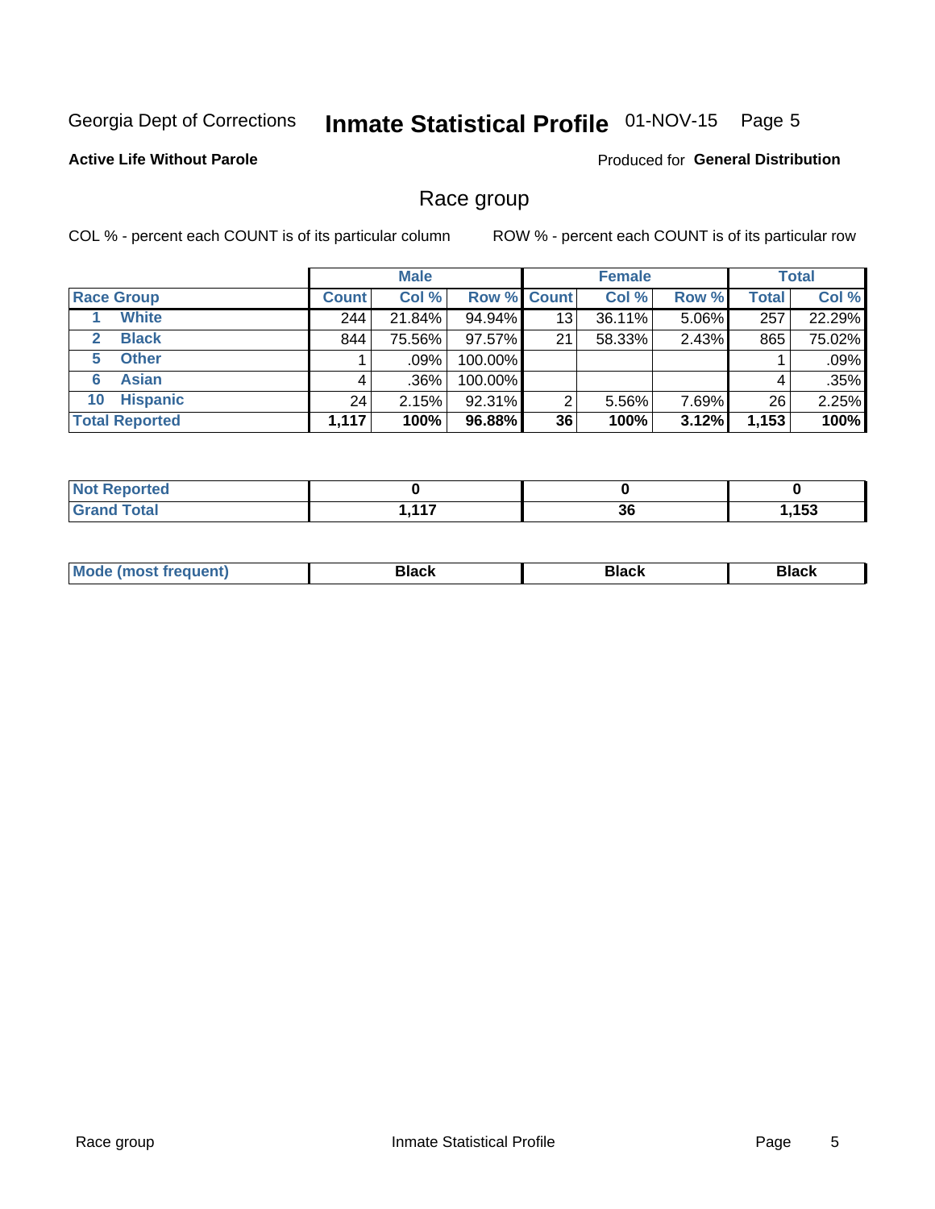Georgia Dept of Corrections **Inmate Statistical Profile** 01-NOV-15 Page 5

**Active Life Without Parole**

Produced for **General Distribution**

## Race group

COL % - percent each COUNT is of its particular column

ROW % - percent each COUNT is of its particular row

| | Male | | | Female | | | Total | |
|---|---|---|---|---|---|---|---|---|
| **Race Group** | **Count** | **Col %** | **Row %** | **Count** | **Col %** | **Row %** | **Total** | **Col %** |
| 1 **White** | 244 | 21.84% | 94.94% | 13 | 36.11% | 5.06% | 257 | 22.29% |
| 2 **Black** | 844 | 75.56% | 97.57% | 21 | 58.33% | 2.43% | 865 | 75.02% |
| 5 **Other** | 1 | .09% | 100.00% | | | | 1 | .09% |
| 6 **Asian** | 4 | .36% | 100.00% | | | | 4 | .35% |
| 10 **Hispanic** | 24 | 2.15% | 92.31% | 2 | 5.56% | 7.69% | 26 | 2.25% |
| **Total Reported** | **1,117** | **100%** | **96.88%** | **36** | **100%** | **3.12%** | **1,153** | **100%** |

| | Male | Female | Total |
|---|---|---|---|
| **Not Reported** | **0** | **0** | **0** |
| **Grand Total** | **1,117** | **36** | **1,153** |

| | Male | Female | Total |
|---|---|---|---|
| **Mode (most frequent)** | **Black** | **Black** | **Black** |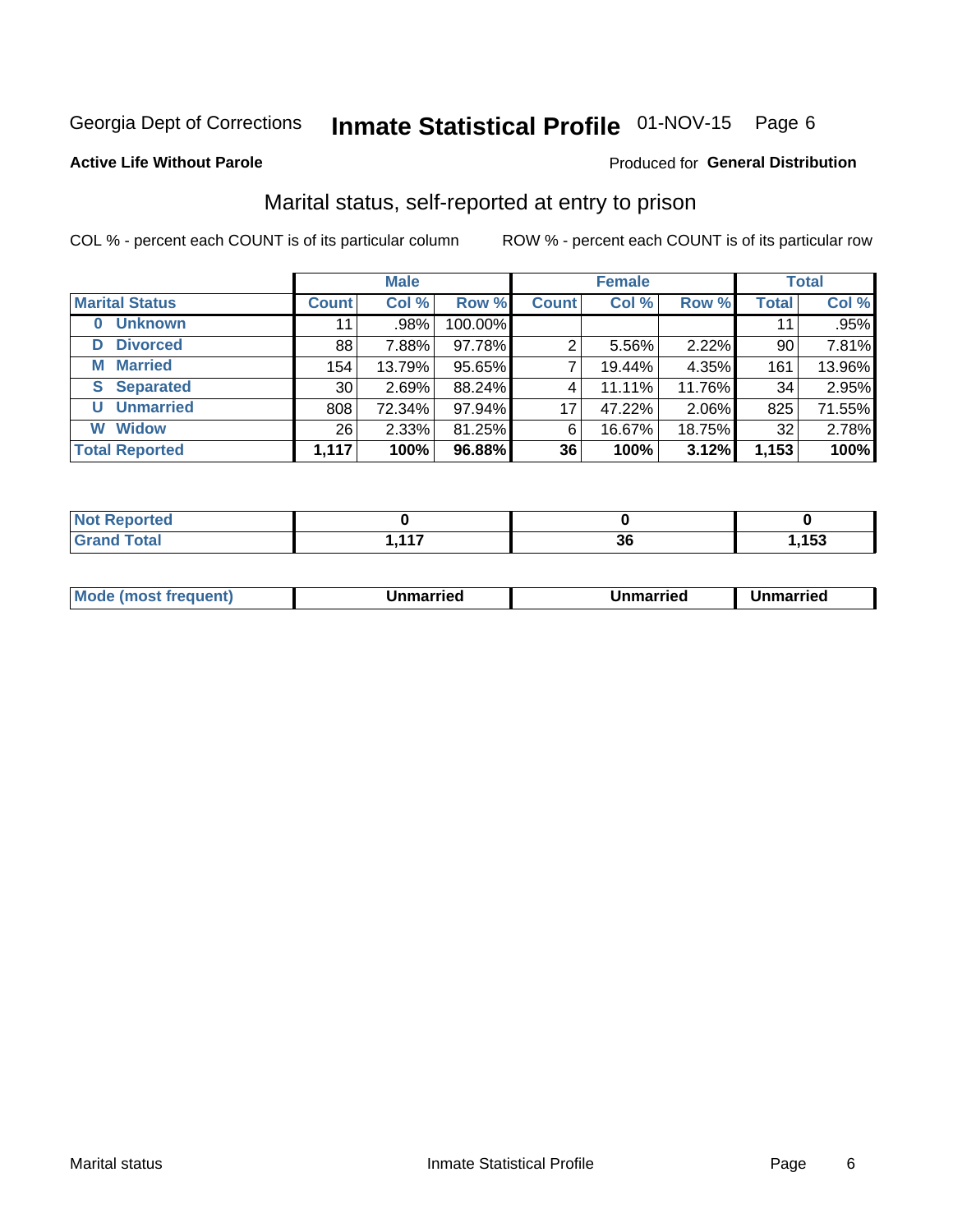Georgia Dept of Corrections **Inmate Statistical Profile** 01-NOV-15 Page 6

**Active Life Without Parole**

Produced for **General Distribution**

## Marital status, self-reported at entry to prison

COL % - percent each COUNT is of its particular column

ROW % - percent each COUNT is of its particular row

| | Male | | | Female | | | Total | |
|---|---|---|---|---|---|---|---|---|
| **Marital Status** | **Count** | **Col %** | **Row %** | **Count** | **Col %** | **Row %** | **Total** | **Col %** |
| **0 Unknown** | 11 | .98% | 100.00% | | | | 11 | .95% |
| **D Divorced** | 88 | 7.88% | 97.78% | 2 | 5.56% | 2.22% | 90 | 7.81% |
| **M Married** | 154 | 13.79% | 95.65% | 7 | 19.44% | 4.35% | 161 | 13.96% |
| **S Separated** | 30 | 2.69% | 88.24% | 4 | 11.11% | 11.76% | 34 | 2.95% |
| **U Unmarried** | 808 | 72.34% | 97.94% | 17 | 47.22% | 2.06% | 825 | 71.55% |
| **W Widow** | 26 | 2.33% | 81.25% | 6 | 16.67% | 18.75% | 32 | 2.78% |
| **Total Reported** | **1,117** | **100%** | **96.88%** | **36** | **100%** | **3.12%** | **1,153** | **100%** |

| | Male | Female | Total |
|---|---|---|---|
| **Not Reported** | **0** | **0** | **0** |
| **Grand Total** | **1,117** | **36** | **1,153** |

| | Male | Female | Total |
|---|---|---|---|
| **Mode (most frequent)** | **Unmarried** | **Unmarried** | **Unmarried** |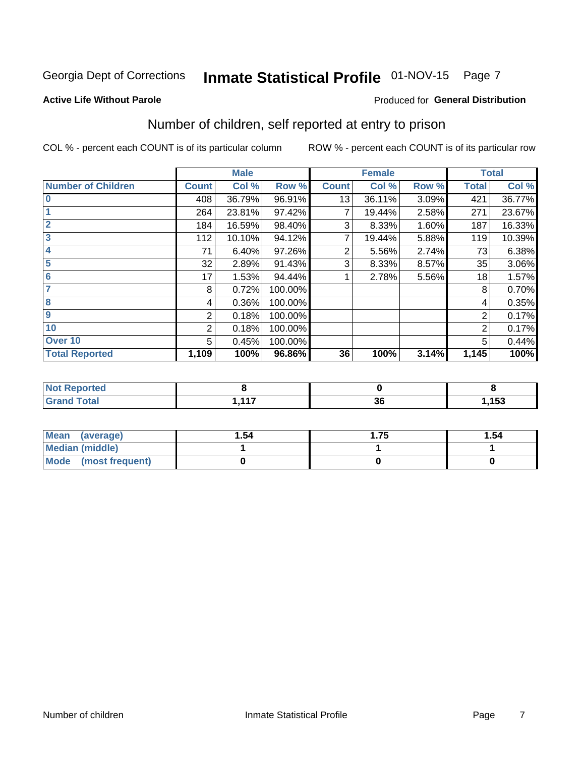Georgia Dept of Corrections **Inmate Statistical Profile** 01-NOV-15

**Active Life Without Parole**

Produced for **General Distribution**

## Number of children, self reported at entry to prison

COL % - percent each COUNT is of its particular column

ROW % - percent each COUNT is of its particular row

| | Male | | | Female | | | Total | |
|---|---|---|---|---|---|---|---|---|
| **Number of Children** | **Count** | **Col %** | **Row %** | **Count** | **Col %** | **Row %** | **Total** | **Col %** |
| **0** | 408 | 36.79% | 96.91% | 13 | 36.11% | 3.09% | 421 | 36.77% |
| **1** | 264 | 23.81% | 97.42% | 7 | 19.44% | 2.58% | 271 | 23.67% |
| **2** | 184 | 16.59% | 98.40% | 3 | 8.33% | 1.60% | 187 | 16.33% |
| **3** | 112 | 10.10% | 94.12% | 7 | 19.44% | 5.88% | 119 | 10.39% |
| **4** | 71 | 6.40% | 97.26% | 2 | 5.56% | 2.74% | 73 | 6.38% |
| **5** | 32 | 2.89% | 91.43% | 3 | 8.33% | 8.57% | 35 | 3.06% |
| **6** | 17 | 1.53% | 94.44% | 1 | 2.78% | 5.56% | 18 | 1.57% |
| **7** | 8 | 0.72% | 100.00% | | | | 8 | 0.70% |
| **8** | 4 | 0.36% | 100.00% | | | | 4 | 0.35% |
| **9** | 2 | 0.18% | 100.00% | | | | 2 | 0.17% |
| **10** | 2 | 0.18% | 100.00% | | | | 2 | 0.17% |
| **Over 10** | 5 | 0.45% | 100.00% | | | | 5 | 0.44% |
| **Total Reported** | **1,109** | **100%** | **96.86%** | **36** | **100%** | **3.14%** | **1,145** | **100%** |

| | Male | Female | Total |
|---|---|---|---|
| **Not Reported** | **8** | **0** | **8** |
| **Grand Total** | **1,117** | **36** | **1,153** |

| | Male | Female | Total |
|---|---|---|---|
| **Mean (average)** | **1.54** | **1.75** | **1.54** |
| **Median (middle)** | **1** | **1** | **1** |
| **Mode (most frequent)** | **0** | **0** | **0** |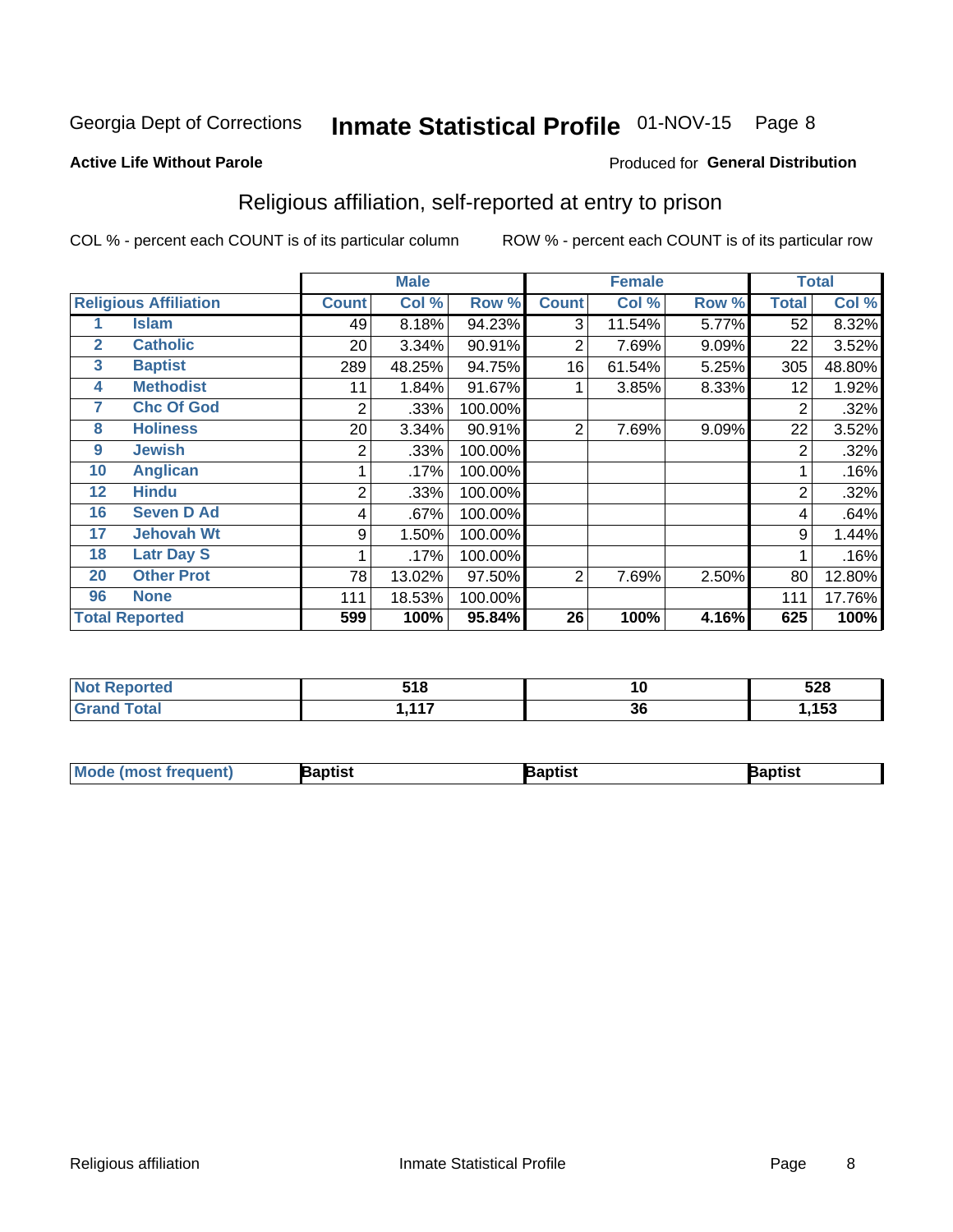Georgia Dept of Corrections **Inmate Statistical Profile** 01-NOV-15

**Active Life Without Parole**

Produced for **General Distribution**

## Religious affiliation, self-reported at entry to prison

COL % - percent each COUNT is of its particular column

ROW % - percent each COUNT is of its particular row

| | | Male | | | Female | | | Total | |
|---|---|---|---|---|---|---|---|---|---|
| **Religious Affiliation** | | **Count** | **Col %** | **Row %** | **Count** | **Col %** | **Row %** | **Total** | **Col %** |
| 1 | Islam | 49 | 8.18% | 94.23% | 3 | 11.54% | 5.77% | 52 | 8.32% |
| 2 | Catholic | 20 | 3.34% | 90.91% | 2 | 7.69% | 9.09% | 22 | 3.52% |
| 3 | Baptist | 289 | 48.25% | 94.75% | 16 | 61.54% | 5.25% | 305 | 48.80% |
| 4 | Methodist | 11 | 1.84% | 91.67% | 1 | 3.85% | 8.33% | 12 | 1.92% |
| 7 | Chc Of God | 2 | .33% | 100.00% | | | | 2 | .32% |
| 8 | Holiness | 20 | 3.34% | 90.91% | 2 | 7.69% | 9.09% | 22 | 3.52% |
| 9 | Jewish | 2 | .33% | 100.00% | | | | 2 | .32% |
| 10 | Anglican | 1 | .17% | 100.00% | | | | 1 | .16% |
| 12 | Hindu | 2 | .33% | 100.00% | | | | 2 | .32% |
| 16 | Seven D Ad | 4 | .67% | 100.00% | | | | 4 | .64% |
| 17 | Jehovah Wt | 9 | 1.50% | 100.00% | | | | 9 | 1.44% |
| 18 | Latr Day S | 1 | .17% | 100.00% | | | | 1 | .16% |
| 20 | Other Prot | 78 | 13.02% | 97.50% | 2 | 7.69% | 2.50% | 80 | 12.80% |
| 96 | None | 111 | 18.53% | 100.00% | | | | 111 | 17.76% |
| **Total Reported** | | **599** | **100%** | **95.84%** | **26** | **100%** | **4.16%** | **625** | **100%** |

| | Male | Female | Total |
|---|---|---|---|
| Not Reported | 518 | 10 | 528 |
| Grand Total | 1,117 | 36 | 1,153 |

| | Male | Female | Total |
|---|---|---|---|
| Mode (most frequent) | Baptist | Baptist | Baptist |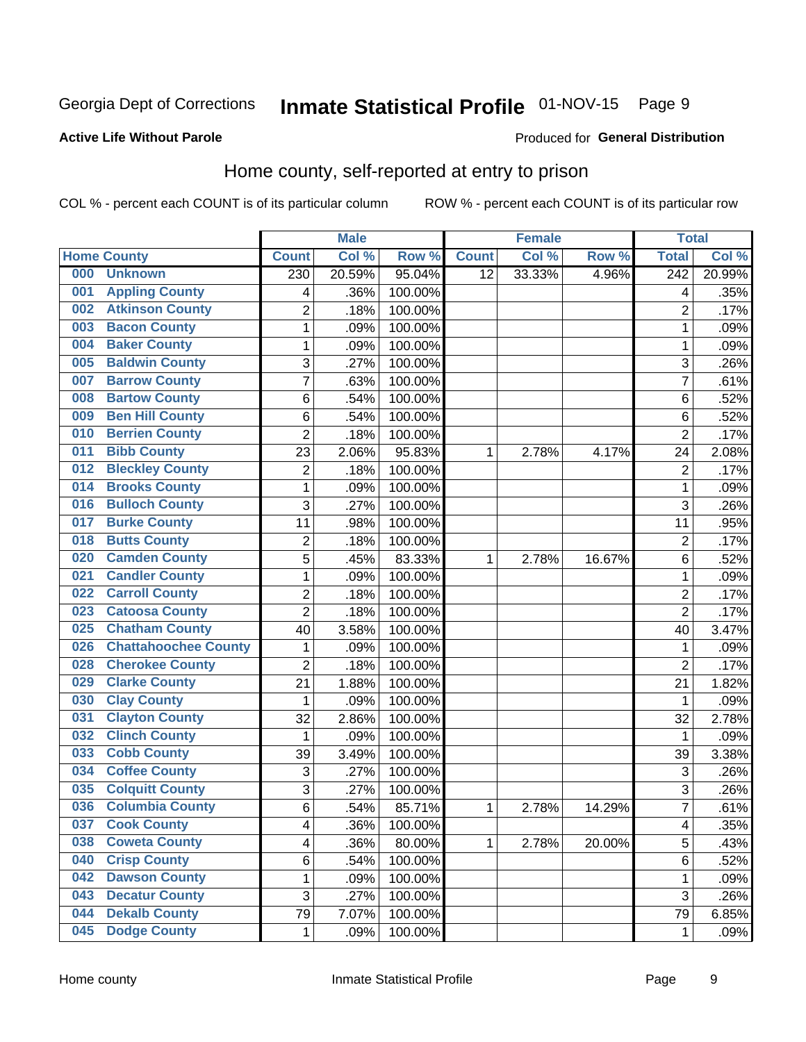Georgia Dept of Corrections **Inmate Statistical Profile** 01-NOV-15

**Active Life Without Parole**

Produced for **General Distribution**

## Home county, self-reported at entry to prison

COL % - percent each COUNT is of its particular column ROW % - percent each COUNT is of its particular row

| Home County | | Male | | | Female | | | Total | |
|---|---|---|---|---|---|---|---|---|---|
| | | Count | Col % | Row % | Count | Col % | Row % | Total | Col % |
| 000 | Unknown | 230 | 20.59% | 95.04% | 12 | 33.33% | 4.96% | 242 | 20.99% |
| 001 | Appling County | 4 | .36% | 100.00% | | | | 4 | .35% |
| 002 | Atkinson County | 2 | .18% | 100.00% | | | | 2 | .17% |
| 003 | Bacon County | 1 | .09% | 100.00% | | | | 1 | .09% |
| 004 | Baker County | 1 | .09% | 100.00% | | | | 1 | .09% |
| 005 | Baldwin County | 3 | .27% | 100.00% | | | | 3 | .26% |
| 007 | Barrow County | 7 | .63% | 100.00% | | | | 7 | .61% |
| 008 | Bartow County | 6 | .54% | 100.00% | | | | 6 | .52% |
| 009 | Ben Hill County | 6 | .54% | 100.00% | | | | 6 | .52% |
| 010 | Berrien County | 2 | .18% | 100.00% | | | | 2 | .17% |
| 011 | Bibb County | 23 | 2.06% | 95.83% | 1 | 2.78% | 4.17% | 24 | 2.08% |
| 012 | Bleckley County | 2 | .18% | 100.00% | | | | 2 | .17% |
| 014 | Brooks County | 1 | .09% | 100.00% | | | | 1 | .09% |
| 016 | Bulloch County | 3 | .27% | 100.00% | | | | 3 | .26% |
| 017 | Burke County | 11 | .98% | 100.00% | | | | 11 | .95% |
| 018 | Butts County | 2 | .18% | 100.00% | | | | 2 | .17% |
| 020 | Camden County | 5 | .45% | 83.33% | 1 | 2.78% | 16.67% | 6 | .52% |
| 021 | Candler County | 1 | .09% | 100.00% | | | | 1 | .09% |
| 022 | Carroll County | 2 | .18% | 100.00% | | | | 2 | .17% |
| 023 | Catoosa County | 2 | .18% | 100.00% | | | | 2 | .17% |
| 025 | Chatham County | 40 | 3.58% | 100.00% | | | | 40 | 3.47% |
| 026 | Chattahoochee County | 1 | .09% | 100.00% | | | | 1 | .09% |
| 028 | Cherokee County | 2 | .18% | 100.00% | | | | 2 | .17% |
| 029 | Clarke County | 21 | 1.88% | 100.00% | | | | 21 | 1.82% |
| 030 | Clay County | 1 | .09% | 100.00% | | | | 1 | .09% |
| 031 | Clayton County | 32 | 2.86% | 100.00% | | | | 32 | 2.78% |
| 032 | Clinch County | 1 | .09% | 100.00% | | | | 1 | .09% |
| 033 | Cobb County | 39 | 3.49% | 100.00% | | | | 39 | 3.38% |
| 034 | Coffee County | 3 | .27% | 100.00% | | | | 3 | .26% |
| 035 | Colquitt County | 3 | .27% | 100.00% | | | | 3 | .26% |
| 036 | Columbia County | 6 | .54% | 85.71% | 1 | 2.78% | 14.29% | 7 | .61% |
| 037 | Cook County | 4 | .36% | 100.00% | | | | 4 | .35% |
| 038 | Coweta County | 4 | .36% | 80.00% | 1 | 2.78% | 20.00% | 5 | .43% |
| 040 | Crisp County | 6 | .54% | 100.00% | | | | 6 | .52% |
| 042 | Dawson County | 1 | .09% | 100.00% | | | | 1 | .09% |
| 043 | Decatur County | 3 | .27% | 100.00% | | | | 3 | .26% |
| 044 | Dekalb County | 79 | 7.07% | 100.00% | | | | 79 | 6.85% |
| 045 | Dodge County | 1 | .09% | 100.00% | | | | 1 | .09% |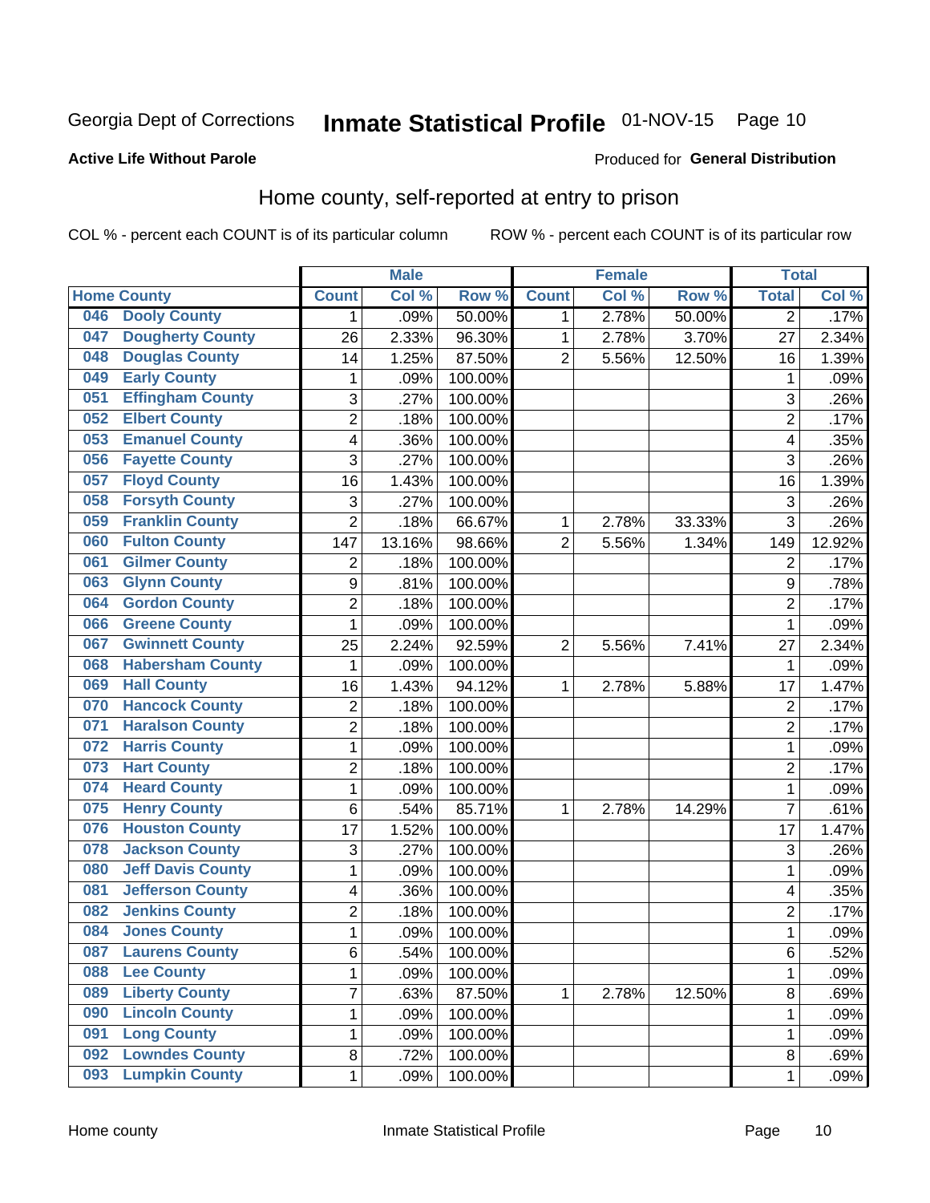Georgia Dept of Corrections **Inmate Statistical Profile** 01-NOV-15

**Active Life Without Parole**

Produced for **General Distribution**

## Home county, self-reported at entry to prison

COL % - percent each COUNT is of its particular column        ROW % - percent each COUNT is of its particular row

| Home County | | Male | | | Female | | | Total | |
|---|---|---|---|---|---|---|---|---|---|
| | | Count | Col % | Row % | Count | Col % | Row % | Total | Col % |
| 046 | Dooly County | 1 | .09% | 50.00% | 1 | 2.78% | 50.00% | 2 | .17% |
| 047 | Dougherty County | 26 | 2.33% | 96.30% | 1 | 2.78% | 3.70% | 27 | 2.34% |
| 048 | Douglas County | 14 | 1.25% | 87.50% | 2 | 5.56% | 12.50% | 16 | 1.39% |
| 049 | Early County | 1 | .09% | 100.00% | | | | 1 | .09% |
| 051 | Effingham County | 3 | .27% | 100.00% | | | | 3 | .26% |
| 052 | Elbert County | 2 | .18% | 100.00% | | | | 2 | .17% |
| 053 | Emanuel County | 4 | .36% | 100.00% | | | | 4 | .35% |
| 056 | Fayette County | 3 | .27% | 100.00% | | | | 3 | .26% |
| 057 | Floyd County | 16 | 1.43% | 100.00% | | | | 16 | 1.39% |
| 058 | Forsyth County | 3 | .27% | 100.00% | | | | 3 | .26% |
| 059 | Franklin County | 2 | .18% | 66.67% | 1 | 2.78% | 33.33% | 3 | .26% |
| 060 | Fulton County | 147 | 13.16% | 98.66% | 2 | 5.56% | 1.34% | 149 | 12.92% |
| 061 | Gilmer County | 2 | .18% | 100.00% | | | | 2 | .17% |
| 063 | Glynn County | 9 | .81% | 100.00% | | | | 9 | .78% |
| 064 | Gordon County | 2 | .18% | 100.00% | | | | 2 | .17% |
| 066 | Greene County | 1 | .09% | 100.00% | | | | 1 | .09% |
| 067 | Gwinnett County | 25 | 2.24% | 92.59% | 2 | 5.56% | 7.41% | 27 | 2.34% |
| 068 | Habersham County | 1 | .09% | 100.00% | | | | 1 | .09% |
| 069 | Hall County | 16 | 1.43% | 94.12% | 1 | 2.78% | 5.88% | 17 | 1.47% |
| 070 | Hancock County | 2 | .18% | 100.00% | | | | 2 | .17% |
| 071 | Haralson County | 2 | .18% | 100.00% | | | | 2 | .17% |
| 072 | Harris County | 1 | .09% | 100.00% | | | | 1 | .09% |
| 073 | Hart County | 2 | .18% | 100.00% | | | | 2 | .17% |
| 074 | Heard County | 1 | .09% | 100.00% | | | | 1 | .09% |
| 075 | Henry County | 6 | .54% | 85.71% | 1 | 2.78% | 14.29% | 7 | .61% |
| 076 | Houston County | 17 | 1.52% | 100.00% | | | | 17 | 1.47% |
| 078 | Jackson County | 3 | .27% | 100.00% | | | | 3 | .26% |
| 080 | Jeff Davis County | 1 | .09% | 100.00% | | | | 1 | .09% |
| 081 | Jefferson County | 4 | .36% | 100.00% | | | | 4 | .35% |
| 082 | Jenkins County | 2 | .18% | 100.00% | | | | 2 | .17% |
| 084 | Jones County | 1 | .09% | 100.00% | | | | 1 | .09% |
| 087 | Laurens County | 6 | .54% | 100.00% | | | | 6 | .52% |
| 088 | Lee County | 1 | .09% | 100.00% | | | | 1 | .09% |
| 089 | Liberty County | 7 | .63% | 87.50% | 1 | 2.78% | 12.50% | 8 | .69% |
| 090 | Lincoln County | 1 | .09% | 100.00% | | | | 1 | .09% |
| 091 | Long County | 1 | .09% | 100.00% | | | | 1 | .09% |
| 092 | Lowndes County | 8 | .72% | 100.00% | | | | 8 | .69% |
| 093 | Lumpkin County | 1 | .09% | 100.00% | | | | 1 | .09% |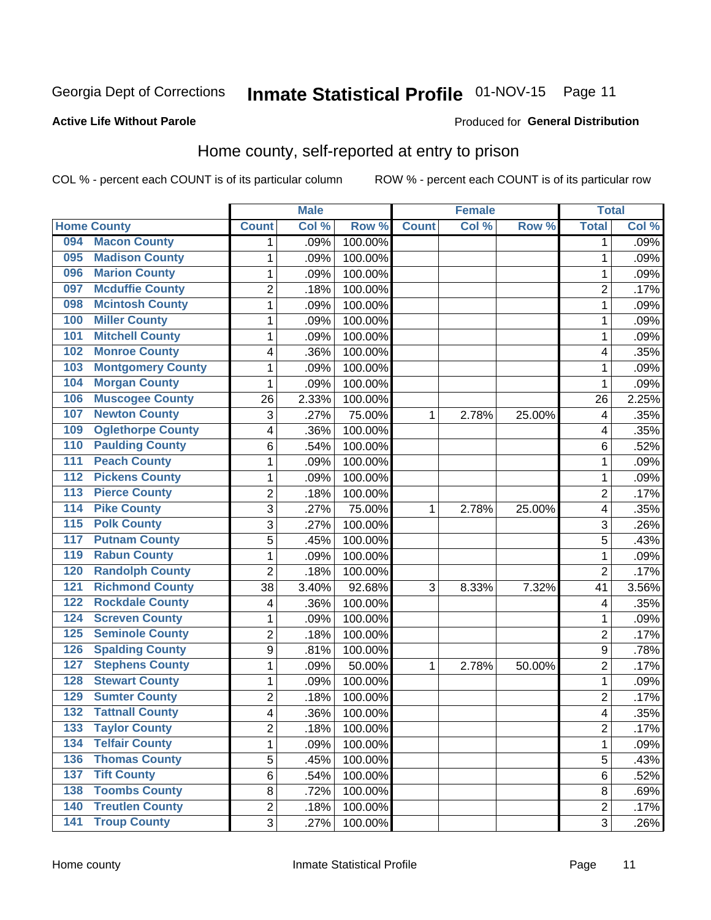Georgia Dept of Corrections **Inmate Statistical Profile** 01-NOV-15 Page 11

**Active Life Without Parole**

Produced for **General Distribution**

## Home county, self-reported at entry to prison

COL % - percent each COUNT is of its particular column ROW % - percent each COUNT is of its particular row

| Home County | | Male | | | Female | | | Total | |
|---|---|---|---|---|---|---|---|---|---|
| | | Count | Col % | Row % | Count | Col % | Row % | Total | Col % |
| 094 | Macon County | 1 | .09% | 100.00% | | | | 1 | .09% |
| 095 | Madison County | 1 | .09% | 100.00% | | | | 1 | .09% |
| 096 | Marion County | 1 | .09% | 100.00% | | | | 1 | .09% |
| 097 | Mcduffie County | 2 | .18% | 100.00% | | | | 2 | .17% |
| 098 | Mcintosh County | 1 | .09% | 100.00% | | | | 1 | .09% |
| 100 | Miller County | 1 | .09% | 100.00% | | | | 1 | .09% |
| 101 | Mitchell County | 1 | .09% | 100.00% | | | | 1 | .09% |
| 102 | Monroe County | 4 | .36% | 100.00% | | | | 4 | .35% |
| 103 | Montgomery County | 1 | .09% | 100.00% | | | | 1 | .09% |
| 104 | Morgan County | 1 | .09% | 100.00% | | | | 1 | .09% |
| 106 | Muscogee County | 26 | 2.33% | 100.00% | | | | 26 | 2.25% |
| 107 | Newton County | 3 | .27% | 75.00% | 1 | 2.78% | 25.00% | 4 | .35% |
| 109 | Oglethorpe County | 4 | .36% | 100.00% | | | | 4 | .35% |
| 110 | Paulding County | 6 | .54% | 100.00% | | | | 6 | .52% |
| 111 | Peach County | 1 | .09% | 100.00% | | | | 1 | .09% |
| 112 | Pickens County | 1 | .09% | 100.00% | | | | 1 | .09% |
| 113 | Pierce County | 2 | .18% | 100.00% | | | | 2 | .17% |
| 114 | Pike County | 3 | .27% | 75.00% | 1 | 2.78% | 25.00% | 4 | .35% |
| 115 | Polk County | 3 | .27% | 100.00% | | | | 3 | .26% |
| 117 | Putnam County | 5 | .45% | 100.00% | | | | 5 | .43% |
| 119 | Rabun County | 1 | .09% | 100.00% | | | | 1 | .09% |
| 120 | Randolph County | 2 | .18% | 100.00% | | | | 2 | .17% |
| 121 | Richmond County | 38 | 3.40% | 92.68% | 3 | 8.33% | 7.32% | 41 | 3.56% |
| 122 | Rockdale County | 4 | .36% | 100.00% | | | | 4 | .35% |
| 124 | Screven County | 1 | .09% | 100.00% | | | | 1 | .09% |
| 125 | Seminole County | 2 | .18% | 100.00% | | | | 2 | .17% |
| 126 | Spalding County | 9 | .81% | 100.00% | | | | 9 | .78% |
| 127 | Stephens County | 1 | .09% | 50.00% | 1 | 2.78% | 50.00% | 2 | .17% |
| 128 | Stewart County | 1 | .09% | 100.00% | | | | 1 | .09% |
| 129 | Sumter County | 2 | .18% | 100.00% | | | | 2 | .17% |
| 132 | Tattnall County | 4 | .36% | 100.00% | | | | 4 | .35% |
| 133 | Taylor County | 2 | .18% | 100.00% | | | | 2 | .17% |
| 134 | Telfair County | 1 | .09% | 100.00% | | | | 1 | .09% |
| 136 | Thomas County | 5 | .45% | 100.00% | | | | 5 | .43% |
| 137 | Tift County | 6 | .54% | 100.00% | | | | 6 | .52% |
| 138 | Toombs County | 8 | .72% | 100.00% | | | | 8 | .69% |
| 140 | Treutlen County | 2 | .18% | 100.00% | | | | 2 | .17% |
| 141 | Troup County | 3 | .27% | 100.00% | | | | 3 | .26% |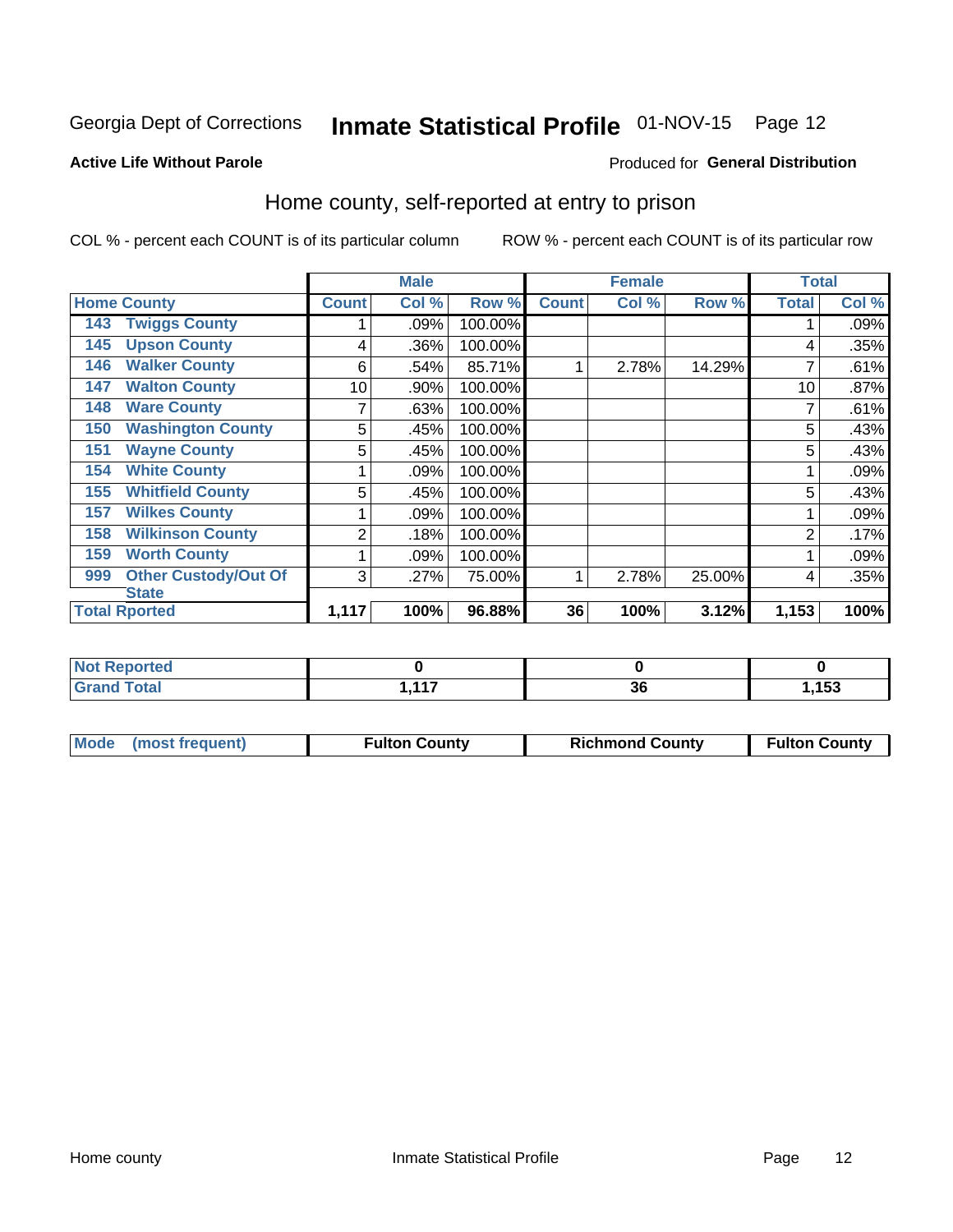Georgia Dept of Corrections **Inmate Statistical Profile** 01-NOV-15 Page 12

**Active Life Without Parole**

Produced for **General Distribution**

## Home county, self-reported at entry to prison

COL % - percent each COUNT is of its particular column ROW % - percent each COUNT is of its particular row

| Home County | | Male | | | Female | | | Total | |
|---|---|---|---|---|---|---|---|---|---|
| | | Count | Col % | Row % | Count | Col % | Row % | Total | Col % |
| 143 | Twiggs County | 1 | .09% | 100.00% | | | | 1 | .09% |
| 145 | Upson County | 4 | .36% | 100.00% | | | | 4 | .35% |
| 146 | Walker County | 6 | .54% | 85.71% | 1 | 2.78% | 14.29% | 7 | .61% |
| 147 | Walton County | 10 | .90% | 100.00% | | | | 10 | .87% |
| 148 | Ware County | 7 | .63% | 100.00% | | | | 7 | .61% |
| 150 | Washington County | 5 | .45% | 100.00% | | | | 5 | .43% |
| 151 | Wayne County | 5 | .45% | 100.00% | | | | 5 | .43% |
| 154 | White County | 1 | .09% | 100.00% | | | | 1 | .09% |
| 155 | Whitfield County | 5 | .45% | 100.00% | | | | 5 | .43% |
| 157 | Wilkes County | 1 | .09% | 100.00% | | | | 1 | .09% |
| 158 | Wilkinson County | 2 | .18% | 100.00% | | | | 2 | .17% |
| 159 | Worth County | 1 | .09% | 100.00% | | | | 1 | .09% |
| 999 | Other Custody/Out Of State | 3 | .27% | 75.00% | 1 | 2.78% | 25.00% | 4 | .35% |
| Total Rported | | 1,117 | 100% | 96.88% | 36 | 100% | 3.12% | 1,153 | 100% |

| | Male | Female | Total |
|---|---|---|---|
| Not Reported | 0 | 0 | 0 |
| Grand Total | 1,117 | 36 | 1,153 |

| | Male | Female | Total |
|---|---|---|---|
| Mode (most frequent) | Fulton County | Richmond County | Fulton County |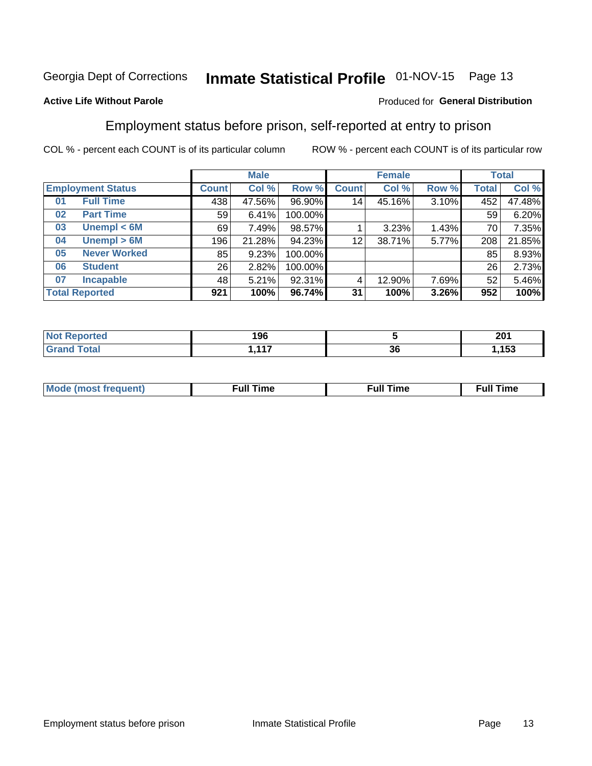Georgia Dept of Corrections **Inmate Statistical Profile** 01-NOV-15

**Active Life Without Parole**

Produced for **General Distribution**

## Employment status before prison, self-reported at entry to prison

COL % - percent each COUNT is of its particular column    ROW % - percent each COUNT is of its particular row

| Employment Status | | Male | | | Female | | | Total | |
|---|---|---|---|---|---|---|---|---|---|
| | | Count | Col % | Row % | Count | Col % | Row % | Total | Col % |
| 01 | Full Time | 438 | 47.56% | 96.90% | 14 | 45.16% | 3.10% | 452 | 47.48% |
| 02 | Part Time | 59 | 6.41% | 100.00% | | | | 59 | 6.20% |
| 03 | Unempl < 6M | 69 | 7.49% | 98.57% | 1 | 3.23% | 1.43% | 70 | 7.35% |
| 04 | Unempl > 6M | 196 | 21.28% | 94.23% | 12 | 38.71% | 5.77% | 208 | 21.85% |
| 05 | Never Worked | 85 | 9.23% | 100.00% | | | | 85 | 8.93% |
| 06 | Student | 26 | 2.82% | 100.00% | | | | 26 | 2.73% |
| 07 | Incapable | 48 | 5.21% | 92.31% | 4 | 12.90% | 7.69% | 52 | 5.46% |
| **Total Reported** | | **921** | **100%** | **96.74%** | **31** | **100%** | **3.26%** | **952** | **100%** |

| | Male | Female | Total |
|---|---|---|---|
| Not Reported | **196** | **5** | **201** |
| Grand Total | **1,117** | **36** | **1,153** |

| | Male | Female | Total |
|---|---|---|---|
| Mode (most frequent) | **Full Time** | **Full Time** | **Full Time** |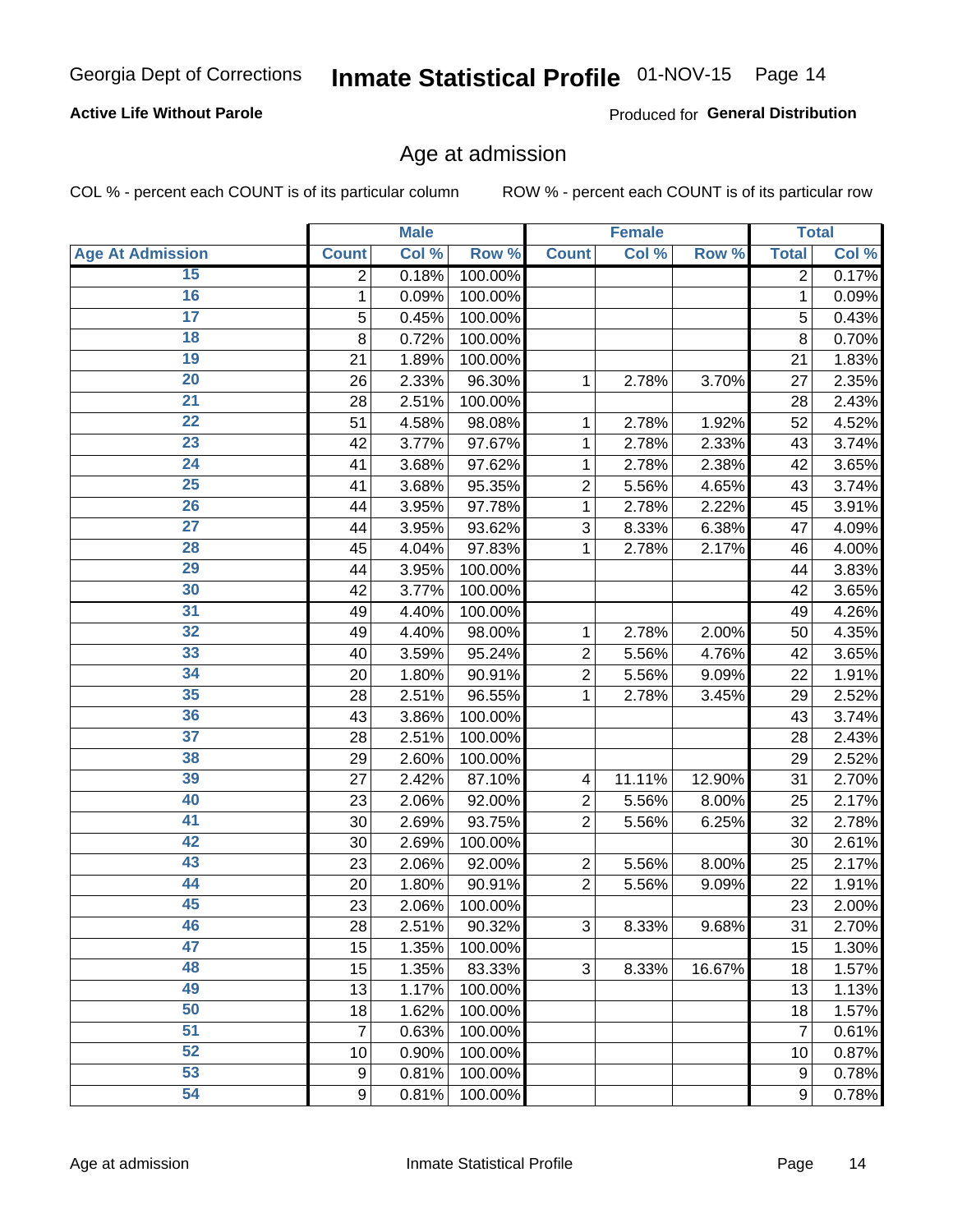Georgia Dept of Corrections **Inmate Statistical Profile** 01-NOV-15

**Active Life Without Parole**

Produced for **General Distribution**

## Age at admission

COL % - percent each COUNT is of its particular column

ROW % - percent each COUNT is of its particular row

| | Male | | | Female | | | Total | |
|---|---|---|---|---|---|---|---|---|
| Age At Admission | Count | Col % | Row % | Count | Col % | Row % | Total | Col % |
| 15 | 2 | 0.18% | 100.00% | | | | 2 | 0.17% |
| 16 | 1 | 0.09% | 100.00% | | | | 1 | 0.09% |
| 17 | 5 | 0.45% | 100.00% | | | | 5 | 0.43% |
| 18 | 8 | 0.72% | 100.00% | | | | 8 | 0.70% |
| 19 | 21 | 1.89% | 100.00% | | | | 21 | 1.83% |
| 20 | 26 | 2.33% | 96.30% | 1 | 2.78% | 3.70% | 27 | 2.35% |
| 21 | 28 | 2.51% | 100.00% | | | | 28 | 2.43% |
| 22 | 51 | 4.58% | 98.08% | 1 | 2.78% | 1.92% | 52 | 4.52% |
| 23 | 42 | 3.77% | 97.67% | 1 | 2.78% | 2.33% | 43 | 3.74% |
| 24 | 41 | 3.68% | 97.62% | 1 | 2.78% | 2.38% | 42 | 3.65% |
| 25 | 41 | 3.68% | 95.35% | 2 | 5.56% | 4.65% | 43 | 3.74% |
| 26 | 44 | 3.95% | 97.78% | 1 | 2.78% | 2.22% | 45 | 3.91% |
| 27 | 44 | 3.95% | 93.62% | 3 | 8.33% | 6.38% | 47 | 4.09% |
| 28 | 45 | 4.04% | 97.83% | 1 | 2.78% | 2.17% | 46 | 4.00% |
| 29 | 44 | 3.95% | 100.00% | | | | 44 | 3.83% |
| 30 | 42 | 3.77% | 100.00% | | | | 42 | 3.65% |
| 31 | 49 | 4.40% | 100.00% | | | | 49 | 4.26% |
| 32 | 49 | 4.40% | 98.00% | 1 | 2.78% | 2.00% | 50 | 4.35% |
| 33 | 40 | 3.59% | 95.24% | 2 | 5.56% | 4.76% | 42 | 3.65% |
| 34 | 20 | 1.80% | 90.91% | 2 | 5.56% | 9.09% | 22 | 1.91% |
| 35 | 28 | 2.51% | 96.55% | 1 | 2.78% | 3.45% | 29 | 2.52% |
| 36 | 43 | 3.86% | 100.00% | | | | 43 | 3.74% |
| 37 | 28 | 2.51% | 100.00% | | | | 28 | 2.43% |
| 38 | 29 | 2.60% | 100.00% | | | | 29 | 2.52% |
| 39 | 27 | 2.42% | 87.10% | 4 | 11.11% | 12.90% | 31 | 2.70% |
| 40 | 23 | 2.06% | 92.00% | 2 | 5.56% | 8.00% | 25 | 2.17% |
| 41 | 30 | 2.69% | 93.75% | 2 | 5.56% | 6.25% | 32 | 2.78% |
| 42 | 30 | 2.69% | 100.00% | | | | 30 | 2.61% |
| 43 | 23 | 2.06% | 92.00% | 2 | 5.56% | 8.00% | 25 | 2.17% |
| 44 | 20 | 1.80% | 90.91% | 2 | 5.56% | 9.09% | 22 | 1.91% |
| 45 | 23 | 2.06% | 100.00% | | | | 23 | 2.00% |
| 46 | 28 | 2.51% | 90.32% | 3 | 8.33% | 9.68% | 31 | 2.70% |
| 47 | 15 | 1.35% | 100.00% | | | | 15 | 1.30% |
| 48 | 15 | 1.35% | 83.33% | 3 | 8.33% | 16.67% | 18 | 1.57% |
| 49 | 13 | 1.17% | 100.00% | | | | 13 | 1.13% |
| 50 | 18 | 1.62% | 100.00% | | | | 18 | 1.57% |
| 51 | 7 | 0.63% | 100.00% | | | | 7 | 0.61% |
| 52 | 10 | 0.90% | 100.00% | | | | 10 | 0.87% |
| 53 | 9 | 0.81% | 100.00% | | | | 9 | 0.78% |
| 54 | 9 | 0.81% | 100.00% | | | | 9 | 0.78% |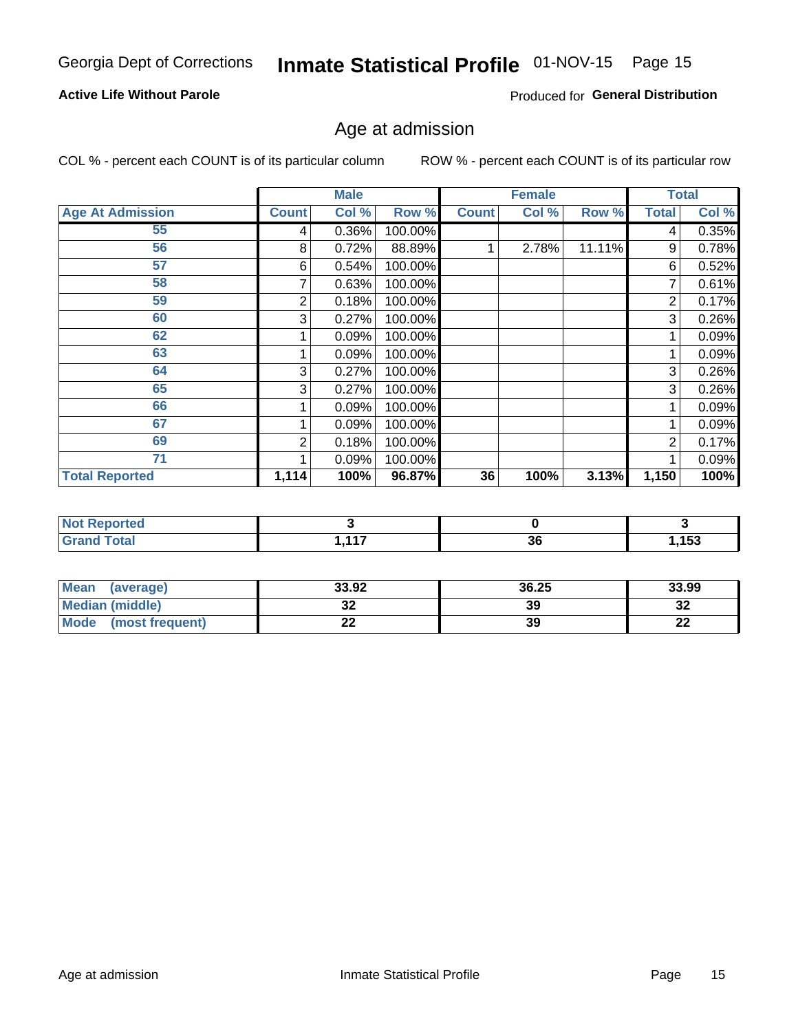Georgia Dept of Corrections **Inmate Statistical Profile** 01-NOV-15

**Active Life Without Parole**

Produced for **General Distribution**

## Age at admission

COL % - percent each COUNT is of its particular column

ROW % - percent each COUNT is of its particular row

| | Male | | | Female | | | Total | |
|---|---|---|---|---|---|---|---|---|
| **Age At Admission** | **Count** | **Col %** | **Row %** | **Count** | **Col %** | **Row %** | **Total** | **Col %** |
| 55 | 4 | 0.36% | 100.00% | | | | 4 | 0.35% |
| 56 | 8 | 0.72% | 88.89% | 1 | 2.78% | 11.11% | 9 | 0.78% |
| 57 | 6 | 0.54% | 100.00% | | | | 6 | 0.52% |
| 58 | 7 | 0.63% | 100.00% | | | | 7 | 0.61% |
| 59 | 2 | 0.18% | 100.00% | | | | 2 | 0.17% |
| 60 | 3 | 0.27% | 100.00% | | | | 3 | 0.26% |
| 62 | 1 | 0.09% | 100.00% | | | | 1 | 0.09% |
| 63 | 1 | 0.09% | 100.00% | | | | 1 | 0.09% |
| 64 | 3 | 0.27% | 100.00% | | | | 3 | 0.26% |
| 65 | 3 | 0.27% | 100.00% | | | | 3 | 0.26% |
| 66 | 1 | 0.09% | 100.00% | | | | 1 | 0.09% |
| 67 | 1 | 0.09% | 100.00% | | | | 1 | 0.09% |
| 69 | 2 | 0.18% | 100.00% | | | | 2 | 0.17% |
| 71 | 1 | 0.09% | 100.00% | | | | 1 | 0.09% |
| **Total Reported** | **1,114** | **100%** | **96.87%** | **36** | **100%** | **3.13%** | **1,150** | **100%** |

| | Male | Female | Total |
|---|---|---|---|
| **Not Reported** | **3** | **0** | **3** |
| **Grand Total** | **1,117** | **36** | **1,153** |

| | Male | Female | Total |
|---|---|---|---|
| **Mean (average)** | **33.92** | **36.25** | **33.99** |
| **Median (middle)** | **32** | **39** | **32** |
| **Mode (most frequent)** | **22** | **39** | **22** |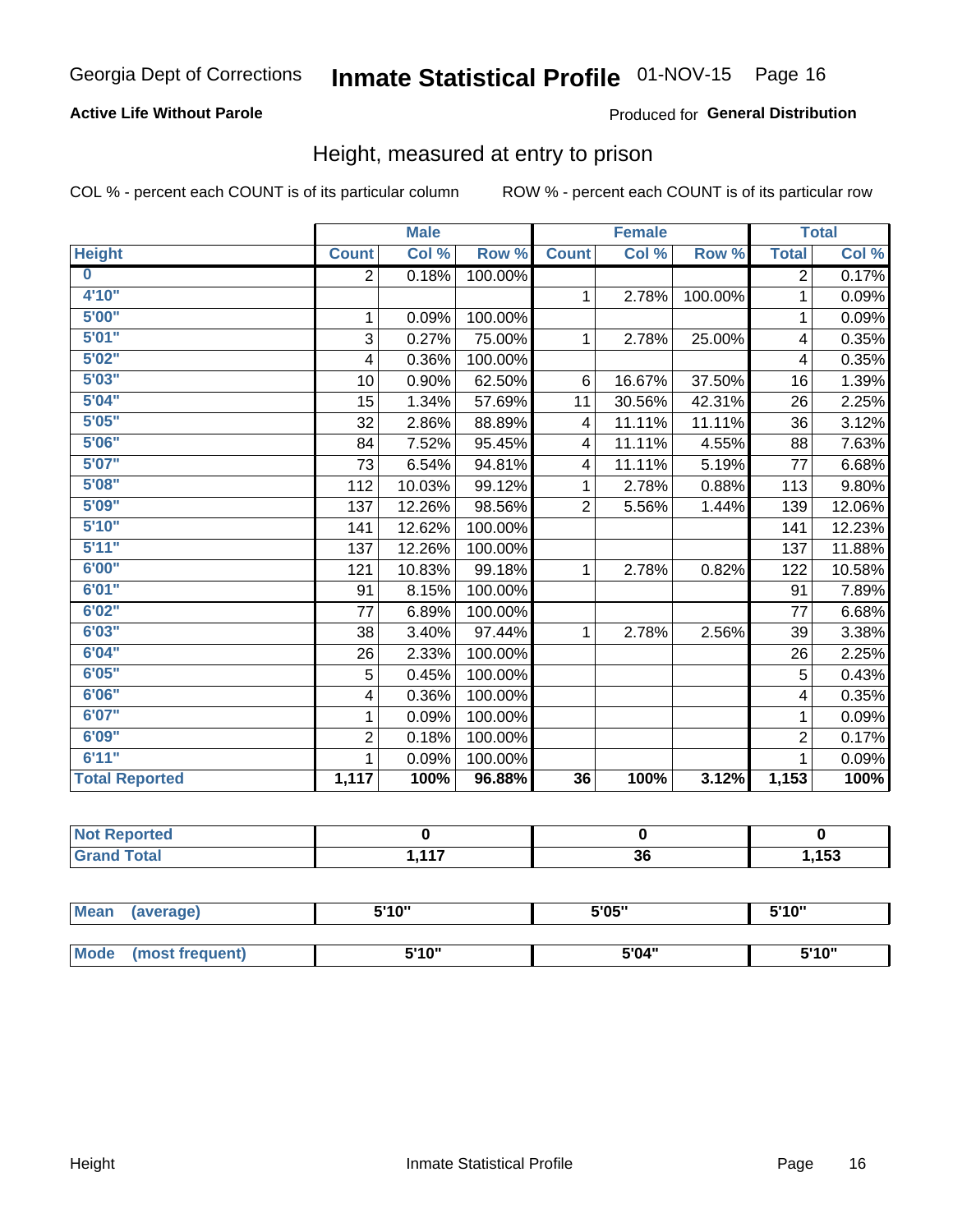Georgia Dept of Corrections **Inmate Statistical Profile** 01-NOV-15 Page 16

**Active Life Without Parole**

Produced for **General Distribution**

## Height, measured at entry to prison

COL % - percent each COUNT is of its particular column ROW % - percent each COUNT is of its particular row

| | Male | | | Female | | | Total | |
|---|---|---|---|---|---|---|---|---|
| **Height** | **Count** | **Col %** | **Row %** | **Count** | **Col %** | **Row %** | **Total** | **Col %** |
| **0** | 2 | 0.18% | 100.00% | | | | 2 | 0.17% |
| **4'10"** | | | | 1 | 2.78% | 100.00% | 1 | 0.09% |
| **5'00"** | 1 | 0.09% | 100.00% | | | | 1 | 0.09% |
| **5'01"** | 3 | 0.27% | 75.00% | 1 | 2.78% | 25.00% | 4 | 0.35% |
| **5'02"** | 4 | 0.36% | 100.00% | | | | 4 | 0.35% |
| **5'03"** | 10 | 0.90% | 62.50% | 6 | 16.67% | 37.50% | 16 | 1.39% |
| **5'04"** | 15 | 1.34% | 57.69% | 11 | 30.56% | 42.31% | 26 | 2.25% |
| **5'05"** | 32 | 2.86% | 88.89% | 4 | 11.11% | 11.11% | 36 | 3.12% |
| **5'06"** | 84 | 7.52% | 95.45% | 4 | 11.11% | 4.55% | 88 | 7.63% |
| **5'07"** | 73 | 6.54% | 94.81% | 4 | 11.11% | 5.19% | 77 | 6.68% |
| **5'08"** | 112 | 10.03% | 99.12% | 1 | 2.78% | 0.88% | 113 | 9.80% |
| **5'09"** | 137 | 12.26% | 98.56% | 2 | 5.56% | 1.44% | 139 | 12.06% |
| **5'10"** | 141 | 12.62% | 100.00% | | | | 141 | 12.23% |
| **5'11"** | 137 | 12.26% | 100.00% | | | | 137 | 11.88% |
| **6'00"** | 121 | 10.83% | 99.18% | 1 | 2.78% | 0.82% | 122 | 10.58% |
| **6'01"** | 91 | 8.15% | 100.00% | | | | 91 | 7.89% |
| **6'02"** | 77 | 6.89% | 100.00% | | | | 77 | 6.68% |
| **6'03"** | 38 | 3.40% | 97.44% | 1 | 2.78% | 2.56% | 39 | 3.38% |
| **6'04"** | 26 | 2.33% | 100.00% | | | | 26 | 2.25% |
| **6'05"** | 5 | 0.45% | 100.00% | | | | 5 | 0.43% |
| **6'06"** | 4 | 0.36% | 100.00% | | | | 4 | 0.35% |
| **6'07"** | 1 | 0.09% | 100.00% | | | | 1 | 0.09% |
| **6'09"** | 2 | 0.18% | 100.00% | | | | 2 | 0.17% |
| **6'11"** | 1 | 0.09% | 100.00% | | | | 1 | 0.09% |
| **Total Reported** | **1,117** | **100%** | **96.88%** | **36** | **100%** | **3.12%** | **1,153** | **100%** |

| | Male | Female | Total |
|---|---|---|---|
| **Not Reported** | **0** | **0** | **0** |
| **Grand Total** | **1,117** | **36** | **1,153** |

| | Male | Female | Total |
|---|---|---|---|
| **Mean (average)** | **5'10"** | **5'05"** | **5'10"** |
| **Mode (most frequent)** | **5'10"** | **5'04"** | **5'10"** |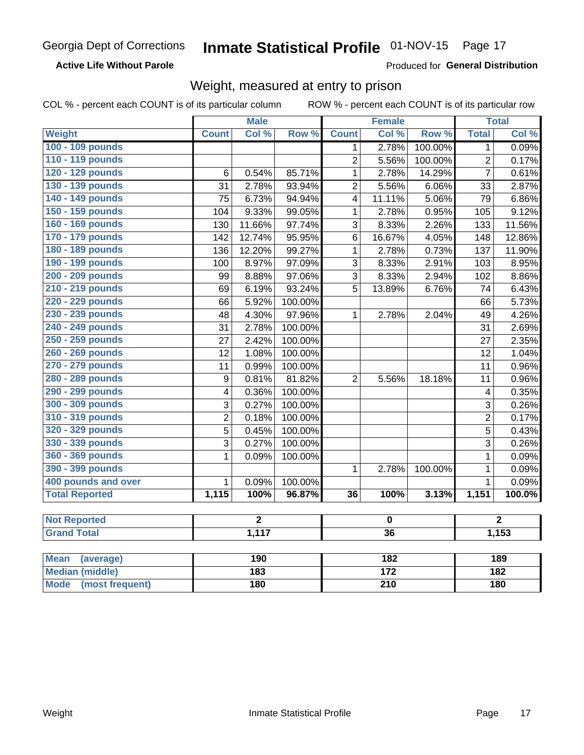Georgia Dept of Corrections **Inmate Statistical Profile** 01-NOV-15

**Active Life Without Parole**

Produced for **General Distribution**

## Weight, measured at entry to prison

COL % - percent each COUNT is of its particular column ROW % - percent each COUNT is of its particular row

| | Male | | | Female | | | Total | |
|---|---|---|---|---|---|---|---|---|
| **Weight** | **Count** | **Col %** | **Row %** | **Count** | **Col %** | **Row %** | **Total** | **Col %** |
| 100 - 109 pounds | | | | 1 | 2.78% | 100.00% | 1 | 0.09% |
| 110 - 119 pounds | | | | 2 | 5.56% | 100.00% | 2 | 0.17% |
| 120 - 129 pounds | 6 | 0.54% | 85.71% | 1 | 2.78% | 14.29% | 7 | 0.61% |
| 130 - 139 pounds | 31 | 2.78% | 93.94% | 2 | 5.56% | 6.06% | 33 | 2.87% |
| 140 - 149 pounds | 75 | 6.73% | 94.94% | 4 | 11.11% | 5.06% | 79 | 6.86% |
| 150 - 159 pounds | 104 | 9.33% | 99.05% | 1 | 2.78% | 0.95% | 105 | 9.12% |
| 160 - 169 pounds | 130 | 11.66% | 97.74% | 3 | 8.33% | 2.26% | 133 | 11.56% |
| 170 - 179 pounds | 142 | 12.74% | 95.95% | 6 | 16.67% | 4.05% | 148 | 12.86% |
| 180 - 189 pounds | 136 | 12.20% | 99.27% | 1 | 2.78% | 0.73% | 137 | 11.90% |
| 190 - 199 pounds | 100 | 8.97% | 97.09% | 3 | 8.33% | 2.91% | 103 | 8.95% |
| 200 - 209 pounds | 99 | 8.88% | 97.06% | 3 | 8.33% | 2.94% | 102 | 8.86% |
| 210 - 219 pounds | 69 | 6.19% | 93.24% | 5 | 13.89% | 6.76% | 74 | 6.43% |
| 220 - 229 pounds | 66 | 5.92% | 100.00% | | | | 66 | 5.73% |
| 230 - 239 pounds | 48 | 4.30% | 97.96% | 1 | 2.78% | 2.04% | 49 | 4.26% |
| 240 - 249 pounds | 31 | 2.78% | 100.00% | | | | 31 | 2.69% |
| 250 - 259 pounds | 27 | 2.42% | 100.00% | | | | 27 | 2.35% |
| 260 - 269 pounds | 12 | 1.08% | 100.00% | | | | 12 | 1.04% |
| 270 - 279 pounds | 11 | 0.99% | 100.00% | | | | 11 | 0.96% |
| 280 - 289 pounds | 9 | 0.81% | 81.82% | 2 | 5.56% | 18.18% | 11 | 0.96% |
| 290 - 299 pounds | 4 | 0.36% | 100.00% | | | | 4 | 0.35% |
| 300 - 309 pounds | 3 | 0.27% | 100.00% | | | | 3 | 0.26% |
| 310 - 319 pounds | 2 | 0.18% | 100.00% | | | | 2 | 0.17% |
| 320 - 329 pounds | 5 | 0.45% | 100.00% | | | | 5 | 0.43% |
| 330 - 339 pounds | 3 | 0.27% | 100.00% | | | | 3 | 0.26% |
| 360 - 369 pounds | 1 | 0.09% | 100.00% | | | | 1 | 0.09% |
| 390 - 399 pounds | | | | 1 | 2.78% | 100.00% | 1 | 0.09% |
| 400 pounds and over | 1 | 0.09% | 100.00% | | | | 1 | 0.09% |
| **Total Reported** | **1,115** | **100%** | **96.87%** | **36** | **100%** | **3.13%** | **1,151** | **100.0%** |

| | Male | Female | Total |
|---|---|---|---|
| **Not Reported** | **2** | **0** | **2** |
| **Grand Total** | **1,117** | **36** | **1,153** |

| | Male | Female | Total |
|---|---|---|---|
| **Mean (average)** | **190** | **182** | **189** |
| **Median (middle)** | **183** | **172** | **182** |
| **Mode (most frequent)** | **180** | **210** | **180** |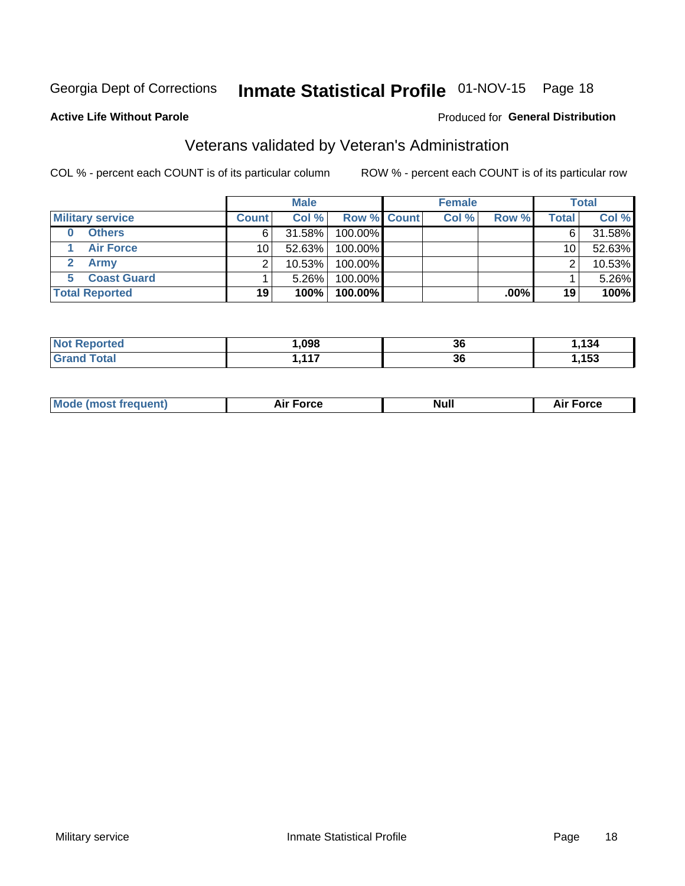Georgia Dept of Corrections **Inmate Statistical Profile** 01-NOV-15 Page 18

**Active Life Without Parole**

Produced for **General Distribution**

## Veterans validated by Veteran's Administration

COL % - percent each COUNT is of its particular column ROW % - percent each COUNT is of its particular row

| | Male | | | Female | | | Total | |
|---|---|---|---|---|---|---|---|---|
| **Military service** | **Count** | **Col %** | **Row %** | **Count** | **Col %** | **Row %** | **Total** | **Col %** |
| **0 Others** | 6 | 31.58% | 100.00% | | | | 6 | 31.58% |
| **1 Air Force** | 10 | 52.63% | 100.00% | | | | 10 | 52.63% |
| **2 Army** | 2 | 10.53% | 100.00% | | | | 2 | 10.53% |
| **5 Coast Guard** | 1 | 5.26% | 100.00% | | | | 1 | 5.26% |
| **Total Reported** | **19** | **100%** | **100.00%** | | | **.00%** | **19** | **100%** |

| | Male | Female | Total |
|---|---|---|---|
| **Not Reported** | **1,098** | **36** | **1,134** |
| **Grand Total** | **1,117** | **36** | **1,153** |

| | Male | Female | Total |
|---|---|---|---|
| **Mode (most frequent)** | **Air Force** | **Null** | **Air Force** |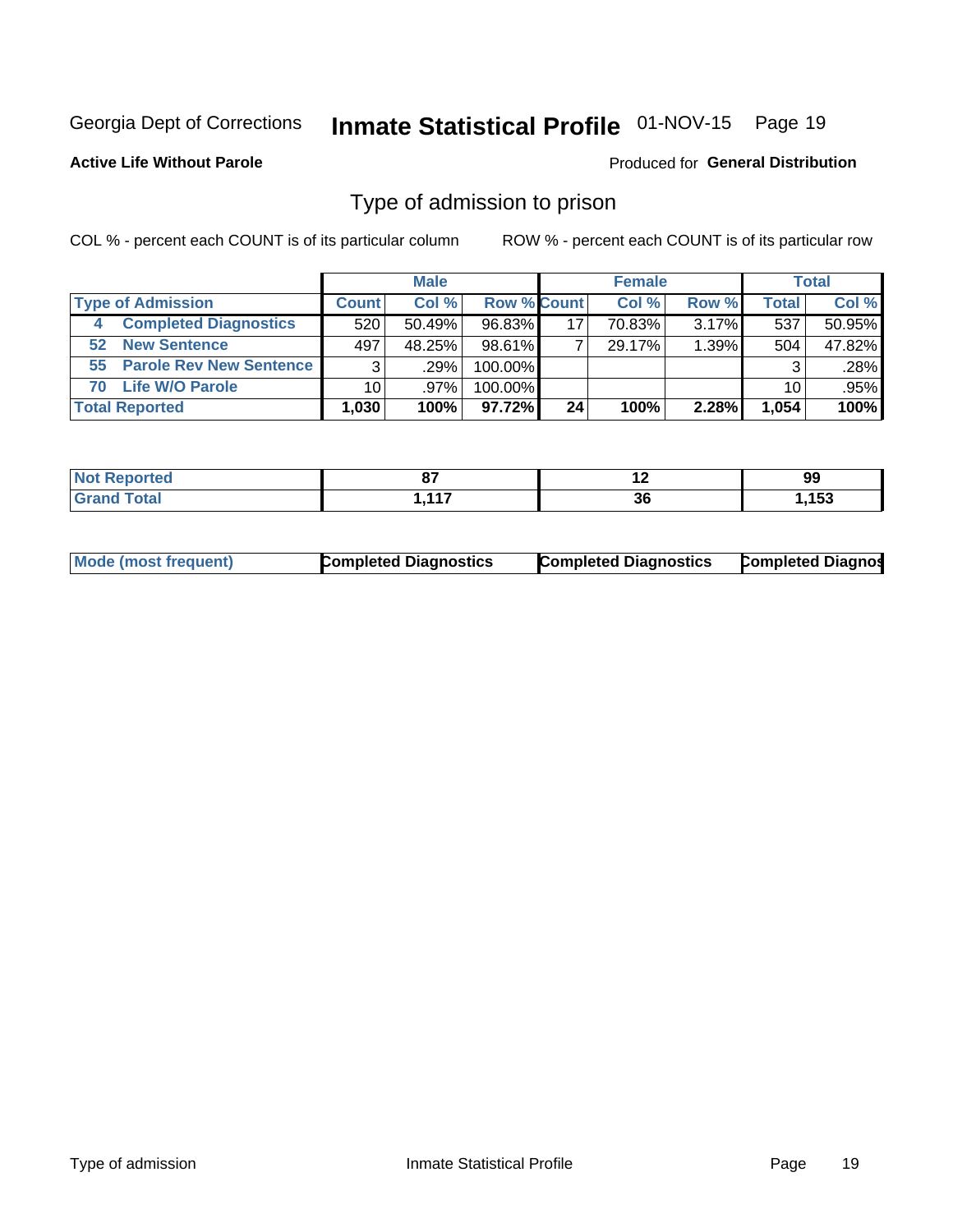Georgia Dept of Corrections **Inmate Statistical Profile** 01-NOV-15

**Active Life Without Parole** Produced for **General Distribution**

## Type of admission to prison

COL % - percent each COUNT is of its particular column ROW % - percent each COUNT is of its particular row

| | Male | | | Female | | | Total | |
|---|---|---|---|---|---|---|---|---|
| **Type of Admission** | **Count** | **Col %** | **Row %** | **Count** | **Col %** | **Row %** | **Total** | **Col %** |
| **4 Completed Diagnostics** | 520 | 50.49% | 96.83% | 17 | 70.83% | 3.17% | 537 | 50.95% |
| **52 New Sentence** | 497 | 48.25% | 98.61% | 7 | 29.17% | 1.39% | 504 | 47.82% |
| **55 Parole Rev New Sentence** | 3 | .29% | 100.00% | | | | 3 | .28% |
| **70 Life W/O Parole** | 10 | .97% | 100.00% | | | | 10 | .95% |
| **Total Reported** | **1,030** | **100%** | **97.72%** | **24** | **100%** | **2.28%** | **1,054** | **100%** |

| | Male | Female | Total |
|---|---|---|---|
| **Not Reported** | **87** | **12** | **99** |
| **Grand Total** | **1,117** | **36** | **1,153** |

| | Male | Female | Total |
|---|---|---|---|
| **Mode (most frequent)** | **Completed Diagnostics** | **Completed Diagnostics** | **Completed Diagnos** |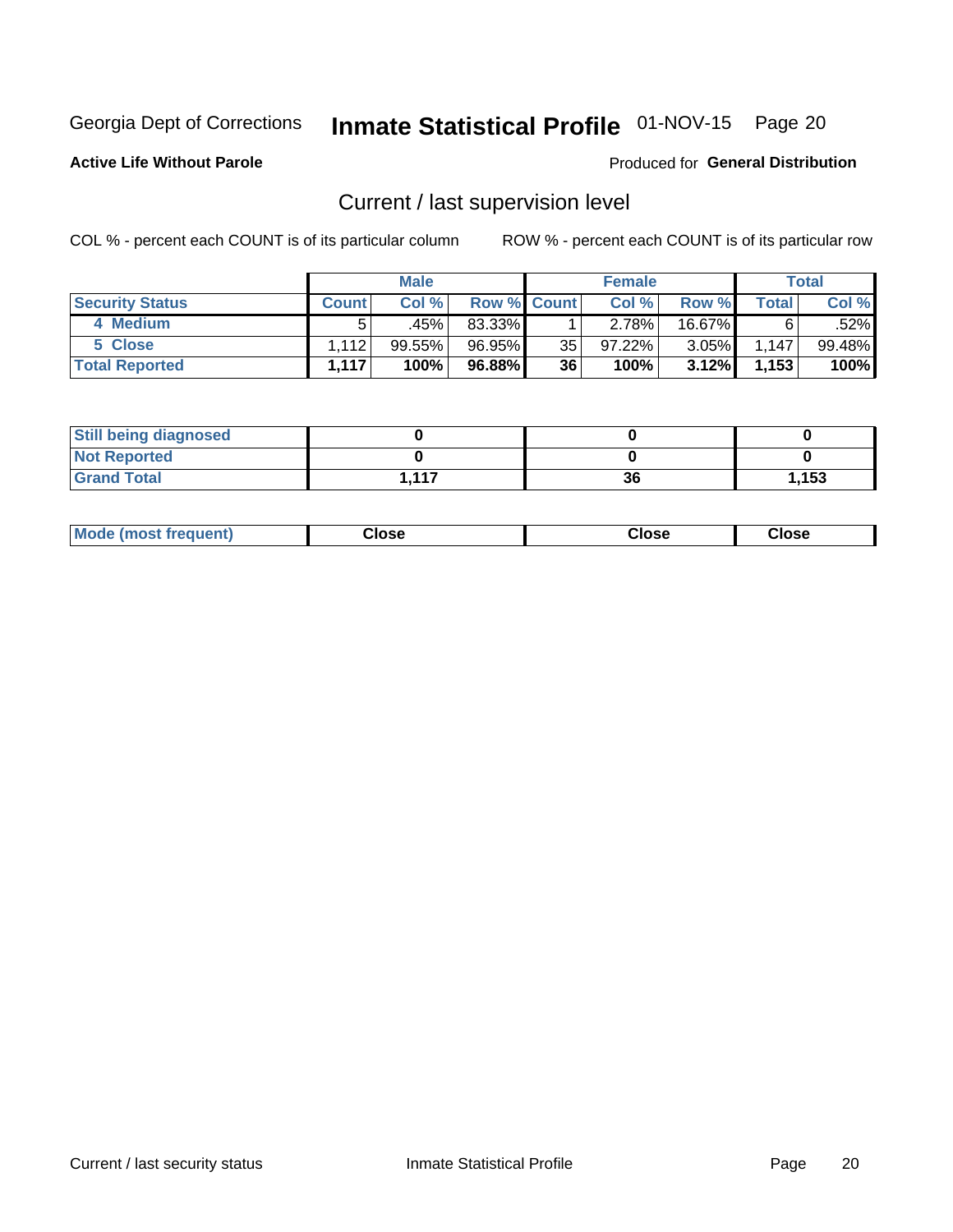Georgia Dept of Corrections **Inmate Statistical Profile** 01-NOV-15 Page 20

**Active Life Without Parole**

Produced for **General Distribution**

## Current / last supervision level

COL % - percent each COUNT is of its particular column

ROW % - percent each COUNT is of its particular row

| | Male | | | Female | | | Total | |
|---|---|---|---|---|---|---|---|---|
| **Security Status** | **Count** | **Col %** | **Row %** | **Count** | **Col %** | **Row %** | **Total** | **Col %** |
| 4 Medium | 5 | .45% | 83.33% | 1 | 2.78% | 16.67% | 6 | .52% |
| 5 Close | 1,112 | 99.55% | 96.95% | 35 | 97.22% | 3.05% | 1,147 | 99.48% |
| **Total Reported** | **1,117** | **100%** | **96.88%** | **36** | **100%** | **3.12%** | **1,153** | **100%** |

| | Male | Female | Total |
|---|---|---|---|
| **Still being diagnosed** | **0** | **0** | **0** |
| **Not Reported** | **0** | **0** | **0** |
| **Grand Total** | **1,117** | **36** | **1,153** |

| | Male | Female | Total |
|---|---|---|---|
| **Mode (most frequent)** | **Close** | **Close** | **Close** |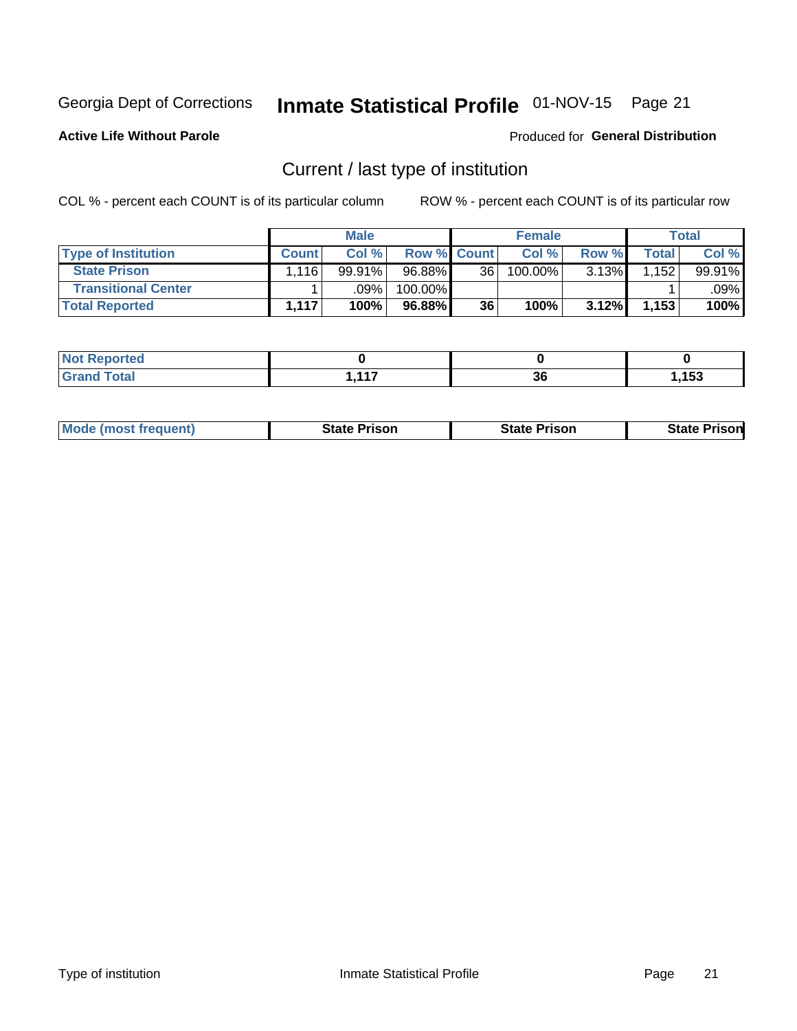Georgia Dept of Corrections **Inmate Statistical Profile** 01-NOV-15 Page 21

**Active Life Without Parole**

Produced for **General Distribution**

## Current / last type of institution

COL % - percent each COUNT is of its particular column

ROW % - percent each COUNT is of its particular row

| | Male | | | Female | | | Total | |
|---|---|---|---|---|---|---|---|---|
| **Type of Institution** | **Count** | **Col %** | **Row %** | **Count** | **Col %** | **Row %** | **Total** | **Col %** |
| **State Prison** | 1,116 | 99.91% | 96.88% | 36 | 100.00% | 3.13% | 1,152 | 99.91% |
| **Transitional Center** | 1 | .09% | 100.00% | | | | 1 | .09% |
| **Total Reported** | **1,117** | **100%** | **96.88%** | **36** | **100%** | **3.12%** | **1,153** | **100%** |

| | Male | Female | Total |
|---|---|---|---|
| **Not Reported** | **0** | **0** | **0** |
| **Grand Total** | **1,117** | **36** | **1,153** |

| | Male | Female | Total |
|---|---|---|---|
| **Mode (most frequent)** | **State Prison** | **State Prison** | **State Prison** |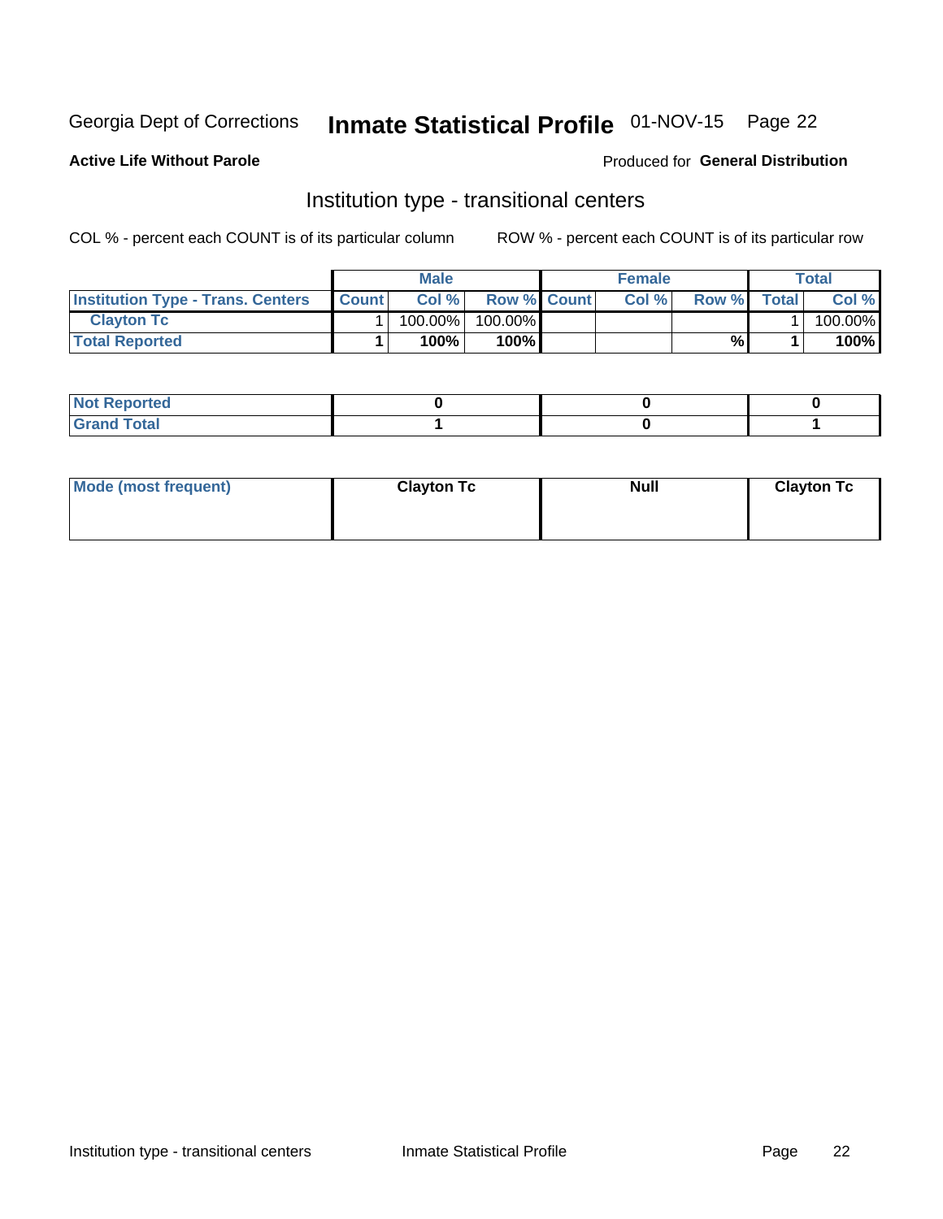Georgia Dept of Corrections **Inmate Statistical Profile** 01-NOV-15 Page 22

**Active Life Without Parole**

Produced for **General Distribution**

## Institution type - transitional centers

COL % - percent each COUNT is of its particular column

ROW % - percent each COUNT is of its particular row

| | Male | | | Female | | | Total | |
|---|---|---|---|---|---|---|---|---|
| **Institution Type - Trans. Centers** | **Count** | **Col %** | **Row %** | **Count** | **Col %** | **Row %** | **Total** | **Col %** |
| **Clayton Tc** | 1 | 100.00% | 100.00% | | | | 1 | 100.00% |
| **Total Reported** | **1** | **100%** | **100%** | | | **%** | **1** | **100%** |

| | Male | Female | Total |
|---|---|---|---|
| **Not Reported** | **0** | **0** | **0** |
| **Grand Total** | **1** | **0** | **1** |

| | Male | Female | Total |
|---|---|---|---|
| **Mode (most frequent)** | **Clayton Tc** | **Null** | **Clayton Tc** |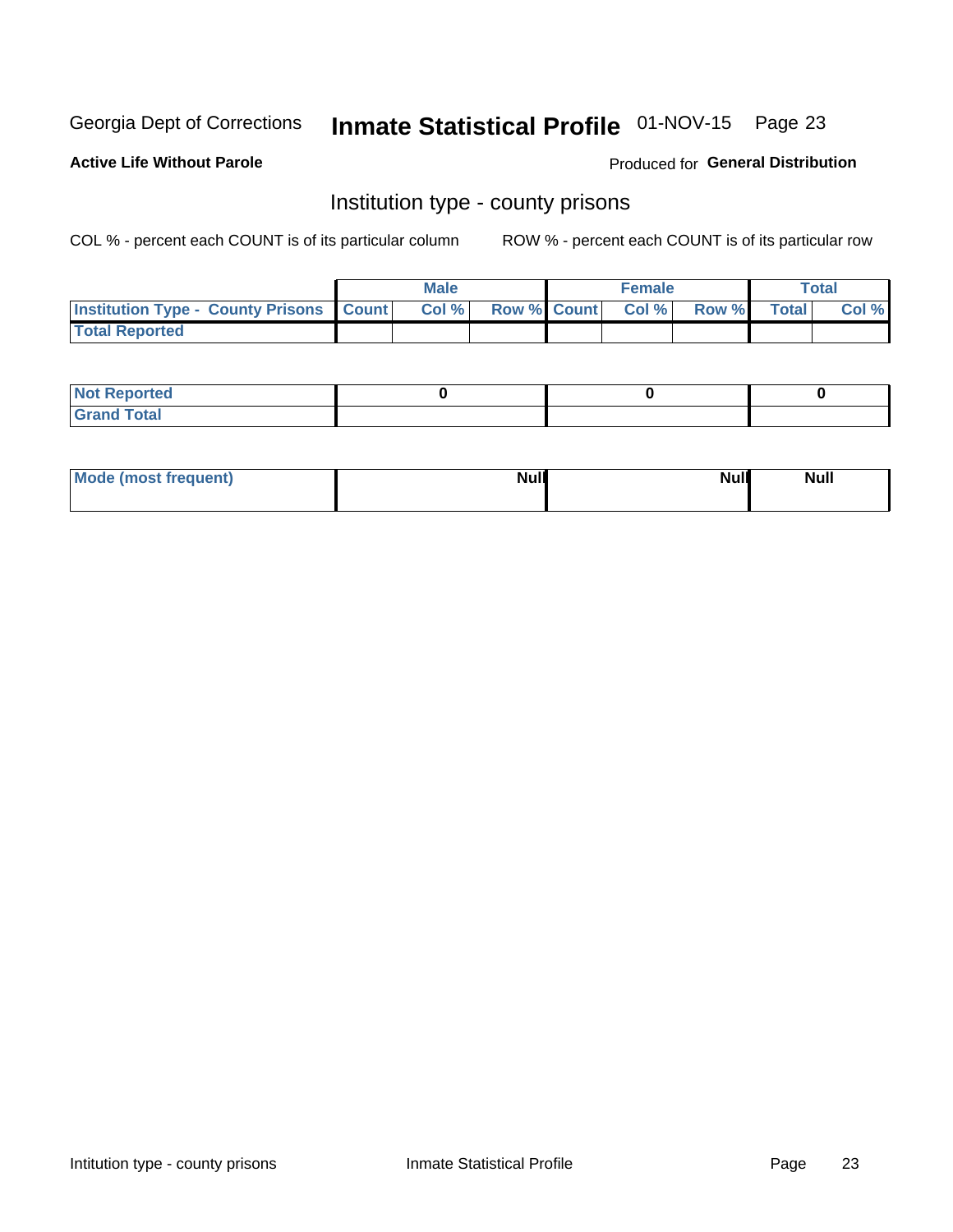Georgia Dept of Corrections **Inmate Statistical Profile** 01-NOV-15 Page 23

**Active Life Without Parole**

Produced for **General Distribution**

## Institution type - county prisons

COL % - percent each COUNT is of its particular column ROW % - percent each COUNT is of its particular row

| | Male | | | Female | | | Total | |
|---|---|---|---|---|---|---|---|---|
| **Institution Type - County Prisons** | **Count** | **Col %** | **Row %** | **Count** | **Col %** | **Row %** | **Total** | **Col %** |
| **Total Reported** | | | | | | | | |

| | Male | Female | Total |
|---|---|---|---|
| **Not Reported** | **0** | **0** | **0** |
| **Grand Total** | | | |

| | Male | Female | Total |
|---|---|---|---|
| **Mode (most frequent)** | **Null** | **Null** | **Null** |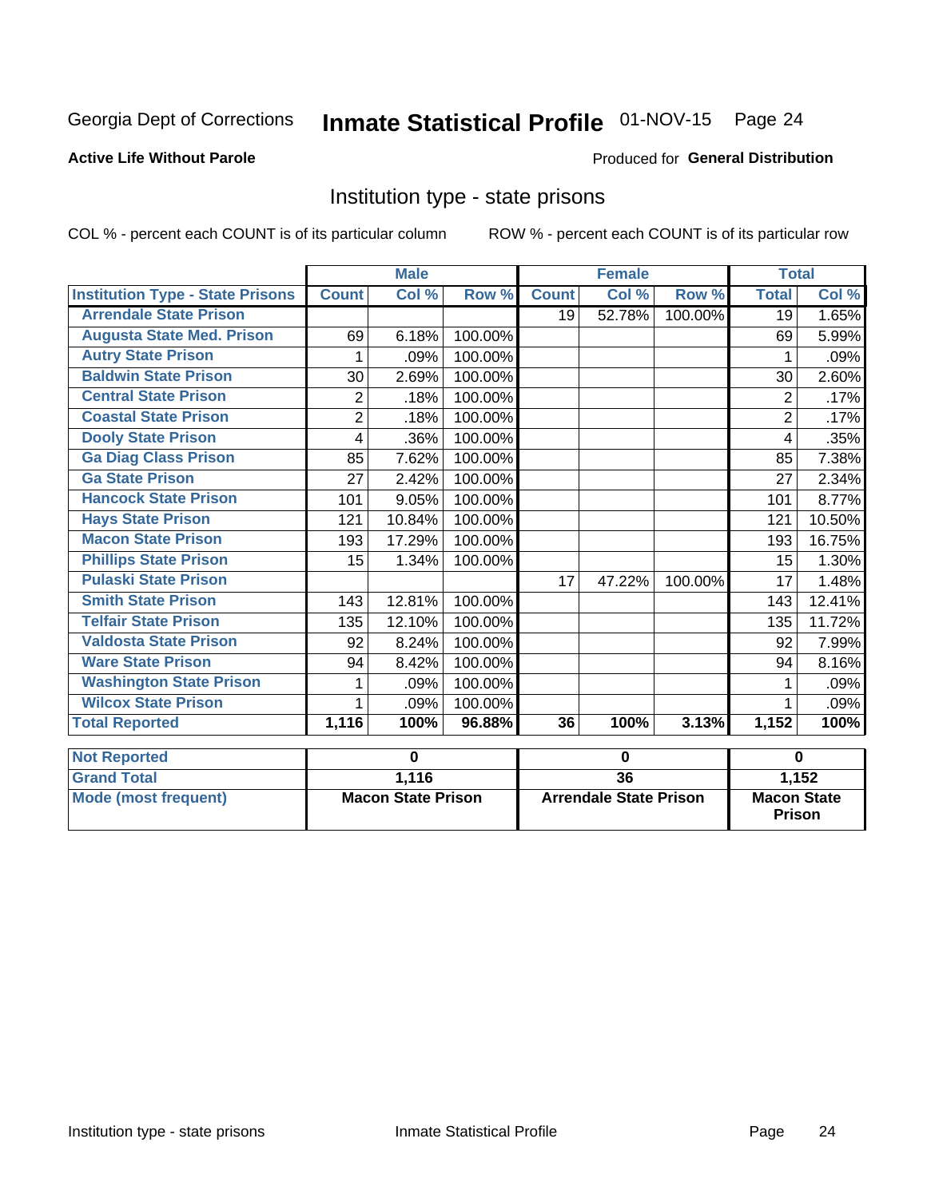Georgia Dept of Corrections **Inmate Statistical Profile** 01-NOV-15

**Active Life Without Parole**

Produced for **General Distribution**

## Institution type - state prisons

COL % - percent each COUNT is of its particular column ROW % - percent each COUNT is of its particular row

| | Male | | | Female | | | Total | |
|---|---|---|---|---|---|---|---|---|
| **Institution Type - State Prisons** | **Count** | **Col %** | **Row %** | **Count** | **Col %** | **Row %** | **Total** | **Col %** |
| **Arrendale State Prison** | | | | 19 | 52.78% | 100.00% | 19 | 1.65% |
| **Augusta State Med. Prison** | 69 | 6.18% | 100.00% | | | | 69 | 5.99% |
| **Autry State Prison** | 1 | .09% | 100.00% | | | | 1 | .09% |
| **Baldwin State Prison** | 30 | 2.69% | 100.00% | | | | 30 | 2.60% |
| **Central State Prison** | 2 | .18% | 100.00% | | | | 2 | .17% |
| **Coastal State Prison** | 2 | .18% | 100.00% | | | | 2 | .17% |
| **Dooly State Prison** | 4 | .36% | 100.00% | | | | 4 | .35% |
| **Ga Diag Class Prison** | 85 | 7.62% | 100.00% | | | | 85 | 7.38% |
| **Ga State Prison** | 27 | 2.42% | 100.00% | | | | 27 | 2.34% |
| **Hancock State Prison** | 101 | 9.05% | 100.00% | | | | 101 | 8.77% |
| **Hays State Prison** | 121 | 10.84% | 100.00% | | | | 121 | 10.50% |
| **Macon State Prison** | 193 | 17.29% | 100.00% | | | | 193 | 16.75% |
| **Phillips State Prison** | 15 | 1.34% | 100.00% | | | | 15 | 1.30% |
| **Pulaski State Prison** | | | | 17 | 47.22% | 100.00% | 17 | 1.48% |
| **Smith State Prison** | 143 | 12.81% | 100.00% | | | | 143 | 12.41% |
| **Telfair State Prison** | 135 | 12.10% | 100.00% | | | | 135 | 11.72% |
| **Valdosta State Prison** | 92 | 8.24% | 100.00% | | | | 92 | 7.99% |
| **Ware State Prison** | 94 | 8.42% | 100.00% | | | | 94 | 8.16% |
| **Washington State Prison** | 1 | .09% | 100.00% | | | | 1 | .09% |
| **Wilcox State Prison** | 1 | .09% | 100.00% | | | | 1 | .09% |
| **Total Reported** | **1,116** | **100%** | **96.88%** | **36** | **100%** | **3.13%** | **1,152** | **100%** |

| | Male | Female | Total |
|---|---|---|---|
| **Not Reported** | 0 | 0 | 0 |
| **Grand Total** | 1,116 | 36 | 1,152 |
| **Mode (most frequent)** | Macon State Prison | Arrendale State Prison | Macon State Prison |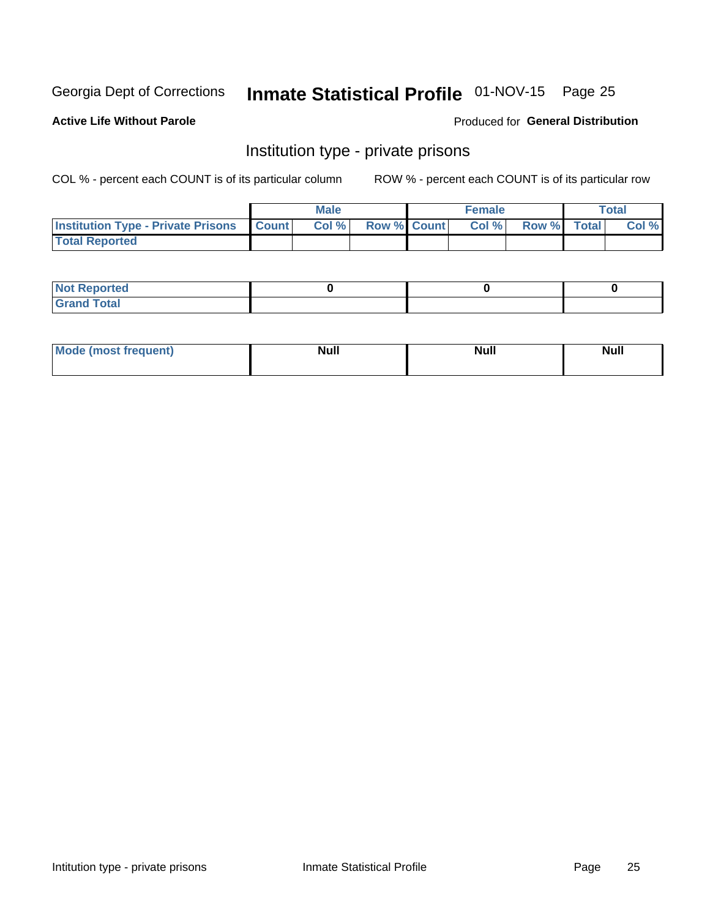Georgia Dept of Corrections **Inmate Statistical Profile** 01-NOV-15 Page 25

**Active Life Without Parole**

Produced for **General Distribution**

## Institution type - private prisons

COL % - percent each COUNT is of its particular column

ROW % - percent each COUNT is of its particular row

| | Male | | | Female | | | Total | |
|---|---|---|---|---|---|---|---|---|
| **Institution Type - Private Prisons** | **Count** | **Col %** | **Row %** | **Count** | **Col %** | **Row %** | **Total** | **Col %** |
| **Total Reported** | | | | | | | | |

| | Male | Female | Total |
|---|---|---|---|
| **Not Reported** | 0 | 0 | 0 |
| **Grand Total** | | | |

| | Male | Female | Total |
|---|---|---|---|
| **Mode (most frequent)** | Null | Null | Null |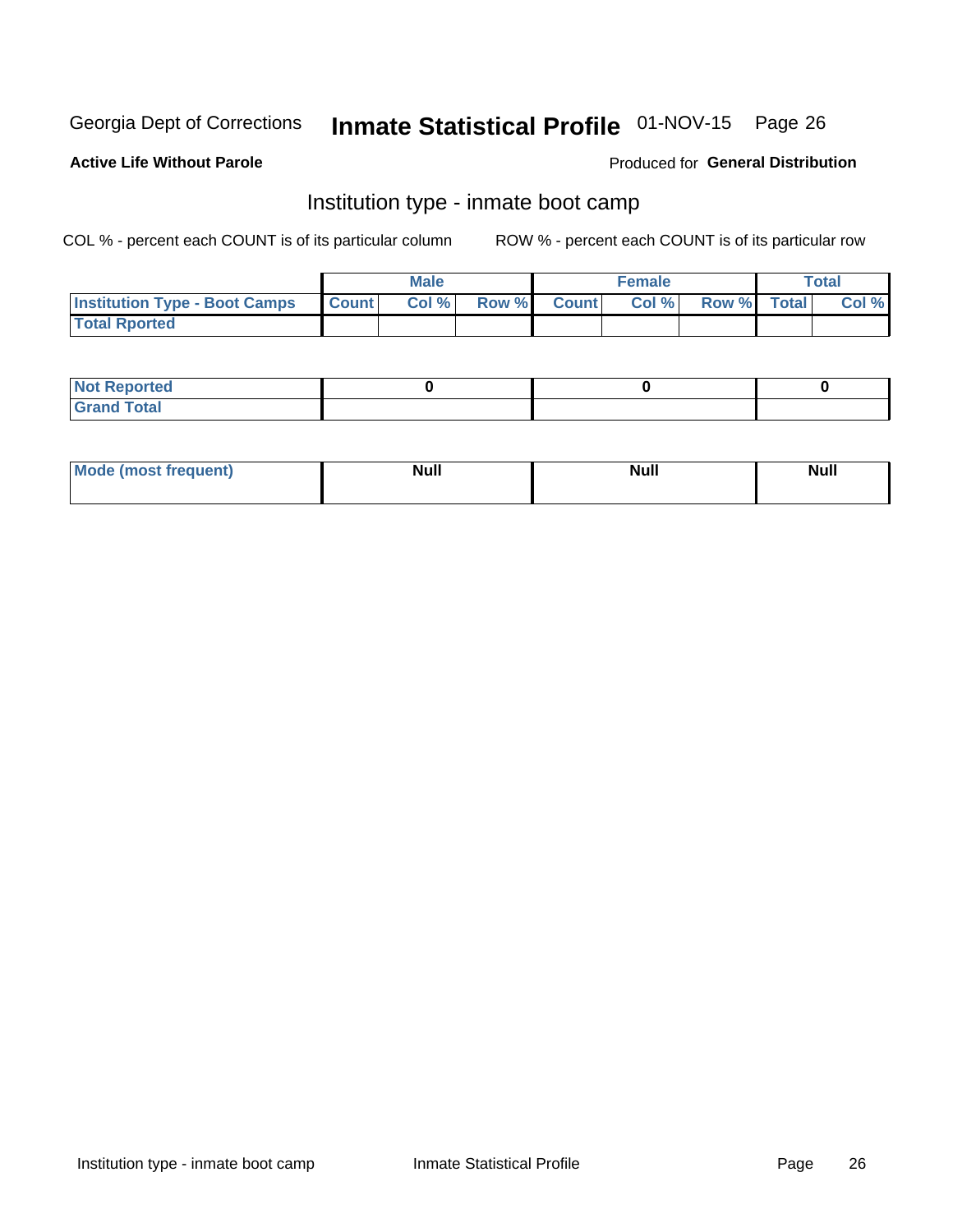Georgia Dept of Corrections **Inmate Statistical Profile** 01-NOV-15 Page 26

**Active Life Without Parole**

Produced for **General Distribution**

## Institution type - inmate boot camp

COL % - percent each COUNT is of its particular column

ROW % - percent each COUNT is of its particular row

| | Male | | | Female | | | Total | |
|---|---|---|---|---|---|---|---|---|
| **Institution Type - Boot Camps** | **Count** | **Col %** | **Row %** | **Count** | **Col %** | **Row %** | **Total** | **Col %** |
| **Total Rported** | | | | | | | | |

| | Male | Female | Total |
|---|---|---|---|
| **Not Reported** | 0 | 0 | 0 |
| **Grand Total** | | | |

| | Male | Female | Total |
|---|---|---|---|
| **Mode (most frequent)** | Null | Null | Null |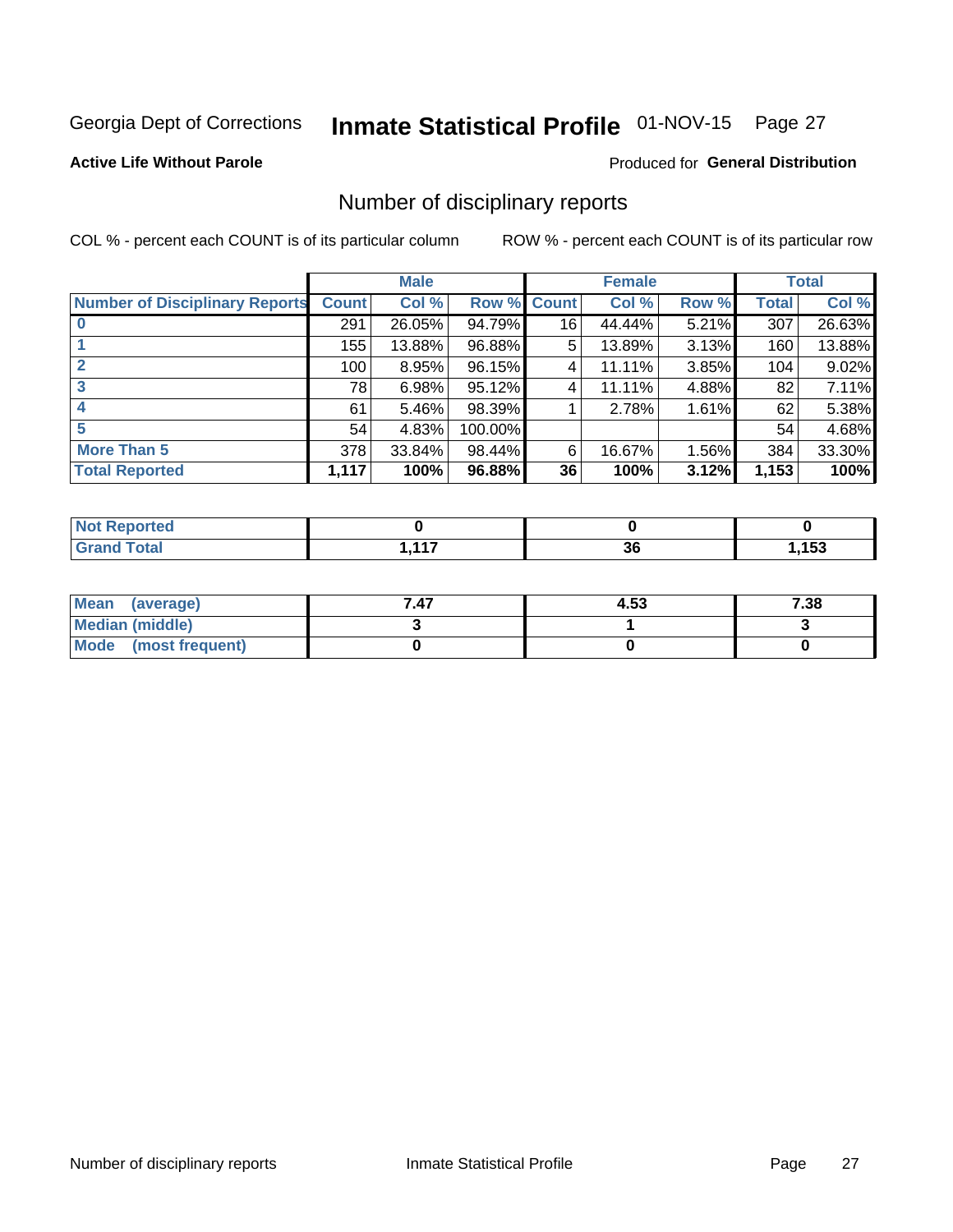Georgia Dept of Corrections **Inmate Statistical Profile** 01-NOV-15

**Active Life Without Parole**

Produced for **General Distribution**

## Number of disciplinary reports

COL % - percent each COUNT is of its particular column ROW % - percent each COUNT is of its particular row

| | Male | | | Female | | | Total | |
|---|---|---|---|---|---|---|---|---|
| Number of Disciplinary Reports | Count | Col % | Row % | Count | Col % | Row % | Total | Col % |
| 0 | 291 | 26.05% | 94.79% | 16 | 44.44% | 5.21% | 307 | 26.63% |
| 1 | 155 | 13.88% | 96.88% | 5 | 13.89% | 3.13% | 160 | 13.88% |
| 2 | 100 | 8.95% | 96.15% | 4 | 11.11% | 3.85% | 104 | 9.02% |
| 3 | 78 | 6.98% | 95.12% | 4 | 11.11% | 4.88% | 82 | 7.11% |
| 4 | 61 | 5.46% | 98.39% | 1 | 2.78% | 1.61% | 62 | 5.38% |
| 5 | 54 | 4.83% | 100.00% | | | | 54 | 4.68% |
| More Than 5 | 378 | 33.84% | 98.44% | 6 | 16.67% | 1.56% | 384 | 33.30% |
| **Total Reported** | **1,117** | **100%** | **96.88%** | **36** | **100%** | **3.12%** | **1,153** | **100%** |

| | Male | Female | Total |
|---|---|---|---|
| Not Reported | **0** | **0** | **0** |
| Grand Total | **1,117** | **36** | **1,153** |

| | Male | Female | Total |
|---|---|---|---|
| Mean (average) | **7.47** | **4.53** | **7.38** |
| Median (middle) | **3** | **1** | **3** |
| Mode (most frequent) | **0** | **0** | **0** |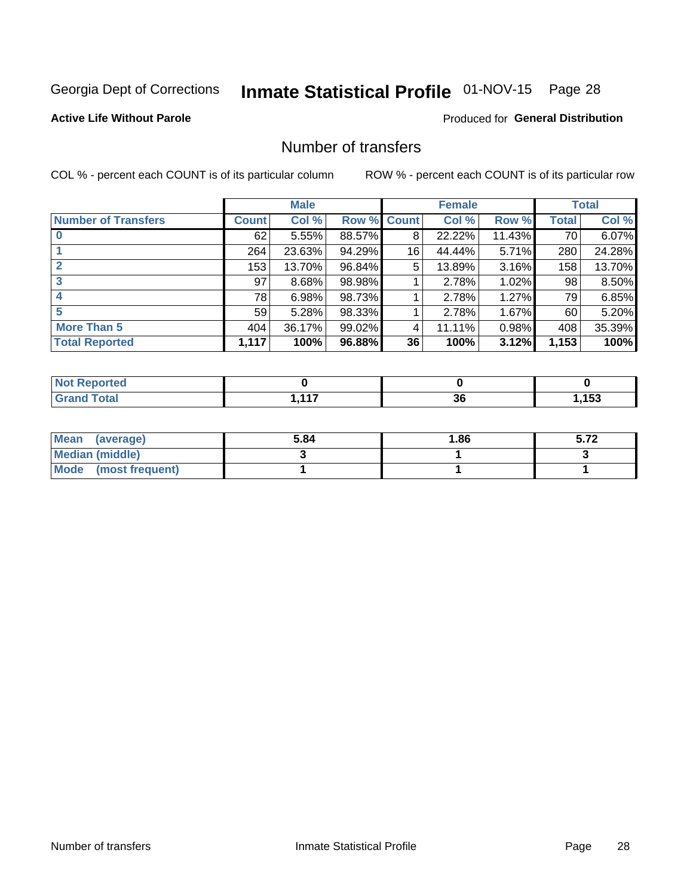Georgia Dept of Corrections **Inmate Statistical Profile** 01-NOV-15

**Active Life Without Parole**

Produced for **General Distribution**

## Number of transfers

COL % - percent each COUNT is of its particular column

ROW % - percent each COUNT is of its particular row

| | Male | | | Female | | | Total | |
|---|---|---|---|---|---|---|---|---|
| **Number of Transfers** | **Count** | **Col %** | **Row %** | **Count** | **Col %** | **Row %** | **Total** | **Col %** |
| **0** | 62 | 5.55% | 88.57% | 8 | 22.22% | 11.43% | 70 | 6.07% |
| **1** | 264 | 23.63% | 94.29% | 16 | 44.44% | 5.71% | 280 | 24.28% |
| **2** | 153 | 13.70% | 96.84% | 5 | 13.89% | 3.16% | 158 | 13.70% |
| **3** | 97 | 8.68% | 98.98% | 1 | 2.78% | 1.02% | 98 | 8.50% |
| **4** | 78 | 6.98% | 98.73% | 1 | 2.78% | 1.27% | 79 | 6.85% |
| **5** | 59 | 5.28% | 98.33% | 1 | 2.78% | 1.67% | 60 | 5.20% |
| **More Than 5** | 404 | 36.17% | 99.02% | 4 | 11.11% | 0.98% | 408 | 35.39% |
| **Total Reported** | **1,117** | **100%** | **96.88%** | **36** | **100%** | **3.12%** | **1,153** | **100%** |

| | Male | Female | Total |
|---|---|---|---|
| **Not Reported** | **0** | **0** | **0** |
| **Grand Total** | **1,117** | **36** | **1,153** |

| | Male | Female | Total |
|---|---|---|---|
| **Mean (average)** | **5.84** | **1.86** | **5.72** |
| **Median (middle)** | **3** | **1** | **3** |
| **Mode (most frequent)** | **1** | **1** | **1** |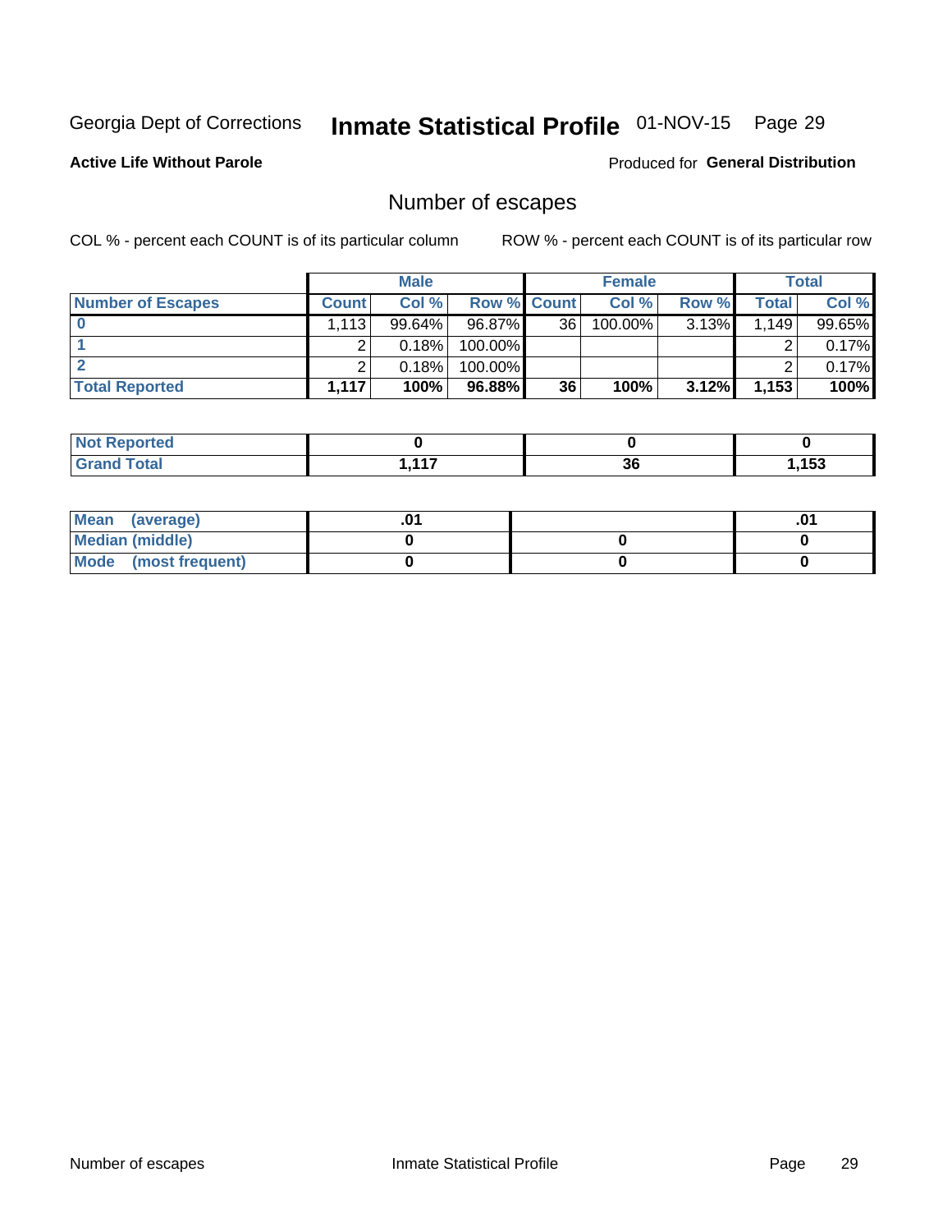Georgia Dept of Corrections **Inmate Statistical Profile** 01-NOV-15

**Active Life Without Parole**

Produced for **General Distribution**

## Number of escapes

COL % - percent each COUNT is of its particular column

ROW % - percent each COUNT is of its particular row

| | Male | | | Female | | | Total | |
|---|---|---|---|---|---|---|---|---|
| **Number of Escapes** | **Count** | **Col %** | **Row %** | **Count** | **Col %** | **Row %** | **Total** | **Col %** |
| **0** | 1,113 | 99.64% | 96.87% | 36 | 100.00% | 3.13% | 1,149 | 99.65% |
| **1** | 2 | 0.18% | 100.00% | | | | 2 | 0.17% |
| **2** | 2 | 0.18% | 100.00% | | | | 2 | 0.17% |
| **Total Reported** | **1,117** | **100%** | **96.88%** | **36** | **100%** | **3.12%** | **1,153** | **100%** |

| | Male | Female | Total |
|---|---|---|---|
| **Not Reported** | **0** | **0** | **0** |
| **Grand Total** | **1,117** | **36** | **1,153** |

| | Male | Female | Total |
|---|---|---|---|
| **Mean (average)** | **.01** | | **.01** |
| **Median (middle)** | **0** | **0** | **0** |
| **Mode (most frequent)** | **0** | **0** | **0** |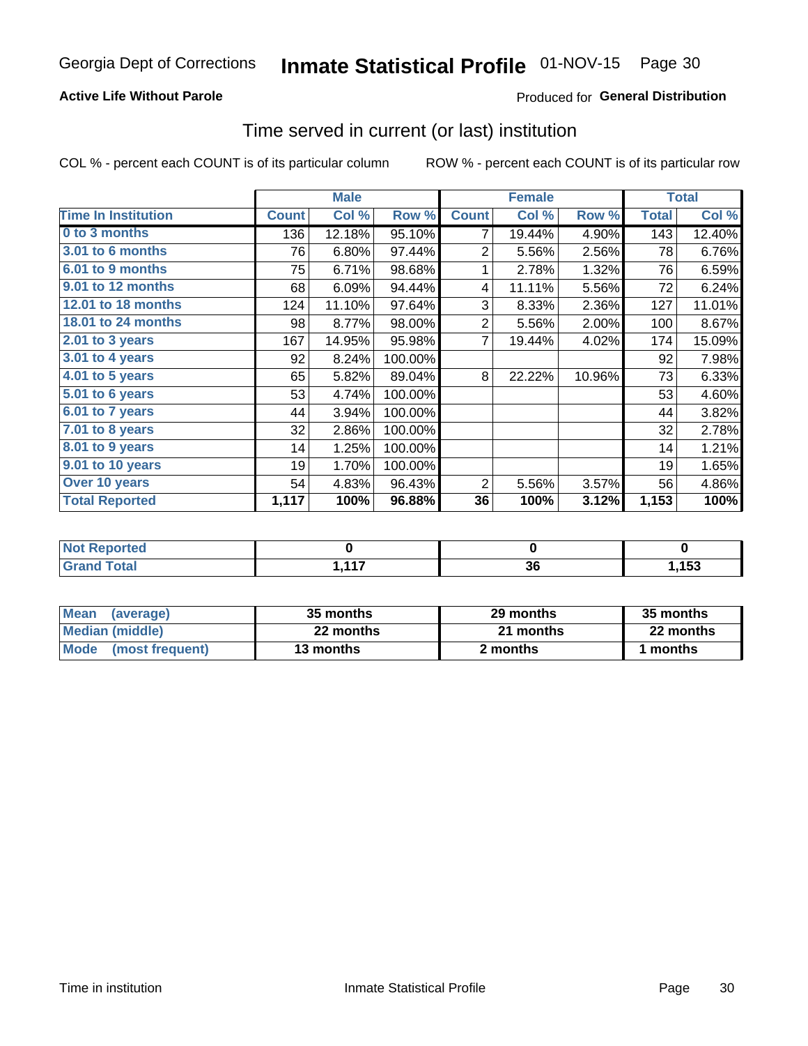Georgia Dept of Corrections **Inmate Statistical Profile** 01-NOV-15 Page 30

**Active Life Without Parole**

Produced for **General Distribution**

## Time served in current (or last) institution

COL % - percent each COUNT is of its particular column

ROW % - percent each COUNT is of its particular row

| | Male | | | Female | | | Total | |
|---|---|---|---|---|---|---|---|---|
| **Time In Institution** | **Count** | **Col %** | **Row %** | **Count** | **Col %** | **Row %** | **Total** | **Col %** |
| **0 to 3 months** | 136 | 12.18% | 95.10% | 7 | 19.44% | 4.90% | 143 | 12.40% |
| **3.01 to 6 months** | 76 | 6.80% | 97.44% | 2 | 5.56% | 2.56% | 78 | 6.76% |
| **6.01 to 9 months** | 75 | 6.71% | 98.68% | 1 | 2.78% | 1.32% | 76 | 6.59% |
| **9.01 to 12 months** | 68 | 6.09% | 94.44% | 4 | 11.11% | 5.56% | 72 | 6.24% |
| **12.01 to 18 months** | 124 | 11.10% | 97.64% | 3 | 8.33% | 2.36% | 127 | 11.01% |
| **18.01 to 24 months** | 98 | 8.77% | 98.00% | 2 | 5.56% | 2.00% | 100 | 8.67% |
| **2.01 to 3 years** | 167 | 14.95% | 95.98% | 7 | 19.44% | 4.02% | 174 | 15.09% |
| **3.01 to 4 years** | 92 | 8.24% | 100.00% | | | | 92 | 7.98% |
| **4.01 to 5 years** | 65 | 5.82% | 89.04% | 8 | 22.22% | 10.96% | 73 | 6.33% |
| **5.01 to 6 years** | 53 | 4.74% | 100.00% | | | | 53 | 4.60% |
| **6.01 to 7 years** | 44 | 3.94% | 100.00% | | | | 44 | 3.82% |
| **7.01 to 8 years** | 32 | 2.86% | 100.00% | | | | 32 | 2.78% |
| **8.01 to 9 years** | 14 | 1.25% | 100.00% | | | | 14 | 1.21% |
| **9.01 to 10 years** | 19 | 1.70% | 100.00% | | | | 19 | 1.65% |
| **Over 10 years** | 54 | 4.83% | 96.43% | 2 | 5.56% | 3.57% | 56 | 4.86% |
| **Total Reported** | **1,117** | **100%** | **96.88%** | **36** | **100%** | **3.12%** | **1,153** | **100%** |

| | Male | Female | Total |
|---|---|---|---|
| **Not Reported** | **0** | **0** | **0** |
| **Grand Total** | **1,117** | **36** | **1,153** |

| | Male | Female | Total |
|---|---|---|---|
| **Mean (average)** | **35 months** | **29 months** | **35 months** |
| **Median (middle)** | **22 months** | **21 months** | **22 months** |
| **Mode (most frequent)** | **13 months** | **2 months** | **1 months** |

Time in institution Inmate Statistical Profile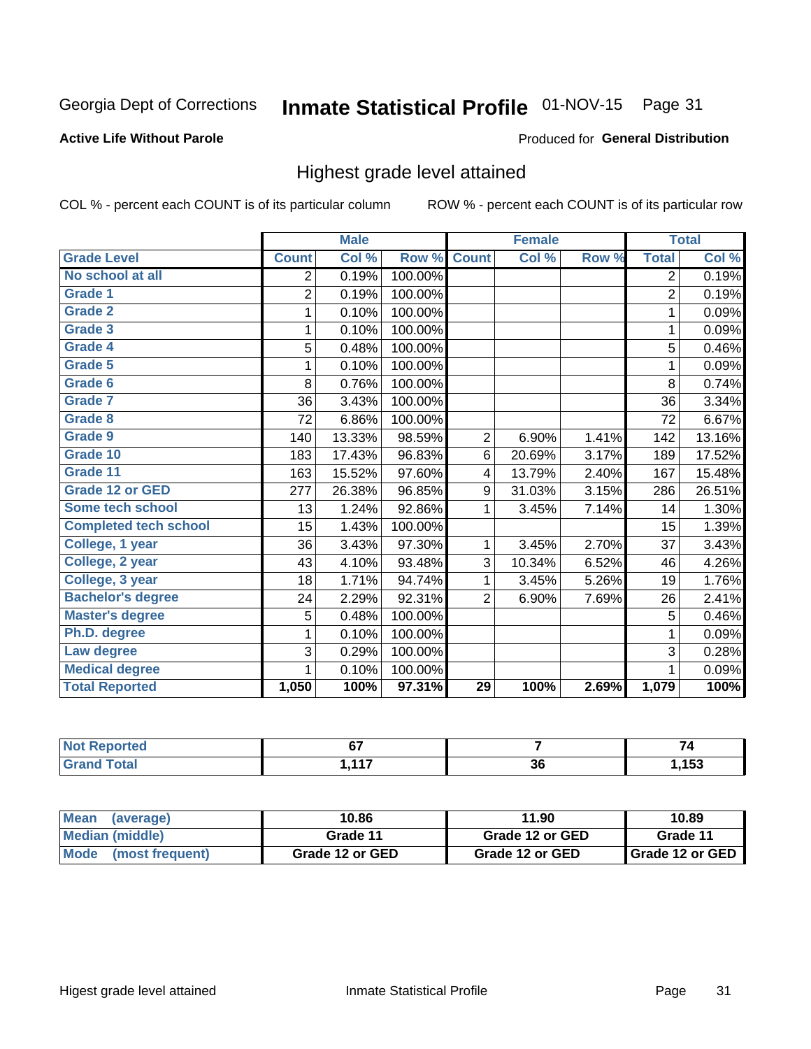Georgia Dept of Corrections **Inmate Statistical Profile** 01-NOV-15

**Active Life Without Parole**

Produced for **General Distribution**

## Highest grade level attained

COL % - percent each COUNT is of its particular column ROW % - percent each COUNT is of its particular row

| | Male | | | Female | | | Total | |
|---|---|---|---|---|---|---|---|---|
| **Grade Level** | **Count** | **Col %** | **Row %** | **Count** | **Col %** | **Row %** | **Total** | **Col %** |
| No school at all | 2 | 0.19% | 100.00% | | | | 2 | 0.19% |
| Grade 1 | 2 | 0.19% | 100.00% | | | | 2 | 0.19% |
| Grade 2 | 1 | 0.10% | 100.00% | | | | 1 | 0.09% |
| Grade 3 | 1 | 0.10% | 100.00% | | | | 1 | 0.09% |
| Grade 4 | 5 | 0.48% | 100.00% | | | | 5 | 0.46% |
| Grade 5 | 1 | 0.10% | 100.00% | | | | 1 | 0.09% |
| Grade 6 | 8 | 0.76% | 100.00% | | | | 8 | 0.74% |
| Grade 7 | 36 | 3.43% | 100.00% | | | | 36 | 3.34% |
| Grade 8 | 72 | 6.86% | 100.00% | | | | 72 | 6.67% |
| Grade 9 | 140 | 13.33% | 98.59% | 2 | 6.90% | 1.41% | 142 | 13.16% |
| Grade 10 | 183 | 17.43% | 96.83% | 6 | 20.69% | 3.17% | 189 | 17.52% |
| Grade 11 | 163 | 15.52% | 97.60% | 4 | 13.79% | 2.40% | 167 | 15.48% |
| Grade 12 or GED | 277 | 26.38% | 96.85% | 9 | 31.03% | 3.15% | 286 | 26.51% |
| Some tech school | 13 | 1.24% | 92.86% | 1 | 3.45% | 7.14% | 14 | 1.30% |
| Completed tech school | 15 | 1.43% | 100.00% | | | | 15 | 1.39% |
| College, 1 year | 36 | 3.43% | 97.30% | 1 | 3.45% | 2.70% | 37 | 3.43% |
| College, 2 year | 43 | 4.10% | 93.48% | 3 | 10.34% | 6.52% | 46 | 4.26% |
| College, 3 year | 18 | 1.71% | 94.74% | 1 | 3.45% | 5.26% | 19 | 1.76% |
| Bachelor's degree | 24 | 2.29% | 92.31% | 2 | 6.90% | 7.69% | 26 | 2.41% |
| Master's degree | 5 | 0.48% | 100.00% | | | | 5 | 0.46% |
| Ph.D. degree | 1 | 0.10% | 100.00% | | | | 1 | 0.09% |
| Law degree | 3 | 0.29% | 100.00% | | | | 3 | 0.28% |
| Medical degree | 1 | 0.10% | 100.00% | | | | 1 | 0.09% |
| **Total Reported** | **1,050** | **100%** | **97.31%** | **29** | **100%** | **2.69%** | **1,079** | **100%** |

| | Male | Female | Total |
|---|---|---|---|
| Not Reported | 67 | 7 | 74 |
| Grand Total | 1,117 | 36 | 1,153 |

| | Male | Female | Total |
|---|---|---|---|
| Mean (average) | 10.86 | 11.90 | 10.89 |
| Median (middle) | Grade 11 | Grade 12 or GED | Grade 11 |
| Mode (most frequent) | Grade 12 or GED | Grade 12 or GED | Grade 12 or GED |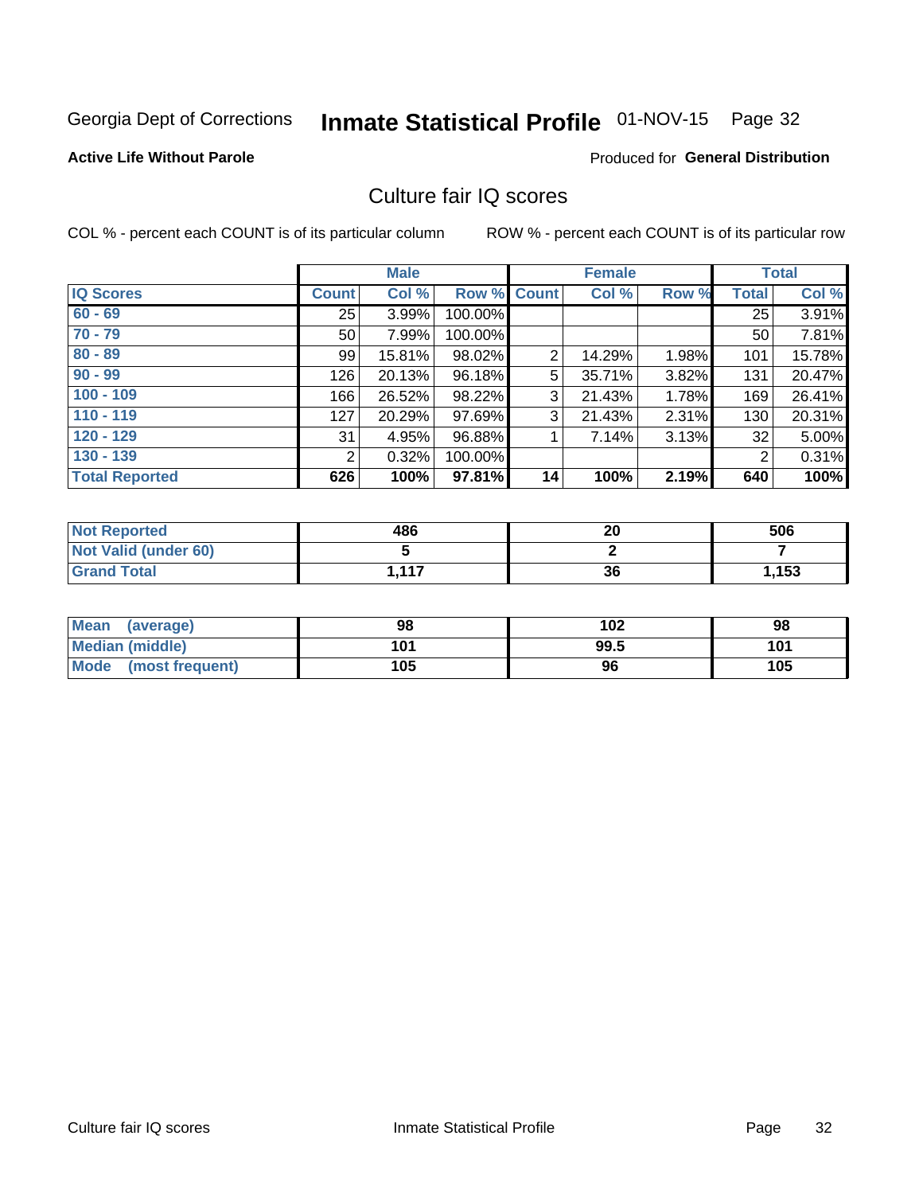Georgia Dept of Corrections **Inmate Statistical Profile** 01-NOV-15 Page 32

**Active Life Without Parole**

Produced for **General Distribution**

## Culture fair IQ scores

COL % - percent each COUNT is of its particular column

ROW % - percent each COUNT is of its particular row

| | Male | | | Female | | | Total | |
|---|---|---|---|---|---|---|---|---|
| **IQ Scores** | **Count** | **Col %** | **Row %** | **Count** | **Col %** | **Row %** | **Total** | **Col %** |
| 60 - 69 | 25 | 3.99% | 100.00% | | | | 25 | 3.91% |
| 70 - 79 | 50 | 7.99% | 100.00% | | | | 50 | 7.81% |
| 80 - 89 | 99 | 15.81% | 98.02% | 2 | 14.29% | 1.98% | 101 | 15.78% |
| 90 - 99 | 126 | 20.13% | 96.18% | 5 | 35.71% | 3.82% | 131 | 20.47% |
| 100 - 109 | 166 | 26.52% | 98.22% | 3 | 21.43% | 1.78% | 169 | 26.41% |
| 110 - 119 | 127 | 20.29% | 97.69% | 3 | 21.43% | 2.31% | 130 | 20.31% |
| 120 - 129 | 31 | 4.95% | 96.88% | 1 | 7.14% | 3.13% | 32 | 5.00% |
| 130 - 139 | 2 | 0.32% | 100.00% | | | | 2 | 0.31% |
| **Total Reported** | **626** | **100%** | **97.81%** | **14** | **100%** | **2.19%** | **640** | **100%** |

| | Male | Female | Total |
|---|---|---|---|
| **Not Reported** | **486** | **20** | **506** |
| **Not Valid (under 60)** | **5** | **2** | **7** |
| **Grand Total** | **1,117** | **36** | **1,153** |

| | Male | Female | Total |
|---|---|---|---|
| **Mean (average)** | **98** | **102** | **98** |
| **Median (middle)** | **101** | **99.5** | **101** |
| **Mode (most frequent)** | **105** | **96** | **105** |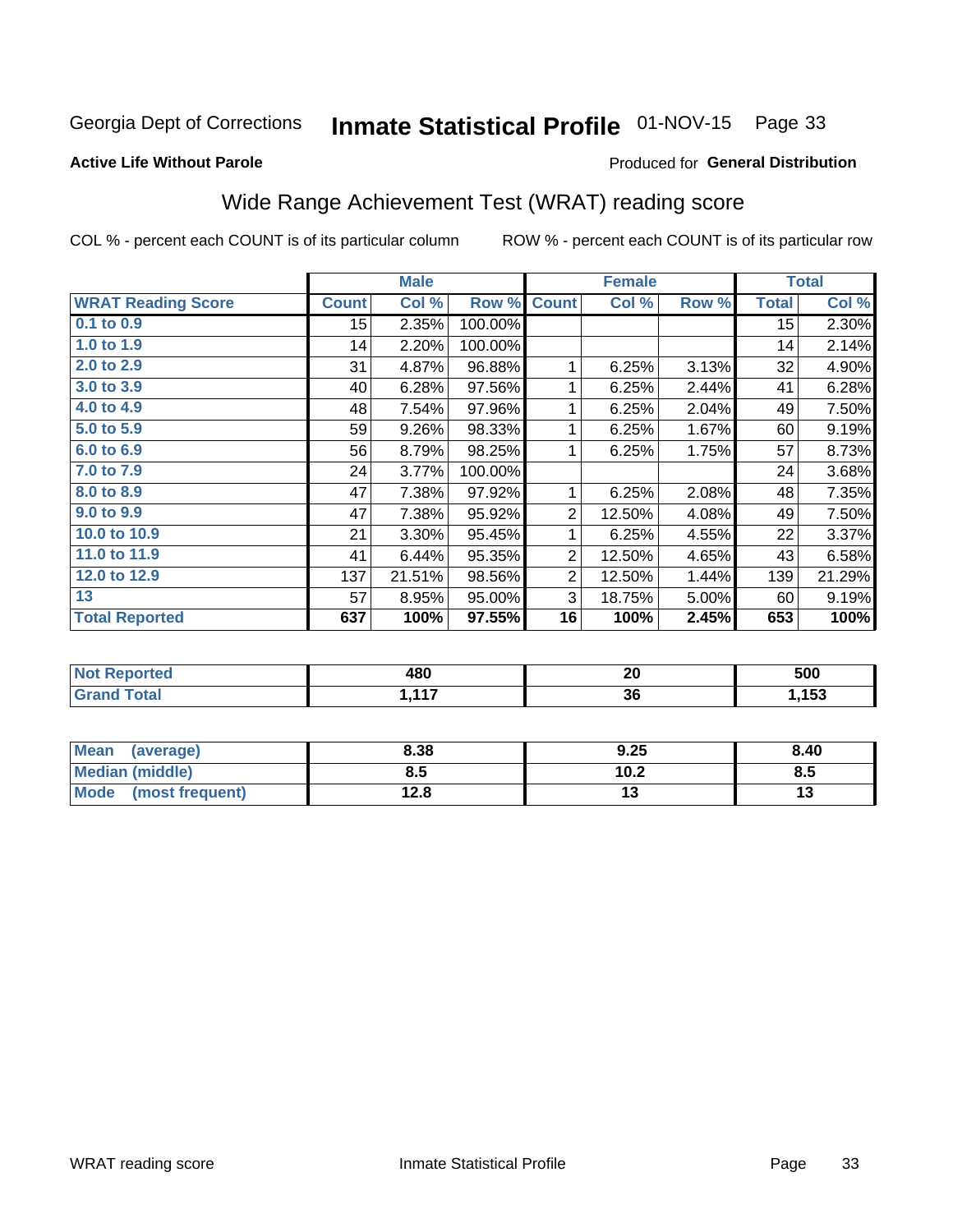Georgia Dept of Corrections **Inmate Statistical Profile** 01-NOV-15 Page 33

**Active Life Without Parole**

Produced for **General Distribution**

## Wide Range Achievement Test (WRAT) reading score

COL % - percent each COUNT is of its particular column ROW % - percent each COUNT is of its particular row

| | Male | | | Female | | | Total | |
|---|---|---|---|---|---|---|---|---|
| **WRAT Reading Score** | **Count** | **Col %** | **Row %** | **Count** | **Col %** | **Row %** | **Total** | **Col %** |
| **0.1 to 0.9** | 15 | 2.35% | 100.00% | | | | 15 | 2.30% |
| **1.0 to 1.9** | 14 | 2.20% | 100.00% | | | | 14 | 2.14% |
| **2.0 to 2.9** | 31 | 4.87% | 96.88% | 1 | 6.25% | 3.13% | 32 | 4.90% |
| **3.0 to 3.9** | 40 | 6.28% | 97.56% | 1 | 6.25% | 2.44% | 41 | 6.28% |
| **4.0 to 4.9** | 48 | 7.54% | 97.96% | 1 | 6.25% | 2.04% | 49 | 7.50% |
| **5.0 to 5.9** | 59 | 9.26% | 98.33% | 1 | 6.25% | 1.67% | 60 | 9.19% |
| **6.0 to 6.9** | 56 | 8.79% | 98.25% | 1 | 6.25% | 1.75% | 57 | 8.73% |
| **7.0 to 7.9** | 24 | 3.77% | 100.00% | | | | 24 | 3.68% |
| **8.0 to 8.9** | 47 | 7.38% | 97.92% | 1 | 6.25% | 2.08% | 48 | 7.35% |
| **9.0 to 9.9** | 47 | 7.38% | 95.92% | 2 | 12.50% | 4.08% | 49 | 7.50% |
| **10.0 to 10.9** | 21 | 3.30% | 95.45% | 1 | 6.25% | 4.55% | 22 | 3.37% |
| **11.0 to 11.9** | 41 | 6.44% | 95.35% | 2 | 12.50% | 4.65% | 43 | 6.58% |
| **12.0 to 12.9** | 137 | 21.51% | 98.56% | 2 | 12.50% | 1.44% | 139 | 21.29% |
| **13** | 57 | 8.95% | 95.00% | 3 | 18.75% | 5.00% | 60 | 9.19% |
| **Total Reported** | **637** | **100%** | **97.55%** | **16** | **100%** | **2.45%** | **653** | **100%** |

| | Male | Female | Total |
|---|---|---|---|
| **Not Reported** | **480** | **20** | **500** |
| **Grand Total** | **1,117** | **36** | **1,153** |

| | Male | Female | Total |
|---|---|---|---|
| **Mean (average)** | **8.38** | **9.25** | **8.40** |
| **Median (middle)** | **8.5** | **10.2** | **8.5** |
| **Mode (most frequent)** | **12.8** | **13** | **13** |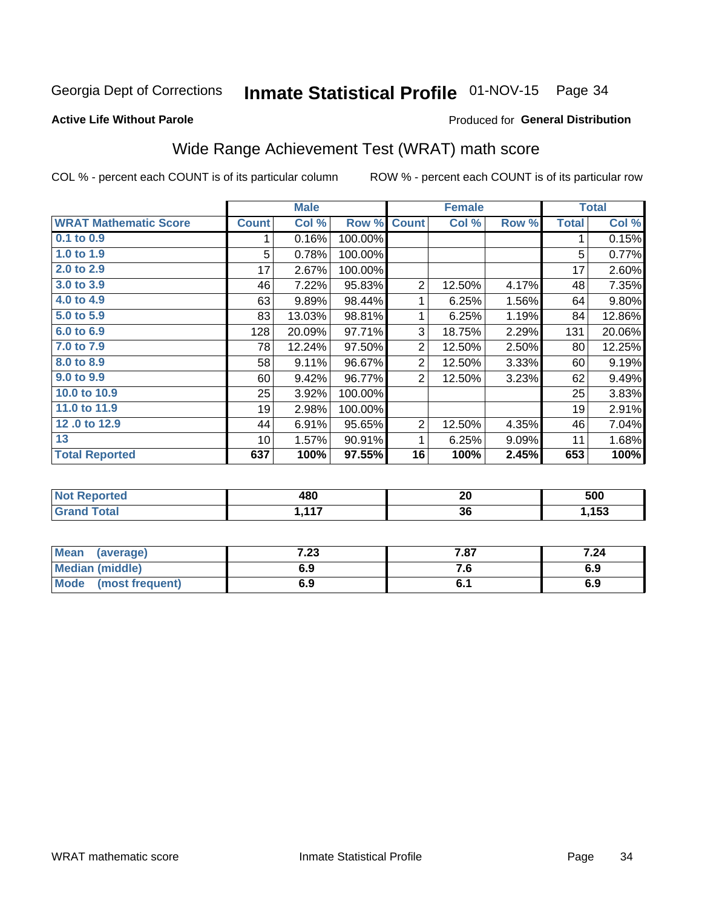Georgia Dept of Corrections **Inmate Statistical Profile** 01-NOV-15

**Active Life Without Parole**

Produced for **General Distribution**

## Wide Range Achievement Test (WRAT) math score

COL % - percent each COUNT is of its particular column ROW % - percent each COUNT is of its particular row

| | Male | | | Female | | | Total | |
|---|---|---|---|---|---|---|---|---|
| **WRAT Mathematic Score** | **Count** | **Col %** | **Row %** | **Count** | **Col %** | **Row %** | **Total** | **Col %** |
| 0.1 to 0.9 | 1 | 0.16% | 100.00% | | | | 1 | 0.15% |
| 1.0 to 1.9 | 5 | 0.78% | 100.00% | | | | 5 | 0.77% |
| 2.0 to 2.9 | 17 | 2.67% | 100.00% | | | | 17 | 2.60% |
| 3.0 to 3.9 | 46 | 7.22% | 95.83% | 2 | 12.50% | 4.17% | 48 | 7.35% |
| 4.0 to 4.9 | 63 | 9.89% | 98.44% | 1 | 6.25% | 1.56% | 64 | 9.80% |
| 5.0 to 5.9 | 83 | 13.03% | 98.81% | 1 | 6.25% | 1.19% | 84 | 12.86% |
| 6.0 to 6.9 | 128 | 20.09% | 97.71% | 3 | 18.75% | 2.29% | 131 | 20.06% |
| 7.0 to 7.9 | 78 | 12.24% | 97.50% | 2 | 12.50% | 2.50% | 80 | 12.25% |
| 8.0 to 8.9 | 58 | 9.11% | 96.67% | 2 | 12.50% | 3.33% | 60 | 9.19% |
| 9.0 to 9.9 | 60 | 9.42% | 96.77% | 2 | 12.50% | 3.23% | 62 | 9.49% |
| 10.0 to 10.9 | 25 | 3.92% | 100.00% | | | | 25 | 3.83% |
| 11.0 to 11.9 | 19 | 2.98% | 100.00% | | | | 19 | 2.91% |
| 12 .0 to 12.9 | 44 | 6.91% | 95.65% | 2 | 12.50% | 4.35% | 46 | 7.04% |
| 13 | 10 | 1.57% | 90.91% | 1 | 6.25% | 9.09% | 11 | 1.68% |
| **Total Reported** | **637** | **100%** | **97.55%** | **16** | **100%** | **2.45%** | **653** | **100%** |

| | Male | Female | Total |
|---|---|---|---|
| Not Reported | 480 | 20 | 500 |
| Grand Total | 1,117 | 36 | 1,153 |

| | Male | Female | Total |
|---|---|---|---|
| Mean (average) | 7.23 | 7.87 | 7.24 |
| Median (middle) | 6.9 | 7.6 | 6.9 |
| Mode (most frequent) | 6.9 | 6.1 | 6.9 |

WRAT mathematic score Inmate Statistical Profile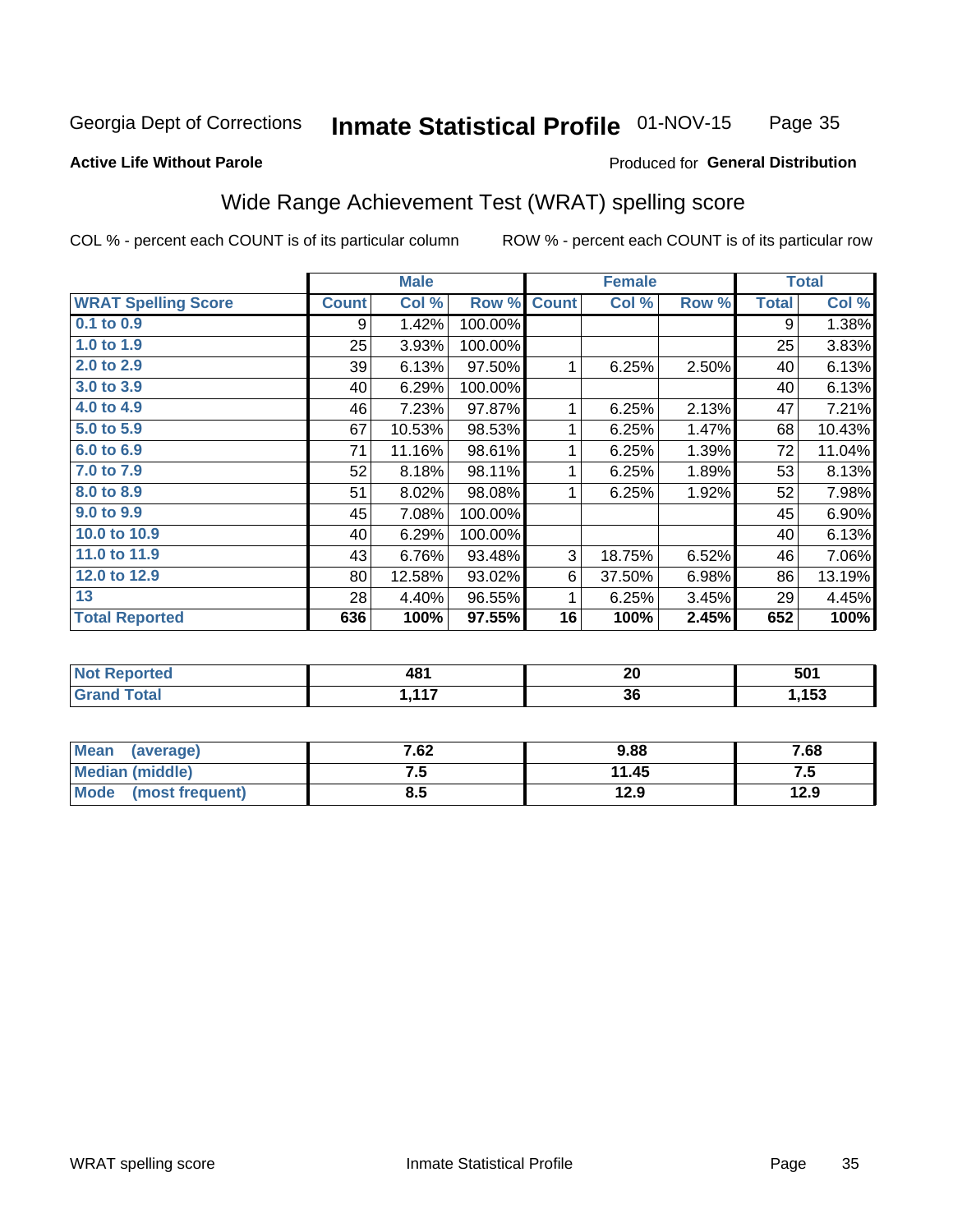Georgia Dept of Corrections **Inmate Statistical Profile** 01-NOV-15

**Active Life Without Parole**

Produced for **General Distribution**

## Wide Range Achievement Test (WRAT) spelling score

COL % - percent each COUNT is of its particular column

ROW % - percent each COUNT is of its particular row

| | Male | | | Female | | | Total | |
|---|---|---|---|---|---|---|---|---|
| **WRAT Spelling Score** | **Count** | **Col %** | **Row %** | **Count** | **Col %** | **Row %** | **Total** | **Col %** |
| 0.1 to 0.9 | 9 | 1.42% | 100.00% | | | | 9 | 1.38% |
| 1.0 to 1.9 | 25 | 3.93% | 100.00% | | | | 25 | 3.83% |
| 2.0 to 2.9 | 39 | 6.13% | 97.50% | 1 | 6.25% | 2.50% | 40 | 6.13% |
| 3.0 to 3.9 | 40 | 6.29% | 100.00% | | | | 40 | 6.13% |
| 4.0 to 4.9 | 46 | 7.23% | 97.87% | 1 | 6.25% | 2.13% | 47 | 7.21% |
| 5.0 to 5.9 | 67 | 10.53% | 98.53% | 1 | 6.25% | 1.47% | 68 | 10.43% |
| 6.0 to 6.9 | 71 | 11.16% | 98.61% | 1 | 6.25% | 1.39% | 72 | 11.04% |
| 7.0 to 7.9 | 52 | 8.18% | 98.11% | 1 | 6.25% | 1.89% | 53 | 8.13% |
| 8.0 to 8.9 | 51 | 8.02% | 98.08% | 1 | 6.25% | 1.92% | 52 | 7.98% |
| 9.0 to 9.9 | 45 | 7.08% | 100.00% | | | | 45 | 6.90% |
| 10.0 to 10.9 | 40 | 6.29% | 100.00% | | | | 40 | 6.13% |
| 11.0 to 11.9 | 43 | 6.76% | 93.48% | 3 | 18.75% | 6.52% | 46 | 7.06% |
| 12.0 to 12.9 | 80 | 12.58% | 93.02% | 6 | 37.50% | 6.98% | 86 | 13.19% |
| 13 | 28 | 4.40% | 96.55% | 1 | 6.25% | 3.45% | 29 | 4.45% |
| **Total Reported** | **636** | **100%** | **97.55%** | **16** | **100%** | **2.45%** | **652** | **100%** |

| | Male | Female | Total |
|---|---|---|---|
| Not Reported | 481 | 20 | 501 |
| Grand Total | 1,117 | 36 | 1,153 |

| | Male | Female | Total |
|---|---|---|---|
| Mean (average) | 7.62 | 9.88 | 7.68 |
| Median (middle) | 7.5 | 11.45 | 7.5 |
| Mode (most frequent) | 8.5 | 12.9 | 12.9 |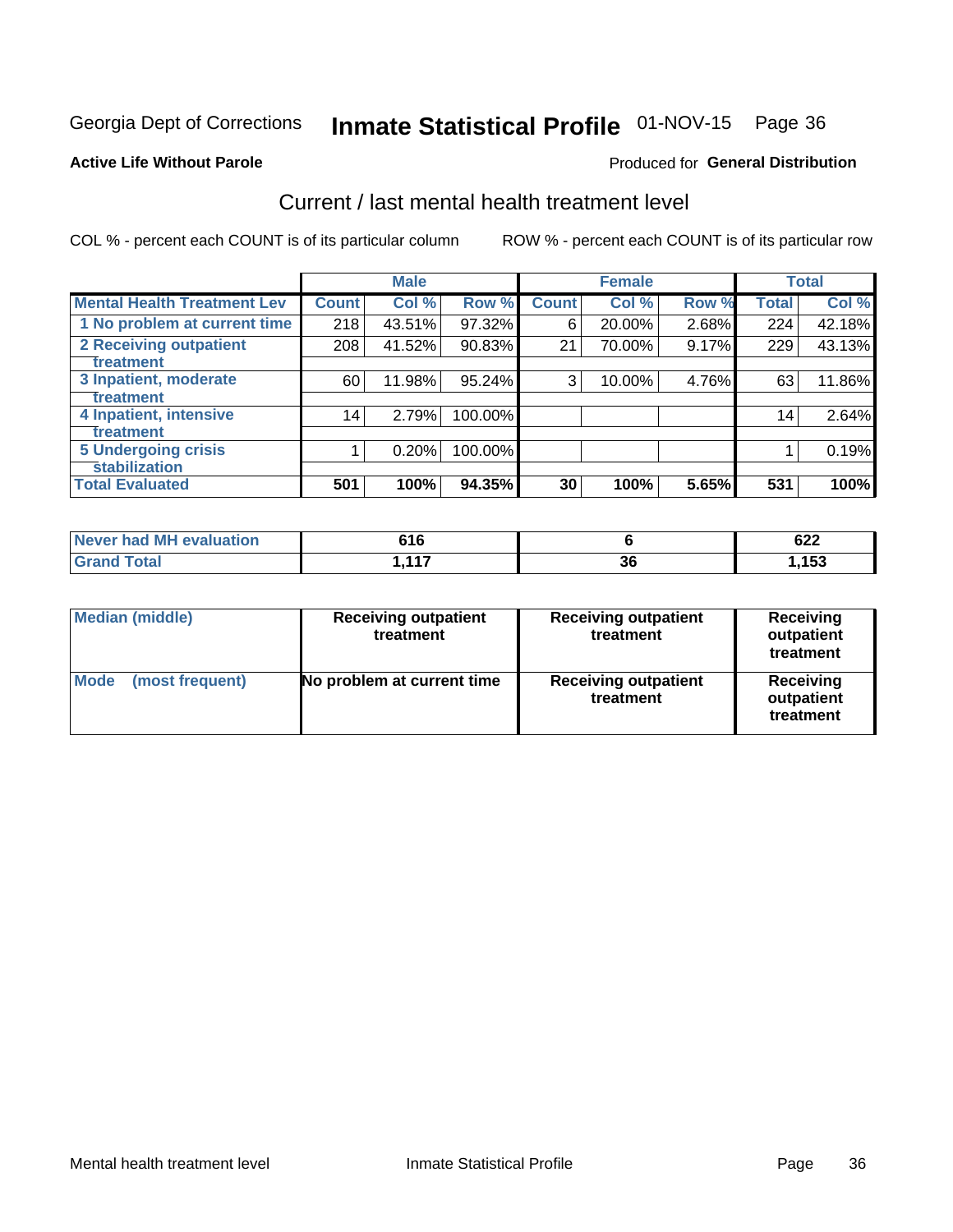Georgia Dept of Corrections **Inmate Statistical Profile** 01-NOV-15

**Active Life Without Parole**

Produced for **General Distribution**

## Current / last mental health treatment level

COL % - percent each COUNT is of its particular column ROW % - percent each COUNT is of its particular row

| | Male | | | Female | | | Total | |
|---|---|---|---|---|---|---|---|---|
| **Mental Health Treatment Lev** | **Count** | **Col %** | **Row %** | **Count** | **Col %** | **Row %** | **Total** | **Col %** |
| 1 No problem at current time | 218 | 43.51% | 97.32% | 6 | 20.00% | 2.68% | 224 | 42.18% |
| 2 Receiving outpatient treatment | 208 | 41.52% | 90.83% | 21 | 70.00% | 9.17% | 229 | 43.13% |
| 3 Inpatient, moderate treatment | 60 | 11.98% | 95.24% | 3 | 10.00% | 4.76% | 63 | 11.86% |
| 4 Inpatient, intensive treatment | 14 | 2.79% | 100.00% | | | | 14 | 2.64% |
| 5 Undergoing crisis stabilization | 1 | 0.20% | 100.00% | | | | 1 | 0.19% |
| **Total Evaluated** | **501** | **100%** | **94.35%** | **30** | **100%** | **5.65%** | **531** | **100%** |

| | Male | Female | Total |
|---|---|---|---|
| Never had MH evaluation | 616 | 6 | 622 |
| Grand Total | 1,117 | 36 | 1,153 |

| | Male | Female | Total |
|---|---|---|---|
| Median (middle) | Receiving outpatient treatment | Receiving outpatient treatment | Receiving outpatient treatment |
| Mode (most frequent) | No problem at current time | Receiving outpatient treatment | Receiving outpatient treatment |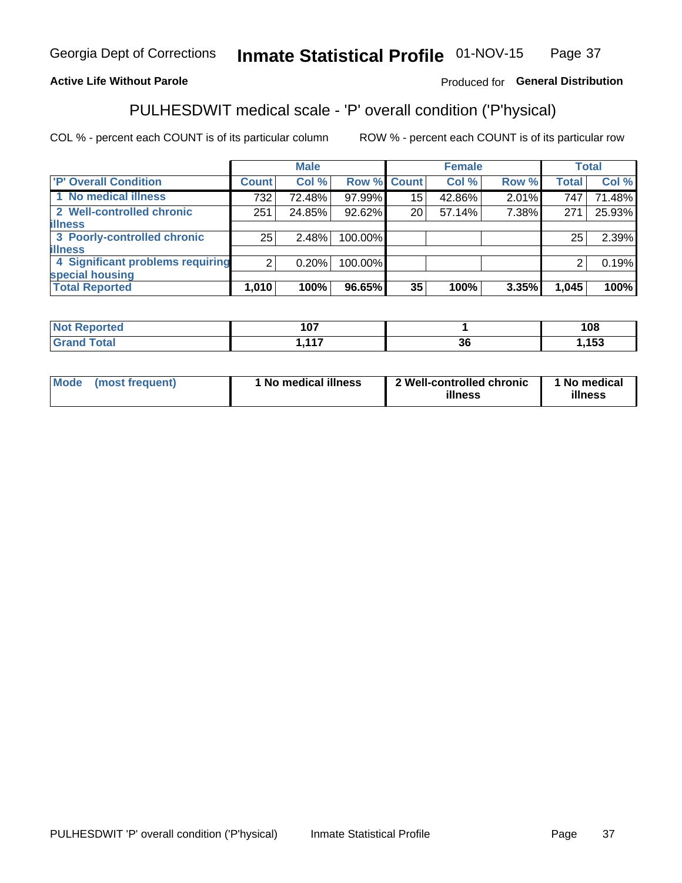Georgia Dept of Corrections **Inmate Statistical Profile** 01-NOV-15

**Active Life Without Parole**

Produced for **General Distribution**

## PULHESDWIT medical scale - 'P' overall condition ('P'hysical)

COL % - percent each COUNT is of its particular column

ROW % - percent each COUNT is of its particular row

| | Male | | | Female | | | Total | |
|---|---|---|---|---|---|---|---|---|
| 'P' Overall Condition | Count | Col % | Row % | Count | Col % | Row % | Total | Col % |
| 1 No medical illness | 732 | 72.48% | 97.99% | 15 | 42.86% | 2.01% | 747 | 71.48% |
| 2 Well-controlled chronic illness | 251 | 24.85% | 92.62% | 20 | 57.14% | 7.38% | 271 | 25.93% |
| 3 Poorly-controlled chronic illness | 25 | 2.48% | 100.00% | | | | 25 | 2.39% |
| 4 Significant problems requiring special housing | 2 | 0.20% | 100.00% | | | | 2 | 0.19% |
| **Total Reported** | **1,010** | **100%** | **96.65%** | **35** | **100%** | **3.35%** | **1,045** | **100%** |

| | Male | Female | Total |
|---|---|---|---|
| **Not Reported** | **107** | **1** | **108** |
| **Grand Total** | **1,117** | **36** | **1,153** |

| | Male | Female | Total |
|---|---|---|---|
| **Mode (most frequent)** | **1 No medical illness** | **2 Well-controlled chronic illness** | **1 No medical illness** |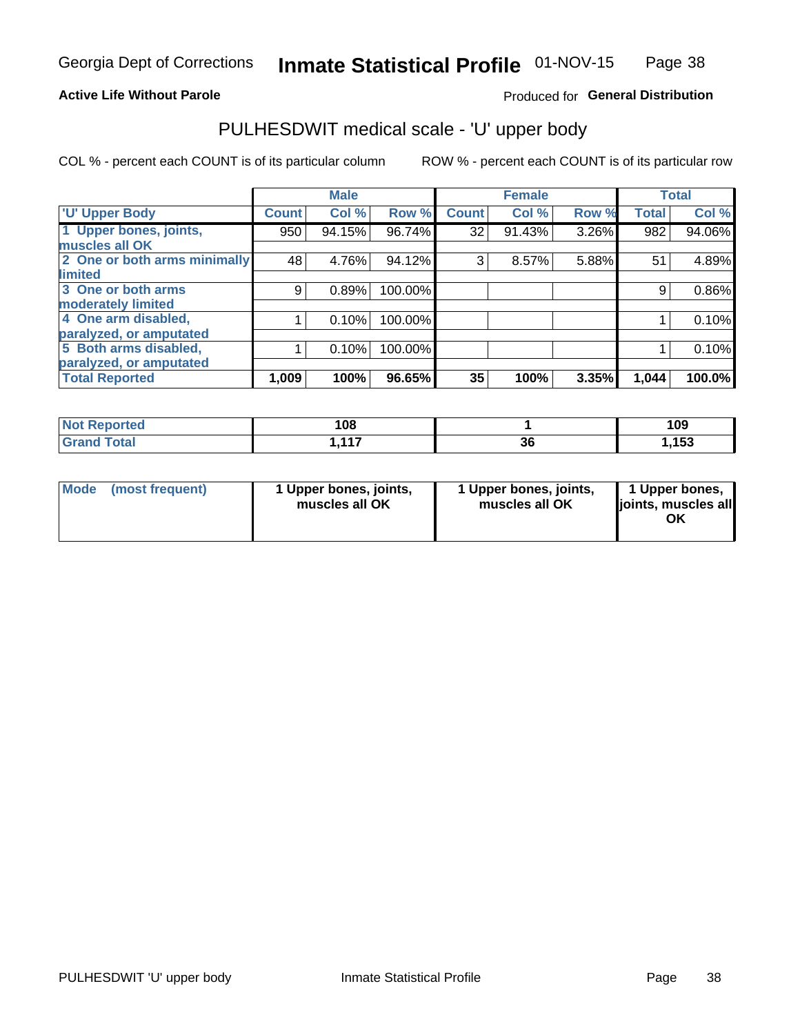Georgia Dept of Corrections **Inmate Statistical Profile** 01-NOV-15

**Active Life Without Parole**

Produced for **General Distribution**

# PULHESDWIT medical scale - 'U' upper body

COL % - percent each COUNT is of its particular column ROW % - percent each COUNT is of its particular row

| | Male | | | Female | | | Total | |
|---|---|---|---|---|---|---|---|---|
| 'U' Upper Body | Count | Col % | Row % | Count | Col % | Row % | Total | Col % |
| 1 Upper bones, joints, muscles all OK | 950 | 94.15% | 96.74% | 32 | 91.43% | 3.26% | 982 | 94.06% |
| 2 One or both arms minimally limited | 48 | 4.76% | 94.12% | 3 | 8.57% | 5.88% | 51 | 4.89% |
| 3 One or both arms moderately limited | 9 | 0.89% | 100.00% | | | | 9 | 0.86% |
| 4 One arm disabled, paralyzed, or amputated | 1 | 0.10% | 100.00% | | | | 1 | 0.10% |
| 5 Both arms disabled, paralyzed, or amputated | 1 | 0.10% | 100.00% | | | | 1 | 0.10% |
| **Total Reported** | **1,009** | **100%** | **96.65%** | **35** | **100%** | **3.35%** | **1,044** | **100.0%** |

| | Male | Female | Total |
|---|---|---|---|
| Not Reported | 108 | 1 | 109 |
| Grand Total | 1,117 | 36 | 1,153 |

| | Male | Female | Total |
|---|---|---|---|
| Mode (most frequent) | 1 Upper bones, joints, muscles all OK | 1 Upper bones, joints, muscles all OK | 1 Upper bones, joints, muscles all OK |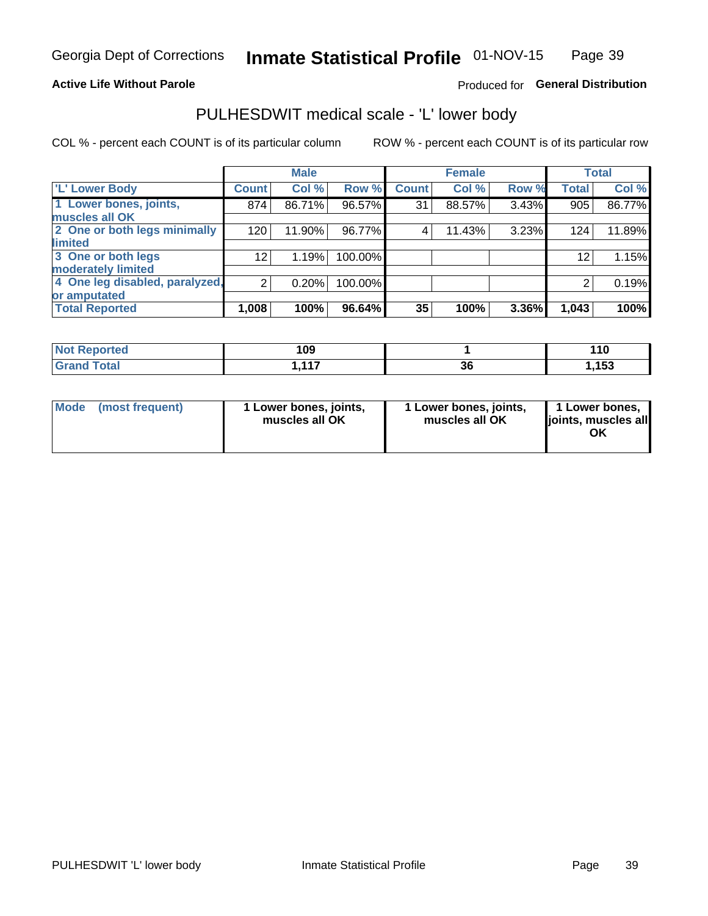Georgia Dept of Corrections **Inmate Statistical Profile** 01-NOV-15

**Active Life Without Parole**

Produced for **General Distribution**

## PULHESDWIT medical scale - 'L' lower body

COL % - percent each COUNT is of its particular column

ROW % - percent each COUNT is of its particular row

| | Male | | | Female | | | Total | |
|---|---|---|---|---|---|---|---|---|
| 'L' Lower Body | Count | Col % | Row % | Count | Col % | Row % | Total | Col % |
| 1 Lower bones, joints, muscles all OK | 874 | 86.71% | 96.57% | 31 | 88.57% | 3.43% | 905 | 86.77% |
| 2 One or both legs minimally limited | 120 | 11.90% | 96.77% | 4 | 11.43% | 3.23% | 124 | 11.89% |
| 3 One or both legs moderately limited | 12 | 1.19% | 100.00% | | | | 12 | 1.15% |
| 4 One leg disabled, paralyzed, or amputated | 2 | 0.20% | 100.00% | | | | 2 | 0.19% |
| **Total Reported** | **1,008** | **100%** | **96.64%** | **35** | **100%** | **3.36%** | **1,043** | **100%** |

| | Male | Female | Total |
|---|---|---|---|
| Not Reported | 109 | 1 | 110 |
| Grand Total | 1,117 | 36 | 1,153 |

| | Male | Female | Total |
|---|---|---|---|
| Mode (most frequent) | 1 Lower bones, joints, muscles all OK | 1 Lower bones, joints, muscles all OK | 1 Lower bones, joints, muscles all OK |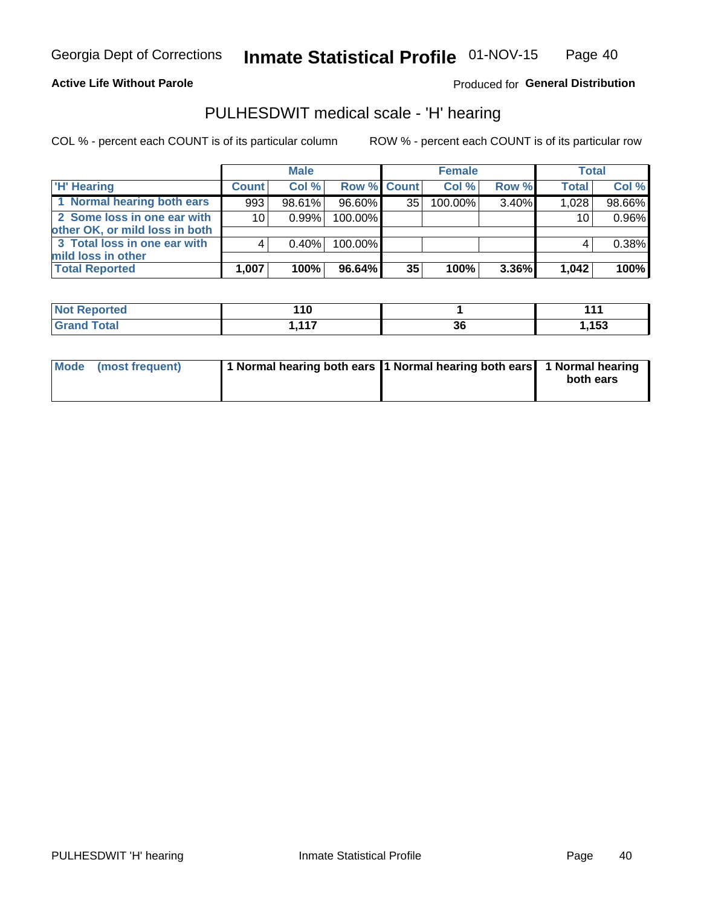Georgia Dept of Corrections **Inmate Statistical Profile** 01-NOV-15

**Active Life Without Parole**

Produced for **General Distribution**

## PULHESDWIT medical scale - 'H' hearing

COL % - percent each COUNT is of its particular column

ROW % - percent each COUNT is of its particular row

| | Male | | | Female | | | Total | |
|---|---|---|---|---|---|---|---|---|
| 'H' Hearing | Count | Col % | Row % | Count | Col % | Row % | Total | Col % |
| 1 Normal hearing both ears | 993 | 98.61% | 96.60% | 35 | 100.00% | 3.40% | 1,028 | 98.66% |
| 2 Some loss in one ear with other OK, or mild loss in both | 10 | 0.99% | 100.00% | | | | 10 | 0.96% |
| 3 Total loss in one ear with mild loss in other | 4 | 0.40% | 100.00% | | | | 4 | 0.38% |
| **Total Reported** | **1,007** | **100%** | **96.64%** | **35** | **100%** | **3.36%** | **1,042** | **100%** |

| | Male | Female | Total |
|---|---|---|---|
| Not Reported | 110 | 1 | 111 |
| Grand Total | 1,117 | 36 | 1,153 |

| | Male | Female | Total |
|---|---|---|---|
| Mode (most frequent) | 1 Normal hearing both ears | 1 Normal hearing both ears | 1 Normal hearing both ears |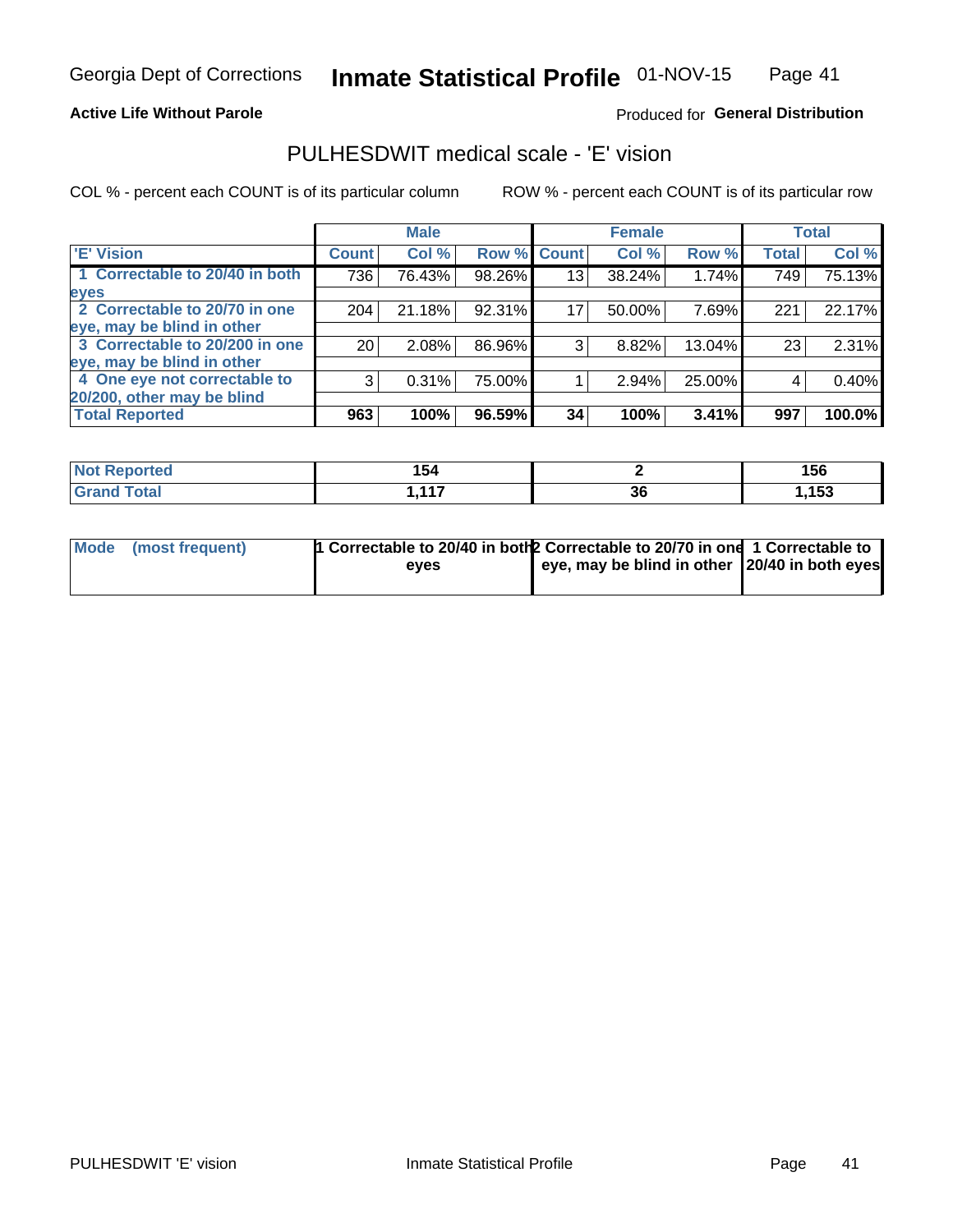Georgia Dept of Corrections **Inmate Statistical Profile** 01-NOV-15

**Active Life Without Parole**

Produced for **General Distribution**

## PULHESDWIT medical scale - 'E' vision

COL % - percent each COUNT is of its particular column

ROW % - percent each COUNT is of its particular row

| 'E' Vision | Male | | | Female | | | Total | |
|---|---|---|---|---|---|---|---|---|
| | Count | Col % | Row % | Count | Col % | Row % | Total | Col % |
| 1 Correctable to 20/40 in both eyes | 736 | 76.43% | 98.26% | 13 | 38.24% | 1.74% | 749 | 75.13% |
| 2 Correctable to 20/70 in one eye, may be blind in other | 204 | 21.18% | 92.31% | 17 | 50.00% | 7.69% | 221 | 22.17% |
| 3 Correctable to 20/200 in one eye, may be blind in other | 20 | 2.08% | 86.96% | 3 | 8.82% | 13.04% | 23 | 2.31% |
| 4 One eye not correctable to 20/200, other may be blind | 3 | 0.31% | 75.00% | 1 | 2.94% | 25.00% | 4 | 0.40% |
| **Total Reported** | **963** | **100%** | **96.59%** | **34** | **100%** | **3.41%** | **997** | **100.0%** |

| | Male | Female | Total |
|---|---|---|---|
| Not Reported | 154 | 2 | 156 |
| Grand Total | 1,117 | 36 | 1,153 |

| | Male | Female | Total |
|---|---|---|---|
| Mode (most frequent) | 1 Correctable to 20/40 in both eyes | 2 Correctable to 20/70 in one eye, may be blind in other | 1 Correctable to 20/40 in both eyes |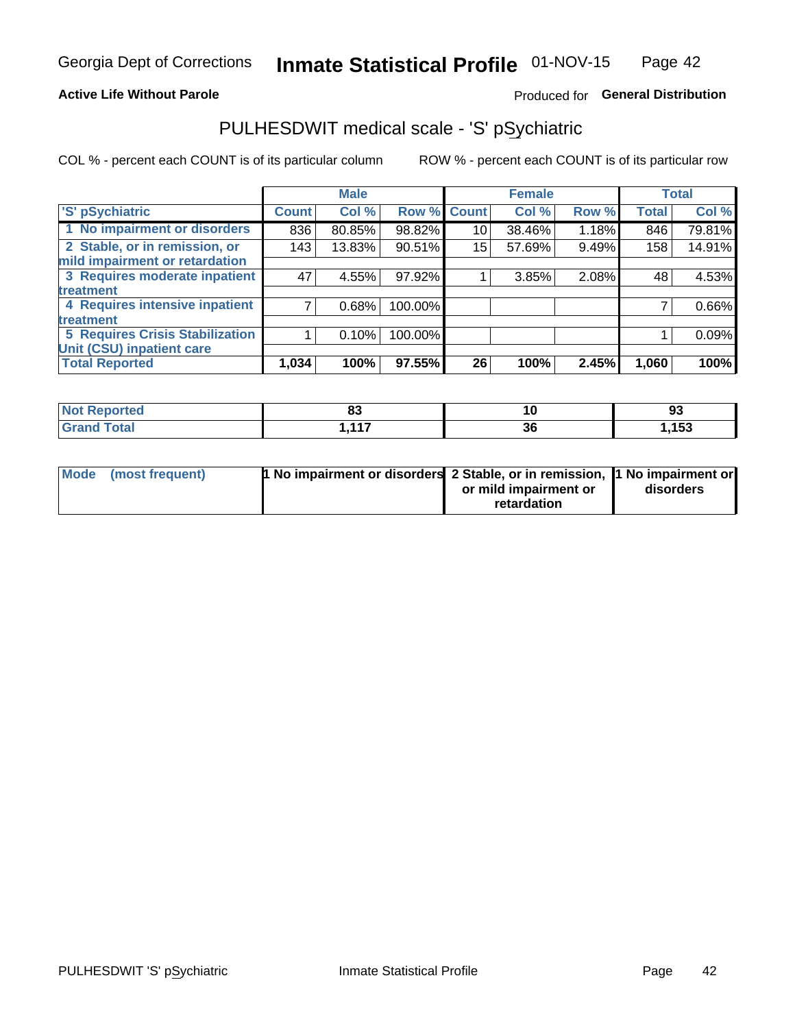Georgia Dept of Corrections **Inmate Statistical Profile** 01-NOV-15

**Active Life Without Parole** Produced for **General Distribution**

## PULHESDWIT medical scale - 'S' pSychiatric

COL % - percent each COUNT is of its particular column ROW % - percent each COUNT is of its particular row

| 'S' pSychiatric | Male | | | Female | | | Total | |
|---|---|---|---|---|---|---|---|---|
| | Count | Col % | Row % | Count | Col % | Row % | Total | Col % |
| 1 No impairment or disorders | 836 | 80.85% | 98.82% | 10 | 38.46% | 1.18% | 846 | 79.81% |
| 2 Stable, or in remission, or mild impairment or retardation | 143 | 13.83% | 90.51% | 15 | 57.69% | 9.49% | 158 | 14.91% |
| 3 Requires moderate inpatient treatment | 47 | 4.55% | 97.92% | 1 | 3.85% | 2.08% | 48 | 4.53% |
| 4 Requires intensive inpatient treatment | 7 | 0.68% | 100.00% | | | | 7 | 0.66% |
| 5 Requires Crisis Stabilization Unit (CSU) inpatient care | 1 | 0.10% | 100.00% | | | | 1 | 0.09% |
| **Total Reported** | **1,034** | **100%** | **97.55%** | **26** | **100%** | **2.45%** | **1,060** | **100%** |

| | Male | Female | Total |
|---|---|---|---|
| **Not Reported** | **83** | **10** | **93** |
| **Grand Total** | **1,117** | **36** | **1,153** |

| | Male | Female | Total |
|---|---|---|---|
| **Mode (most frequent)** | **1 No impairment or disorders** | **2 Stable, or in remission, or mild impairment or retardation** | **1 No impairment or disorders** |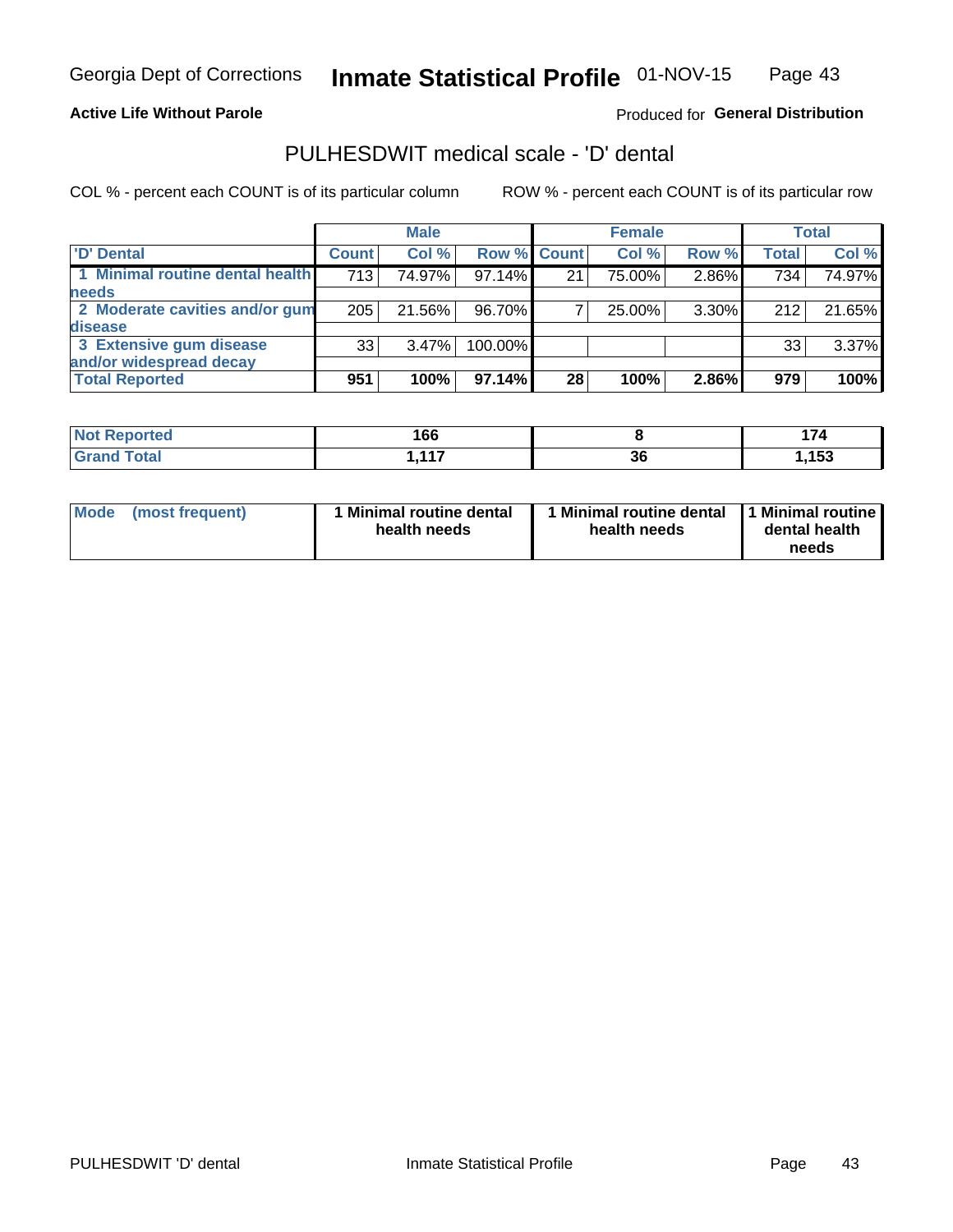Georgia Dept of Corrections **Inmate Statistical Profile** 01-NOV-15

**Active Life Without Parole**

Produced for **General Distribution**

## PULHESDWIT medical scale - 'D' dental

COL % - percent each COUNT is of its particular column

ROW % - percent each COUNT is of its particular row

| 'D' Dental | Male | | | Female | | | Total | |
|---|---|---|---|---|---|---|---|---|
| | Count | Col % | Row % | Count | Col % | Row % | Total | Col % |
| 1 Minimal routine dental health needs | 713 | 74.97% | 97.14% | 21 | 75.00% | 2.86% | 734 | 74.97% |
| 2 Moderate cavities and/or gum disease | 205 | 21.56% | 96.70% | 7 | 25.00% | 3.30% | 212 | 21.65% |
| 3 Extensive gum disease and/or widespread decay | 33 | 3.47% | 100.00% | | | | 33 | 3.37% |
| **Total Reported** | **951** | **100%** | **97.14%** | **28** | **100%** | **2.86%** | **979** | **100%** |

| | Male | Female | Total |
|---|---|---|---|
| Not Reported | 166 | 8 | 174 |
| Grand Total | 1,117 | 36 | 1,153 |

| | Male | Female | Total |
|---|---|---|---|
| Mode (most frequent) | 1 Minimal routine dental health needs | 1 Minimal routine dental health needs | 1 Minimal routine dental health needs |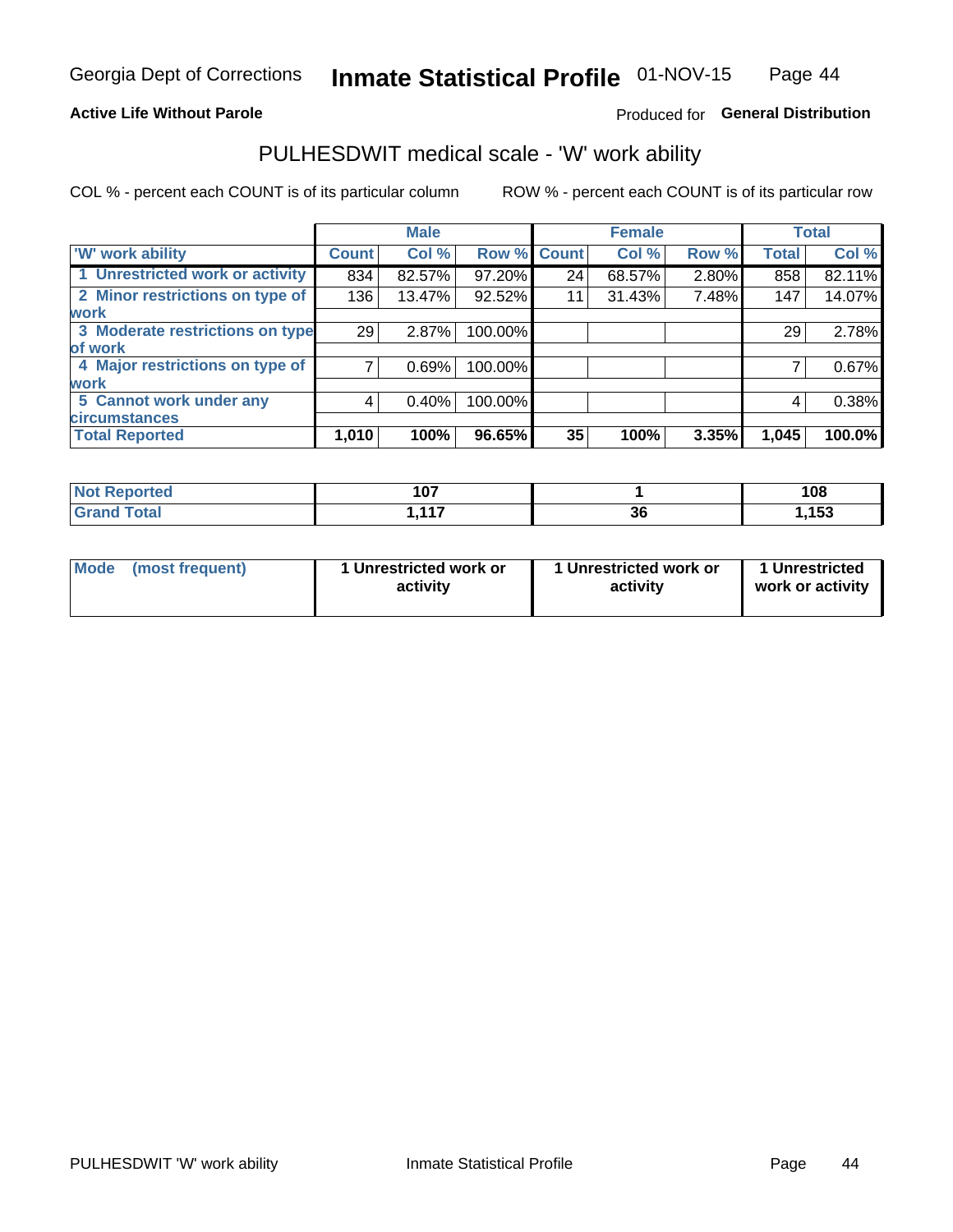Georgia Dept of Corrections **Inmate Statistical Profile** 01-NOV-15

**Active Life Without Parole**

Produced for **General Distribution**

## PULHESDWIT medical scale - 'W' work ability

COL % - percent each COUNT is of its particular column

ROW % - percent each COUNT is of its particular row

| | Male | | | Female | | | Total | |
|---|---|---|---|---|---|---|---|---|
| 'W' work ability | Count | Col % | Row % | Count | Col % | Row % | Total | Col % |
| 1 Unrestricted work or activity | 834 | 82.57% | 97.20% | 24 | 68.57% | 2.80% | 858 | 82.11% |
| 2 Minor restrictions on type of work | 136 | 13.47% | 92.52% | 11 | 31.43% | 7.48% | 147 | 14.07% |
| 3 Moderate restrictions on type of work | 29 | 2.87% | 100.00% | | | | 29 | 2.78% |
| 4 Major restrictions on type of work | 7 | 0.69% | 100.00% | | | | 7 | 0.67% |
| 5 Cannot work under any circumstances | 4 | 0.40% | 100.00% | | | | 4 | 0.38% |
| **Total Reported** | **1,010** | **100%** | **96.65%** | **35** | **100%** | **3.35%** | **1,045** | **100.0%** |

| | Male | Female | Total |
|---|---|---|---|
| Not Reported | 107 | 1 | 108 |
| Grand Total | 1,117 | 36 | 1,153 |

| | Male | Female | Total |
|---|---|---|---|
| Mode (most frequent) | 1 Unrestricted work or activity | 1 Unrestricted work or activity | 1 Unrestricted work or activity |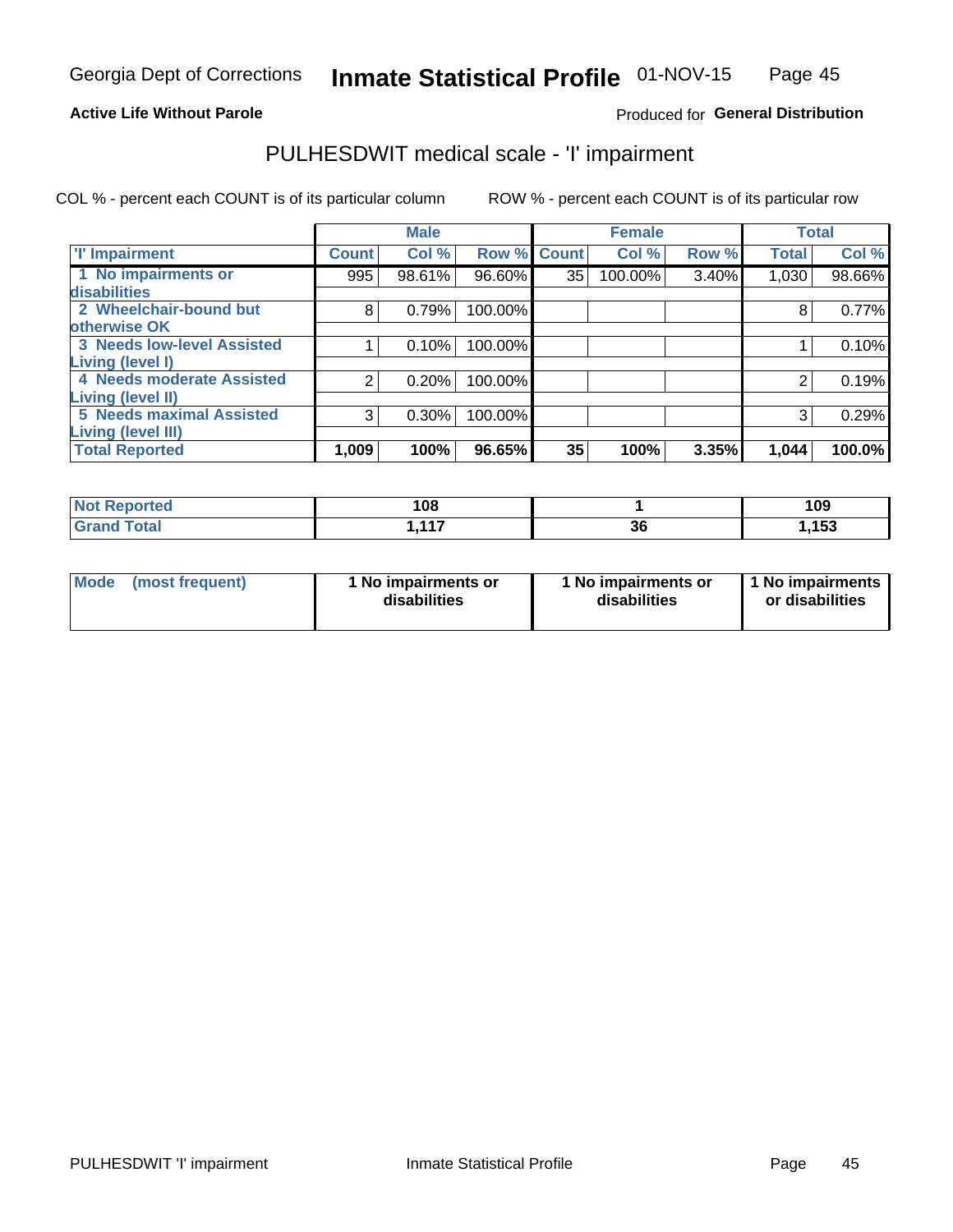Georgia Dept of Corrections **Inmate Statistical Profile** 01-NOV-15

**Active Life Without Parole**

Produced for **General Distribution**

## PULHESDWIT medical scale - 'I' impairment

COL % - percent each COUNT is of its particular column ROW % - percent each COUNT is of its particular row

| | Male | | | Female | | | Total | |
|---|---|---|---|---|---|---|---|---|
| 'I' Impairment | Count | Col % | Row % | Count | Col % | Row % | Total | Col % |
| 1 No impairments or disabilities | 995 | 98.61% | 96.60% | 35 | 100.00% | 3.40% | 1,030 | 98.66% |
| 2 Wheelchair-bound but otherwise OK | 8 | 0.79% | 100.00% | | | | 8 | 0.77% |
| 3 Needs low-level Assisted Living (level I) | 1 | 0.10% | 100.00% | | | | 1 | 0.10% |
| 4 Needs moderate Assisted Living (level II) | 2 | 0.20% | 100.00% | | | | 2 | 0.19% |
| 5 Needs maximal Assisted Living (level III) | 3 | 0.30% | 100.00% | | | | 3 | 0.29% |
| **Total Reported** | **1,009** | **100%** | **96.65%** | **35** | **100%** | **3.35%** | **1,044** | **100.0%** |

| | Male | Female | Total |
|---|---|---|---|
| Not Reported | 108 | 1 | 109 |
| Grand Total | 1,117 | 36 | 1,153 |

| | Male | Female | Total |
|---|---|---|---|
| Mode (most frequent) | 1 No impairments or disabilities | 1 No impairments or disabilities | 1 No impairments or disabilities |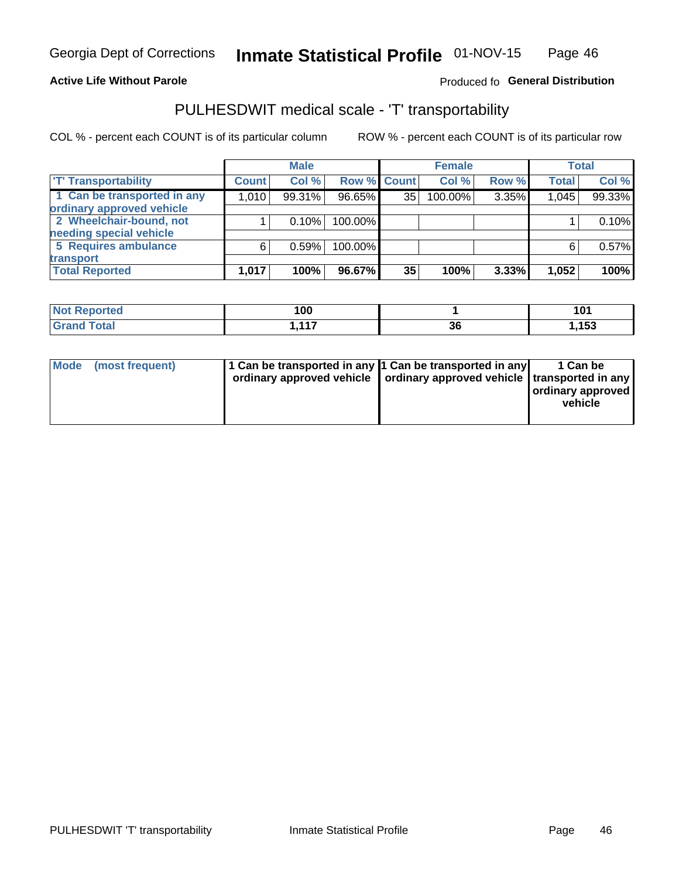Georgia Dept of Corrections **Inmate Statistical Profile** 01-NOV-15

**Active Life Without Parole** Produced fo **General Distribution**

## PULHESDWIT medical scale - 'T' transportability

COL % - percent each COUNT is of its particular column ROW % - percent each COUNT is of its particular row

| | Male | | | Female | | | Total | |
|---|---|---|---|---|---|---|---|---|
| 'T' Transportability | Count | Col % | Row % | Count | Col % | Row % | Total | Col % |
| 1 Can be transported in any ordinary approved vehicle | 1,010 | 99.31% | 96.65% | 35 | 100.00% | 3.35% | 1,045 | 99.33% |
| 2 Wheelchair-bound, not needing special vehicle | 1 | 0.10% | 100.00% | | | | 1 | 0.10% |
| 5 Requires ambulance transport | 6 | 0.59% | 100.00% | | | | 6 | 0.57% |
| **Total Reported** | **1,017** | **100%** | **96.67%** | **35** | **100%** | **3.33%** | **1,052** | **100%** |

| | Male | Female | Total |
|---|---|---|---|
| Not Reported | 100 | 1 | 101 |
| Grand Total | 1,117 | 36 | 1,153 |

| Mode (most frequent) | 1 Can be transported in any ordinary approved vehicle | 1 Can be transported in any ordinary approved vehicle | 1 Can be transported in any ordinary approved vehicle |
|---|---|---|---|

PULHESDWIT 'T' transportability Inmate Statistical Profile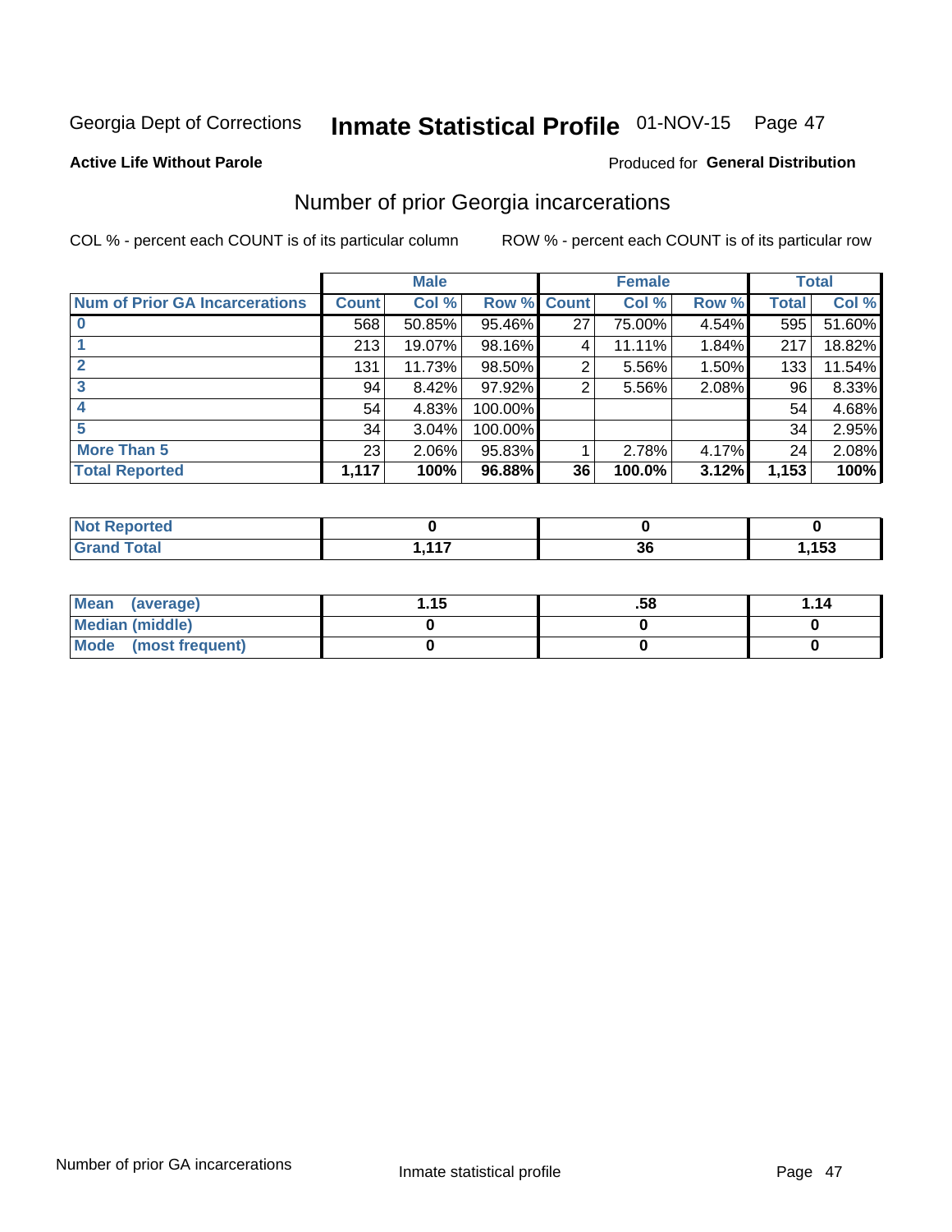Georgia Dept of Corrections **Inmate Statistical Profile** 01-NOV-15

**Active Life Without Parole**

Produced for **General Distribution**

## Number of prior Georgia incarcerations

COL % - percent each COUNT is of its particular column

ROW % - percent each COUNT is of its particular row

| | Male | | | Female | | | Total | |
|---|---|---|---|---|---|---|---|---|
| **Num of Prior GA Incarcerations** | **Count** | **Col %** | **Row %** | **Count** | **Col %** | **Row %** | **Total** | **Col %** |
| **0** | 568 | 50.85% | 95.46% | 27 | 75.00% | 4.54% | 595 | 51.60% |
| **1** | 213 | 19.07% | 98.16% | 4 | 11.11% | 1.84% | 217 | 18.82% |
| **2** | 131 | 11.73% | 98.50% | 2 | 5.56% | 1.50% | 133 | 11.54% |
| **3** | 94 | 8.42% | 97.92% | 2 | 5.56% | 2.08% | 96 | 8.33% |
| **4** | 54 | 4.83% | 100.00% | | | | 54 | 4.68% |
| **5** | 34 | 3.04% | 100.00% | | | | 34 | 2.95% |
| **More Than 5** | 23 | 2.06% | 95.83% | 1 | 2.78% | 4.17% | 24 | 2.08% |
| **Total Reported** | **1,117** | **100%** | **96.88%** | **36** | **100.0%** | **3.12%** | **1,153** | **100%** |

| | Male | Female | Total |
|---|---|---|---|
| **Not Reported** | **0** | **0** | **0** |
| **Grand Total** | **1,117** | **36** | **1,153** |

| | Male | Female | Total |
|---|---|---|---|
| **Mean (average)** | **1.15** | **.58** | **1.14** |
| **Median (middle)** | **0** | **0** | **0** |
| **Mode (most frequent)** | **0** | **0** | **0** |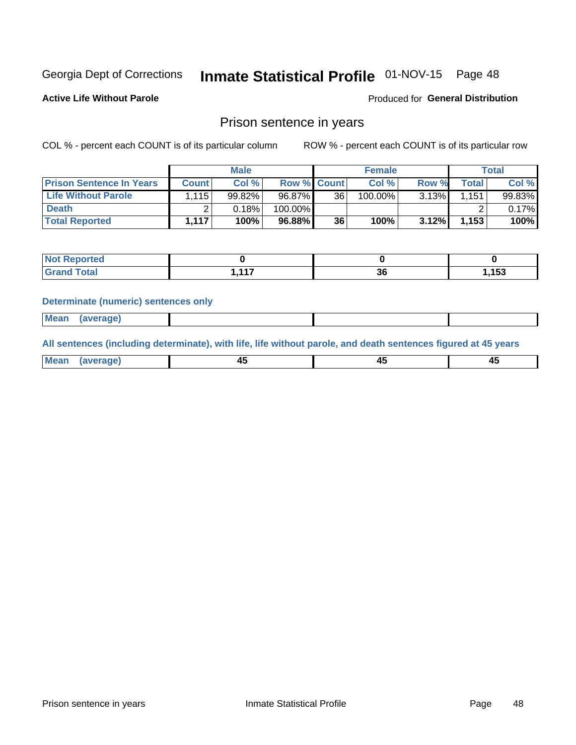Georgia Dept of Corrections **Inmate Statistical Profile** 01-NOV-15 Page 48

**Active Life Without Parole**

Produced for **General Distribution**

## Prison sentence in years

COL % - percent each COUNT is of its particular column ROW % - percent each COUNT is of its particular row

| | Male | | | Female | | | Total | |
|---|---|---|---|---|---|---|---|---|
| **Prison Sentence In Years** | **Count** | **Col %** | **Row %** | **Count** | **Col %** | **Row %** | **Total** | **Col %** |
| **Life Without Parole** | 1,115 | 99.82% | 96.87% | 36 | 100.00% | 3.13% | 1,151 | 99.83% |
| **Death** | 2 | 0.18% | 100.00% | | | | 2 | 0.17% |
| **Total Reported** | **1,117** | **100%** | **96.88%** | **36** | **100%** | **3.12%** | **1,153** | **100%** |

| | Male | Female | Total |
|---|---|---|---|
| **Not Reported** | **0** | **0** | **0** |
| **Grand Total** | **1,117** | **36** | **1,153** |

**Determinate (numeric) sentences only**

| | Male | Female | Total |
|---|---|---|---|
| **Mean (average)** | | | |

**All sentences (including determinate), with life, life without parole, and death sentences figured at 45 years**

| | Male | Female | Total |
|---|---|---|---|
| **Mean (average)** | **45** | **45** | **45** |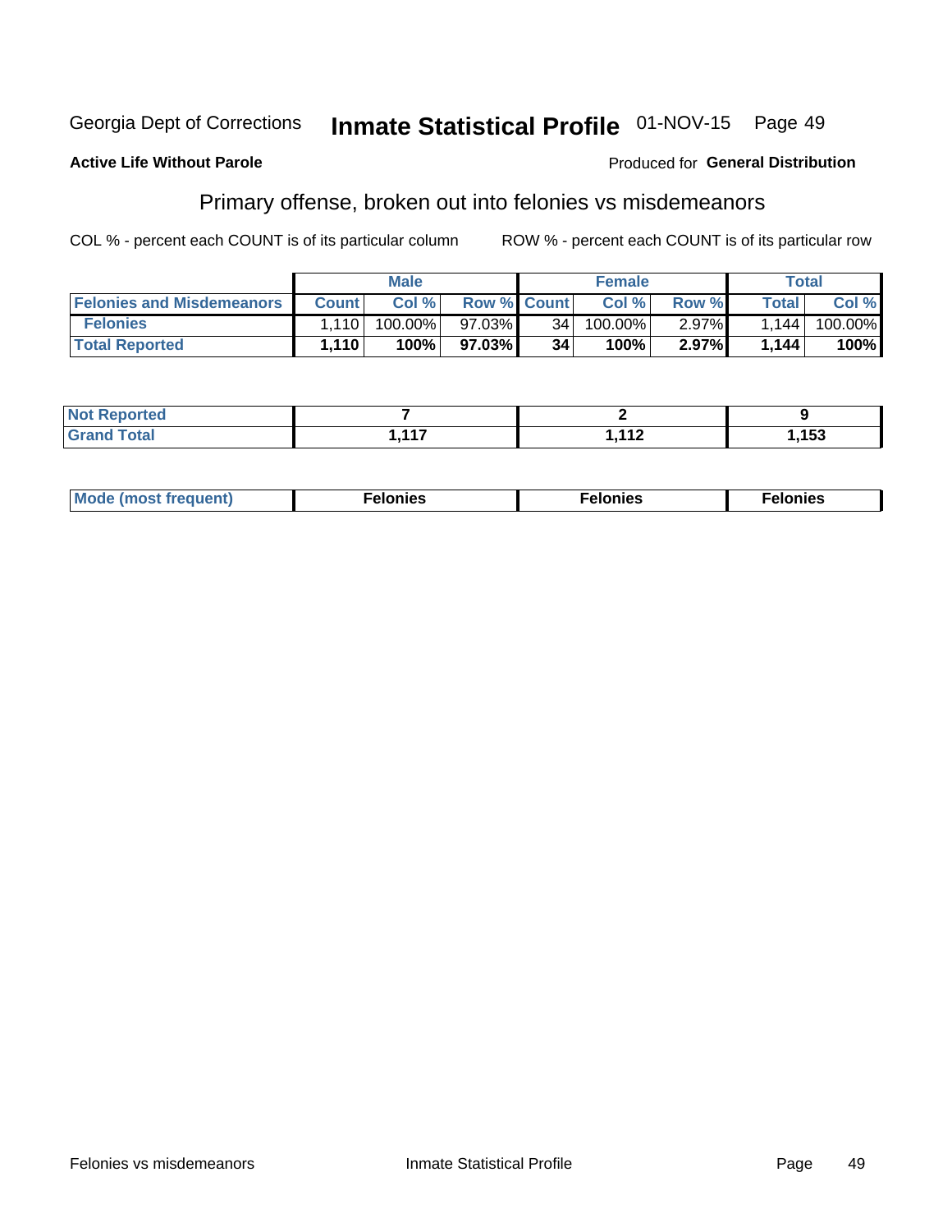Georgia Dept of Corrections **Inmate Statistical Profile** 01-NOV-15

**Active Life Without Parole** Produced for **General Distribution**

## Primary offense, broken out into felonies vs misdemeanors

COL % - percent each COUNT is of its particular column ROW % - percent each COUNT is of its particular row

| | Male | | | Female | | | Total | |
|---|---|---|---|---|---|---|---|---|
| **Felonies and Misdemeanors** | **Count** | **Col %** | **Row %** | **Count** | **Col %** | **Row %** | **Total** | **Col %** |
| **Felonies** | 1,110 | 100.00% | 97.03% | 34 | 100.00% | 2.97% | 1,144 | 100.00% |
| **Total Reported** | **1,110** | **100%** | **97.03%** | **34** | **100%** | **2.97%** | **1,144** | **100%** |

| | Male | Female | Total |
|---|---|---|---|
| **Not Reported** | **7** | **2** | **9** |
| **Grand Total** | **1,117** | **1,112** | **1,153** |

| | Male | Female | Total |
|---|---|---|---|
| **Mode (most frequent)** | **Felonies** | **Felonies** | **Felonies** |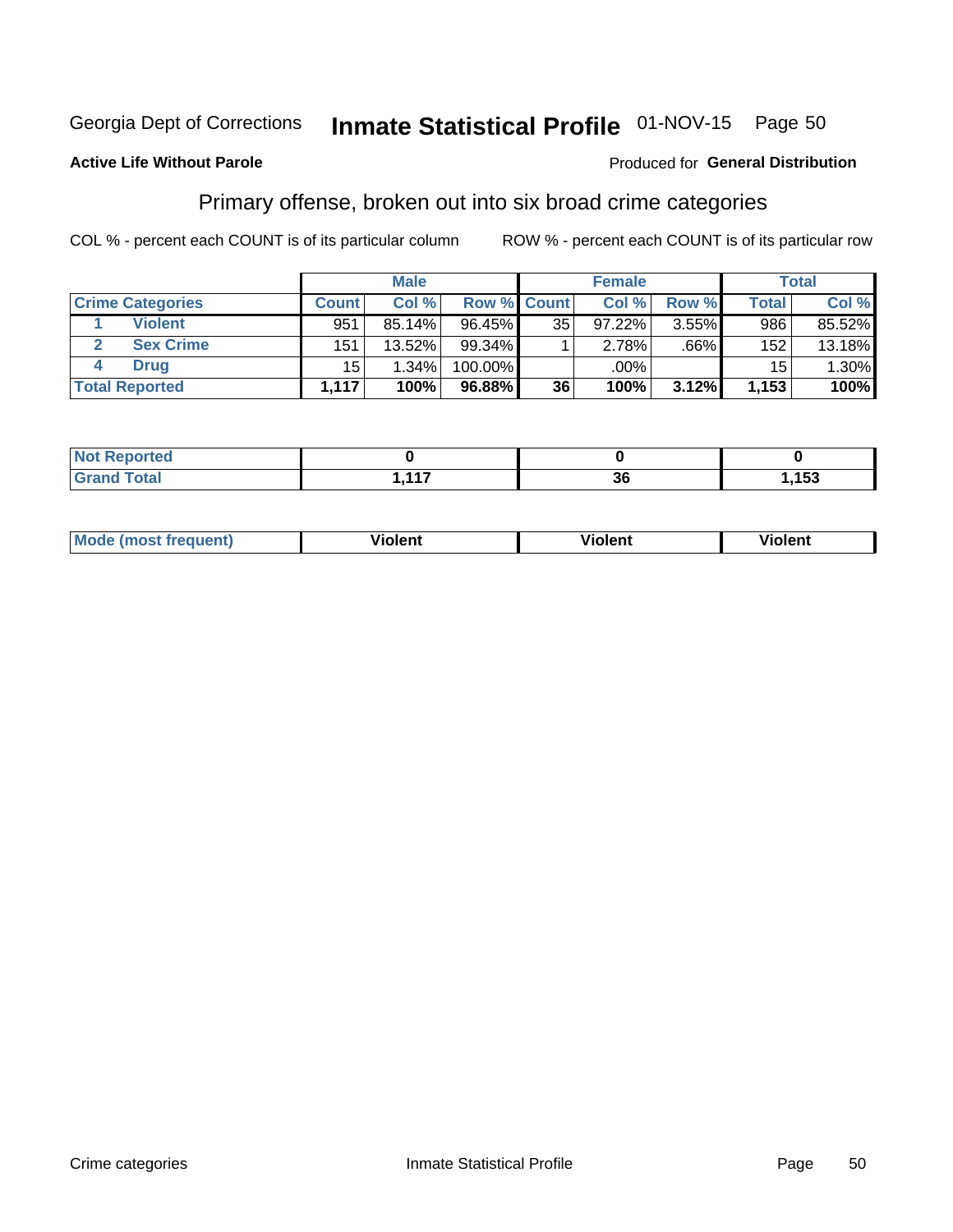Georgia Dept of Corrections **Inmate Statistical Profile** 01-NOV-15 Page 50

**Active Life Without Parole**

Produced for **General Distribution**

## Primary offense, broken out into six broad crime categories

COL % - percent each COUNT is of its particular column

ROW % - percent each COUNT is of its particular row

| | | Male | | | Female | | | Total | |
|---|---|---|---|---|---|---|---|---|---|
| **Crime Categories** | | **Count** | **Col %** | **Row %** | **Count** | **Col %** | **Row %** | **Total** | **Col %** |
| 1 | **Violent** | 951 | 85.14% | 96.45% | 35 | 97.22% | 3.55% | 986 | 85.52% |
| 2 | **Sex Crime** | 151 | 13.52% | 99.34% | 1 | 2.78% | .66% | 152 | 13.18% |
| 4 | **Drug** | 15 | 1.34% | 100.00% | | .00% | | 15 | 1.30% |
| **Total Reported** | | **1,117** | **100%** | **96.88%** | **36** | **100%** | **3.12%** | **1,153** | **100%** |

| | Male | Female | Total |
|---|---|---|---|
| **Not Reported** | **0** | **0** | **0** |
| **Grand Total** | **1,117** | **36** | **1,153** |

| | Male | Female | Total |
|---|---|---|---|
| **Mode (most frequent)** | **Violent** | **Violent** | **Violent** |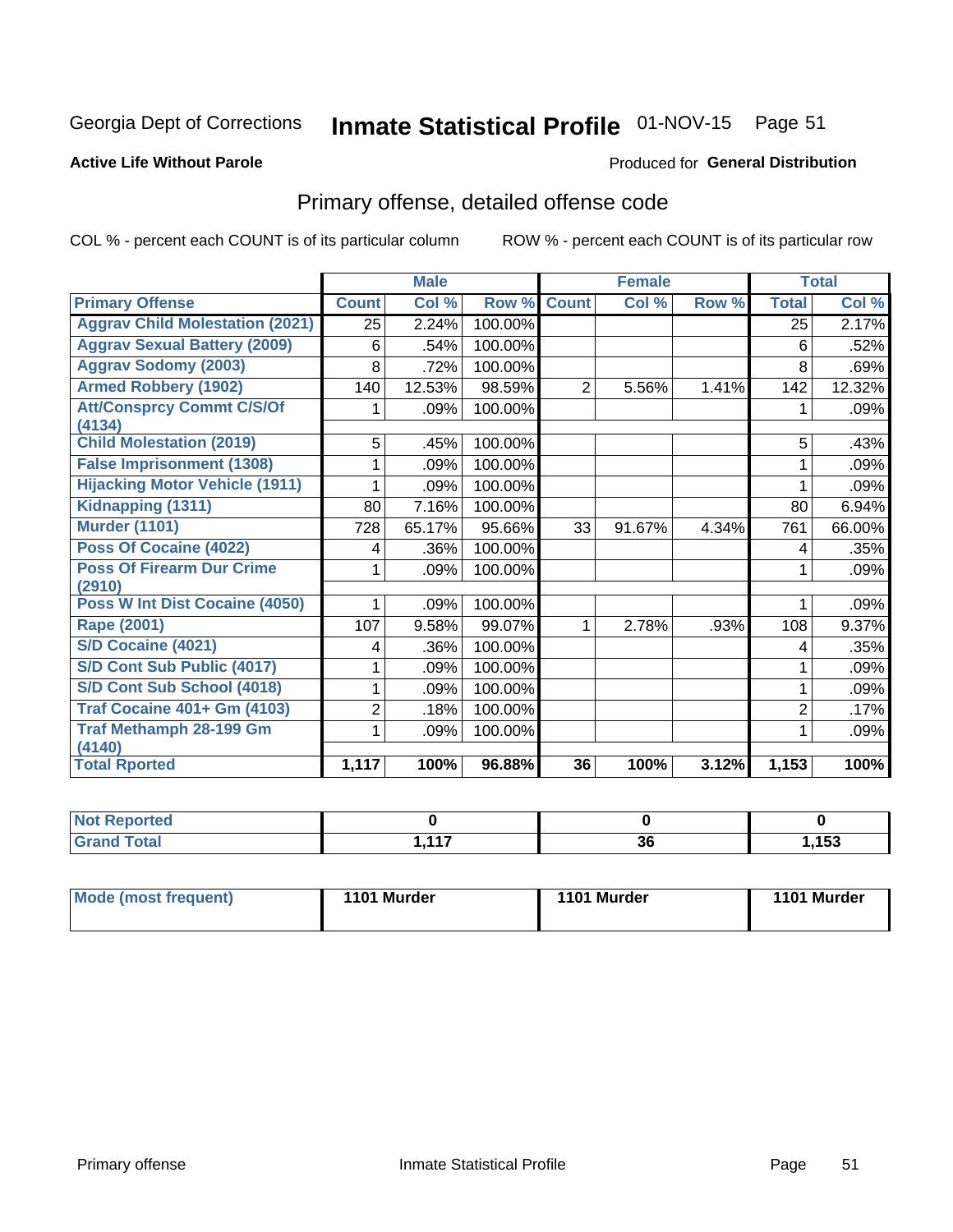Georgia Dept of Corrections **Inmate Statistical Profile** 01-NOV-15

**Active Life Without Parole**

Produced for **General Distribution**

## Primary offense, detailed offense code

COL % - percent each COUNT is of its particular column ROW % - percent each COUNT is of its particular row

| | Male | | | Female | | | Total | |
|---|---|---|---|---|---|---|---|---|
| **Primary Offense** | **Count** | **Col %** | **Row %** | **Count** | **Col %** | **Row %** | **Total** | **Col %** |
| Aggrav Child Molestation (2021) | 25 | 2.24% | 100.00% | | | | 25 | 2.17% |
| Aggrav Sexual Battery (2009) | 6 | .54% | 100.00% | | | | 6 | .52% |
| Aggrav Sodomy (2003) | 8 | .72% | 100.00% | | | | 8 | .69% |
| Armed Robbery (1902) | 140 | 12.53% | 98.59% | 2 | 5.56% | 1.41% | 142 | 12.32% |
| Att/Consprcy Commt C/S/Of (4134) | 1 | .09% | 100.00% | | | | 1 | .09% |
| Child Molestation (2019) | 5 | .45% | 100.00% | | | | 5 | .43% |
| False Imprisonment (1308) | 1 | .09% | 100.00% | | | | 1 | .09% |
| Hijacking Motor Vehicle (1911) | 1 | .09% | 100.00% | | | | 1 | .09% |
| Kidnapping (1311) | 80 | 7.16% | 100.00% | | | | 80 | 6.94% |
| Murder (1101) | 728 | 65.17% | 95.66% | 33 | 91.67% | 4.34% | 761 | 66.00% |
| Poss Of Cocaine (4022) | 4 | .36% | 100.00% | | | | 4 | .35% |
| Poss Of Firearm Dur Crime (2910) | 1 | .09% | 100.00% | | | | 1 | .09% |
| Poss W Int Dist Cocaine (4050) | 1 | .09% | 100.00% | | | | 1 | .09% |
| Rape (2001) | 107 | 9.58% | 99.07% | 1 | 2.78% | .93% | 108 | 9.37% |
| S/D Cocaine (4021) | 4 | .36% | 100.00% | | | | 4 | .35% |
| S/D Cont Sub Public (4017) | 1 | .09% | 100.00% | | | | 1 | .09% |
| S/D Cont Sub School (4018) | 1 | .09% | 100.00% | | | | 1 | .09% |
| Traf Cocaine 401+ Gm (4103) | 2 | .18% | 100.00% | | | | 2 | .17% |
| Traf Methamph 28-199 Gm (4140) | 1 | .09% | 100.00% | | | | 1 | .09% |
| **Total Rported** | **1,117** | **100%** | **96.88%** | **36** | **100%** | **3.12%** | **1,153** | **100%** |

| | Male | Female | Total |
|---|---|---|---|
| Not Reported | 0 | 0 | 0 |
| Grand Total | 1,117 | 36 | 1,153 |

| | Male | Female | Total |
|---|---|---|---|
| Mode (most frequent) | 1101 Murder | 1101 Murder | 1101 Murder |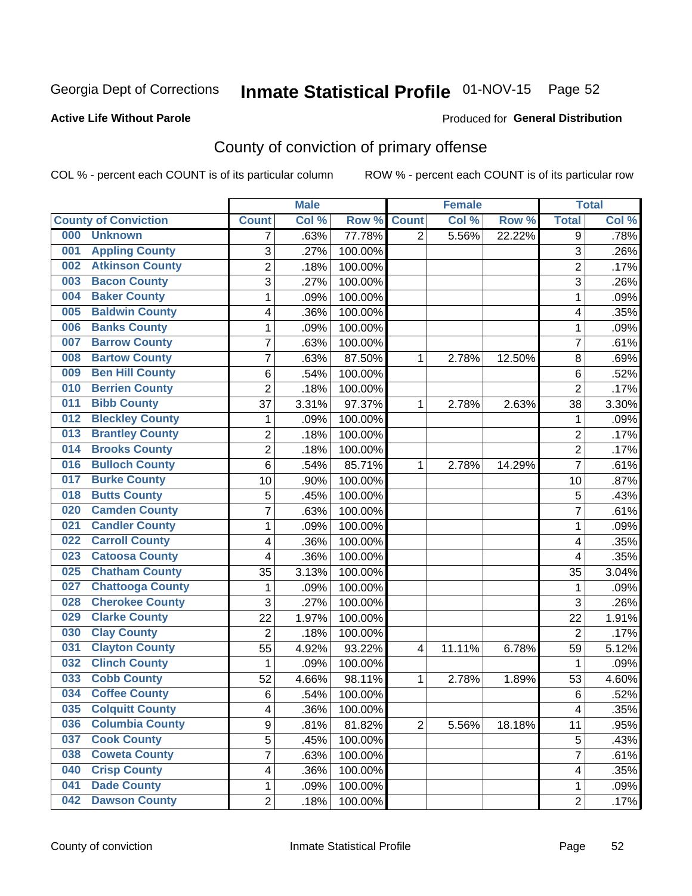Georgia Dept of Corrections **Inmate Statistical Profile** 01-NOV-15

**Active Life Without Parole**

Produced for **General Distribution**

## County of conviction of primary offense

COL % - percent each COUNT is of its particular column ROW % - percent each COUNT is of its particular row

| County of Conviction | Male | | | Female | | | Total | |
|---|---|---|---|---|---|---|---|---|
| | Count | Col % | Row % | Count | Col % | Row % | Total | Col % |
| 000 Unknown | 7 | .63% | 77.78% | 2 | 5.56% | 22.22% | 9 | .78% |
| 001 Appling County | 3 | .27% | 100.00% | | | | 3 | .26% |
| 002 Atkinson County | 2 | .18% | 100.00% | | | | 2 | .17% |
| 003 Bacon County | 3 | .27% | 100.00% | | | | 3 | .26% |
| 004 Baker County | 1 | .09% | 100.00% | | | | 1 | .09% |
| 005 Baldwin County | 4 | .36% | 100.00% | | | | 4 | .35% |
| 006 Banks County | 1 | .09% | 100.00% | | | | 1 | .09% |
| 007 Barrow County | 7 | .63% | 100.00% | | | | 7 | .61% |
| 008 Bartow County | 7 | .63% | 87.50% | 1 | 2.78% | 12.50% | 8 | .69% |
| 009 Ben Hill County | 6 | .54% | 100.00% | | | | 6 | .52% |
| 010 Berrien County | 2 | .18% | 100.00% | | | | 2 | .17% |
| 011 Bibb County | 37 | 3.31% | 97.37% | 1 | 2.78% | 2.63% | 38 | 3.30% |
| 012 Bleckley County | 1 | .09% | 100.00% | | | | 1 | .09% |
| 013 Brantley County | 2 | .18% | 100.00% | | | | 2 | .17% |
| 014 Brooks County | 2 | .18% | 100.00% | | | | 2 | .17% |
| 016 Bulloch County | 6 | .54% | 85.71% | 1 | 2.78% | 14.29% | 7 | .61% |
| 017 Burke County | 10 | .90% | 100.00% | | | | 10 | .87% |
| 018 Butts County | 5 | .45% | 100.00% | | | | 5 | .43% |
| 020 Camden County | 7 | .63% | 100.00% | | | | 7 | .61% |
| 021 Candler County | 1 | .09% | 100.00% | | | | 1 | .09% |
| 022 Carroll County | 4 | .36% | 100.00% | | | | 4 | .35% |
| 023 Catoosa County | 4 | .36% | 100.00% | | | | 4 | .35% |
| 025 Chatham County | 35 | 3.13% | 100.00% | | | | 35 | 3.04% |
| 027 Chattooga County | 1 | .09% | 100.00% | | | | 1 | .09% |
| 028 Cherokee County | 3 | .27% | 100.00% | | | | 3 | .26% |
| 029 Clarke County | 22 | 1.97% | 100.00% | | | | 22 | 1.91% |
| 030 Clay County | 2 | .18% | 100.00% | | | | 2 | .17% |
| 031 Clayton County | 55 | 4.92% | 93.22% | 4 | 11.11% | 6.78% | 59 | 5.12% |
| 032 Clinch County | 1 | .09% | 100.00% | | | | 1 | .09% |
| 033 Cobb County | 52 | 4.66% | 98.11% | 1 | 2.78% | 1.89% | 53 | 4.60% |
| 034 Coffee County | 6 | .54% | 100.00% | | | | 6 | .52% |
| 035 Colquitt County | 4 | .36% | 100.00% | | | | 4 | .35% |
| 036 Columbia County | 9 | .81% | 81.82% | 2 | 5.56% | 18.18% | 11 | .95% |
| 037 Cook County | 5 | .45% | 100.00% | | | | 5 | .43% |
| 038 Coweta County | 7 | .63% | 100.00% | | | | 7 | .61% |
| 040 Crisp County | 4 | .36% | 100.00% | | | | 4 | .35% |
| 041 Dade County | 1 | .09% | 100.00% | | | | 1 | .09% |
| 042 Dawson County | 2 | .18% | 100.00% | | | | 2 | .17% |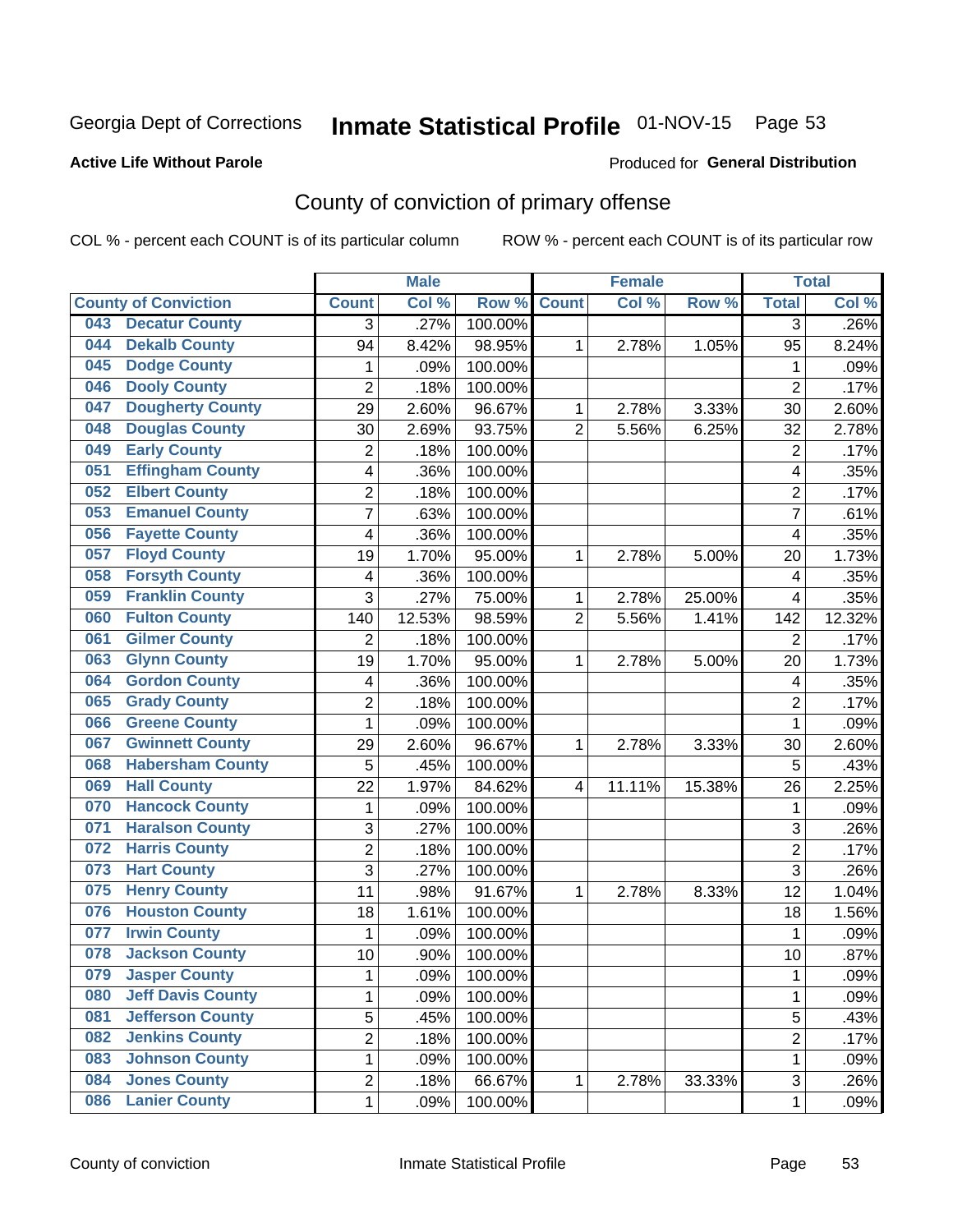Georgia Dept of Corrections **Inmate Statistical Profile** 01-NOV-15 Page 53

**Active Life Without Parole**

Produced for **General Distribution**

## County of conviction of primary offense

COL % - percent each COUNT is of its particular column ROW % - percent each COUNT is of its particular row

| County of Conviction | | Male | | | Female | | | Total | |
|---|---|---|---|---|---|---|---|---|---|
| | | Count | Col % | Row % | Count | Col % | Row % | Total | Col % |
| 043 | Decatur County | 3 | .27% | 100.00% | | | | 3 | .26% |
| 044 | Dekalb County | 94 | 8.42% | 98.95% | 1 | 2.78% | 1.05% | 95 | 8.24% |
| 045 | Dodge County | 1 | .09% | 100.00% | | | | 1 | .09% |
| 046 | Dooly County | 2 | .18% | 100.00% | | | | 2 | .17% |
| 047 | Dougherty County | 29 | 2.60% | 96.67% | 1 | 2.78% | 3.33% | 30 | 2.60% |
| 048 | Douglas County | 30 | 2.69% | 93.75% | 2 | 5.56% | 6.25% | 32 | 2.78% |
| 049 | Early County | 2 | .18% | 100.00% | | | | 2 | .17% |
| 051 | Effingham County | 4 | .36% | 100.00% | | | | 4 | .35% |
| 052 | Elbert County | 2 | .18% | 100.00% | | | | 2 | .17% |
| 053 | Emanuel County | 7 | .63% | 100.00% | | | | 7 | .61% |
| 056 | Fayette County | 4 | .36% | 100.00% | | | | 4 | .35% |
| 057 | Floyd County | 19 | 1.70% | 95.00% | 1 | 2.78% | 5.00% | 20 | 1.73% |
| 058 | Forsyth County | 4 | .36% | 100.00% | | | | 4 | .35% |
| 059 | Franklin County | 3 | .27% | 75.00% | 1 | 2.78% | 25.00% | 4 | .35% |
| 060 | Fulton County | 140 | 12.53% | 98.59% | 2 | 5.56% | 1.41% | 142 | 12.32% |
| 061 | Gilmer County | 2 | .18% | 100.00% | | | | 2 | .17% |
| 063 | Glynn County | 19 | 1.70% | 95.00% | 1 | 2.78% | 5.00% | 20 | 1.73% |
| 064 | Gordon County | 4 | .36% | 100.00% | | | | 4 | .35% |
| 065 | Grady County | 2 | .18% | 100.00% | | | | 2 | .17% |
| 066 | Greene County | 1 | .09% | 100.00% | | | | 1 | .09% |
| 067 | Gwinnett County | 29 | 2.60% | 96.67% | 1 | 2.78% | 3.33% | 30 | 2.60% |
| 068 | Habersham County | 5 | .45% | 100.00% | | | | 5 | .43% |
| 069 | Hall County | 22 | 1.97% | 84.62% | 4 | 11.11% | 15.38% | 26 | 2.25% |
| 070 | Hancock County | 1 | .09% | 100.00% | | | | 1 | .09% |
| 071 | Haralson County | 3 | .27% | 100.00% | | | | 3 | .26% |
| 072 | Harris County | 2 | .18% | 100.00% | | | | 2 | .17% |
| 073 | Hart County | 3 | .27% | 100.00% | | | | 3 | .26% |
| 075 | Henry County | 11 | .98% | 91.67% | 1 | 2.78% | 8.33% | 12 | 1.04% |
| 076 | Houston County | 18 | 1.61% | 100.00% | | | | 18 | 1.56% |
| 077 | Irwin County | 1 | .09% | 100.00% | | | | 1 | .09% |
| 078 | Jackson County | 10 | .90% | 100.00% | | | | 10 | .87% |
| 079 | Jasper County | 1 | .09% | 100.00% | | | | 1 | .09% |
| 080 | Jeff Davis County | 1 | .09% | 100.00% | | | | 1 | .09% |
| 081 | Jefferson County | 5 | .45% | 100.00% | | | | 5 | .43% |
| 082 | Jenkins County | 2 | .18% | 100.00% | | | | 2 | .17% |
| 083 | Johnson County | 1 | .09% | 100.00% | | | | 1 | .09% |
| 084 | Jones County | 2 | .18% | 66.67% | 1 | 2.78% | 33.33% | 3 | .26% |
| 086 | Lanier County | 1 | .09% | 100.00% | | | | 1 | .09% |

County of conviction Inmate Statistical Profile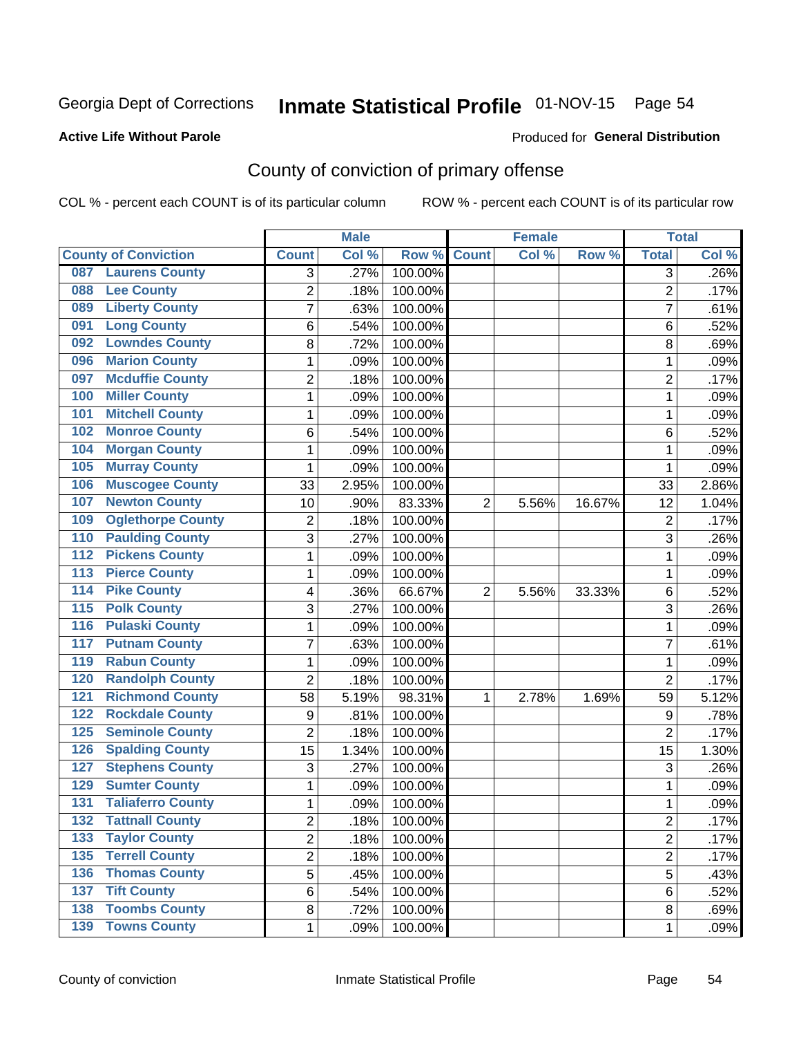Georgia Dept of Corrections **Inmate Statistical Profile** 01-NOV-15

**Active Life Without Parole**

Produced for **General Distribution**

## County of conviction of primary offense

COL % - percent each COUNT is of its particular column ROW % - percent each COUNT is of its particular row

| County of Conviction | Male | | | Female | | | Total | |
|---|---|---|---|---|---|---|---|---|
| | Count | Col % | Row % | Count | Col % | Row % | Total | Col % |
| 087 Laurens County | 3 | .27% | 100.00% | | | | 3 | .26% |
| 088 Lee County | 2 | .18% | 100.00% | | | | 2 | .17% |
| 089 Liberty County | 7 | .63% | 100.00% | | | | 7 | .61% |
| 091 Long County | 6 | .54% | 100.00% | | | | 6 | .52% |
| 092 Lowndes County | 8 | .72% | 100.00% | | | | 8 | .69% |
| 096 Marion County | 1 | .09% | 100.00% | | | | 1 | .09% |
| 097 Mcduffie County | 2 | .18% | 100.00% | | | | 2 | .17% |
| 100 Miller County | 1 | .09% | 100.00% | | | | 1 | .09% |
| 101 Mitchell County | 1 | .09% | 100.00% | | | | 1 | .09% |
| 102 Monroe County | 6 | .54% | 100.00% | | | | 6 | .52% |
| 104 Morgan County | 1 | .09% | 100.00% | | | | 1 | .09% |
| 105 Murray County | 1 | .09% | 100.00% | | | | 1 | .09% |
| 106 Muscogee County | 33 | 2.95% | 100.00% | | | | 33 | 2.86% |
| 107 Newton County | 10 | .90% | 83.33% | 2 | 5.56% | 16.67% | 12 | 1.04% |
| 109 Oglethorpe County | 2 | .18% | 100.00% | | | | 2 | .17% |
| 110 Paulding County | 3 | .27% | 100.00% | | | | 3 | .26% |
| 112 Pickens County | 1 | .09% | 100.00% | | | | 1 | .09% |
| 113 Pierce County | 1 | .09% | 100.00% | | | | 1 | .09% |
| 114 Pike County | 4 | .36% | 66.67% | 2 | 5.56% | 33.33% | 6 | .52% |
| 115 Polk County | 3 | .27% | 100.00% | | | | 3 | .26% |
| 116 Pulaski County | 1 | .09% | 100.00% | | | | 1 | .09% |
| 117 Putnam County | 7 | .63% | 100.00% | | | | 7 | .61% |
| 119 Rabun County | 1 | .09% | 100.00% | | | | 1 | .09% |
| 120 Randolph County | 2 | .18% | 100.00% | | | | 2 | .17% |
| 121 Richmond County | 58 | 5.19% | 98.31% | 1 | 2.78% | 1.69% | 59 | 5.12% |
| 122 Rockdale County | 9 | .81% | 100.00% | | | | 9 | .78% |
| 125 Seminole County | 2 | .18% | 100.00% | | | | 2 | .17% |
| 126 Spalding County | 15 | 1.34% | 100.00% | | | | 15 | 1.30% |
| 127 Stephens County | 3 | .27% | 100.00% | | | | 3 | .26% |
| 129 Sumter County | 1 | .09% | 100.00% | | | | 1 | .09% |
| 131 Taliaferro County | 1 | .09% | 100.00% | | | | 1 | .09% |
| 132 Tattnall County | 2 | .18% | 100.00% | | | | 2 | .17% |
| 133 Taylor County | 2 | .18% | 100.00% | | | | 2 | .17% |
| 135 Terrell County | 2 | .18% | 100.00% | | | | 2 | .17% |
| 136 Thomas County | 5 | .45% | 100.00% | | | | 5 | .43% |
| 137 Tift County | 6 | .54% | 100.00% | | | | 6 | .52% |
| 138 Toombs County | 8 | .72% | 100.00% | | | | 8 | .69% |
| 139 Towns County | 1 | .09% | 100.00% | | | | 1 | .09% |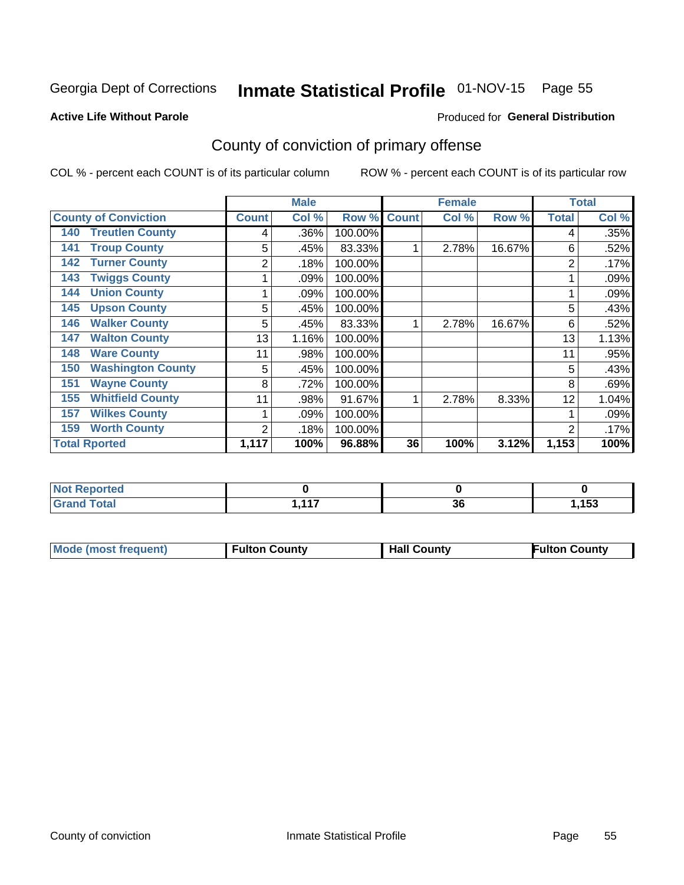Georgia Dept of Corrections **Inmate Statistical Profile** 01-NOV-15

**Active Life Without Parole**

Produced for **General Distribution**

## County of conviction of primary offense

COL % - percent each COUNT is of its particular column

ROW % - percent each COUNT is of its particular row

| County of Conviction | Male | | | Female | | | Total | |
|---|---|---|---|---|---|---|---|---|
| | Count | Col % | Row % | Count | Col % | Row % | Total | Col % |
| 140 Treutlen County | 4 | .36% | 100.00% | | | | 4 | .35% |
| 141 Troup County | 5 | .45% | 83.33% | 1 | 2.78% | 16.67% | 6 | .52% |
| 142 Turner County | 2 | .18% | 100.00% | | | | 2 | .17% |
| 143 Twiggs County | 1 | .09% | 100.00% | | | | 1 | .09% |
| 144 Union County | 1 | .09% | 100.00% | | | | 1 | .09% |
| 145 Upson County | 5 | .45% | 100.00% | | | | 5 | .43% |
| 146 Walker County | 5 | .45% | 83.33% | 1 | 2.78% | 16.67% | 6 | .52% |
| 147 Walton County | 13 | 1.16% | 100.00% | | | | 13 | 1.13% |
| 148 Ware County | 11 | .98% | 100.00% | | | | 11 | .95% |
| 150 Washington County | 5 | .45% | 100.00% | | | | 5 | .43% |
| 151 Wayne County | 8 | .72% | 100.00% | | | | 8 | .69% |
| 155 Whitfield County | 11 | .98% | 91.67% | 1 | 2.78% | 8.33% | 12 | 1.04% |
| 157 Wilkes County | 1 | .09% | 100.00% | | | | 1 | .09% |
| 159 Worth County | 2 | .18% | 100.00% | | | | 2 | .17% |
| **Total Rported** | **1,117** | **100%** | **96.88%** | **36** | **100%** | **3.12%** | **1,153** | **100%** |

| | Male | Female | Total |
|---|---|---|---|
| Not Reported | 0 | 0 | 0 |
| Grand Total | 1,117 | 36 | 1,153 |

| | Male | Female | Total |
|---|---|---|---|
| Mode (most frequent) | Fulton County | Hall County | Fulton County |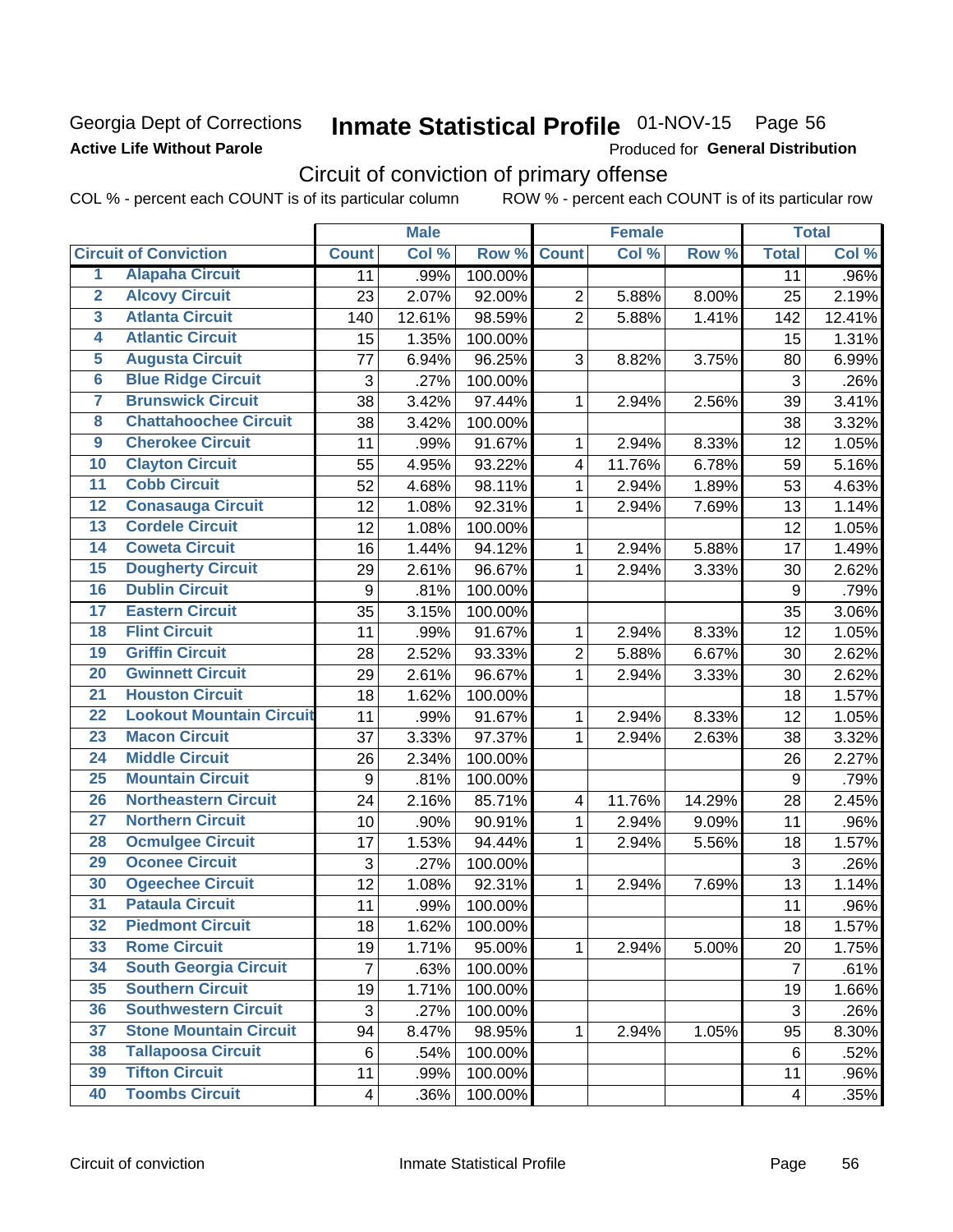Georgia Dept of Corrections
**Active Life Without Parole**

# Inmate Statistical Profile 01-NOV-15 Page 56

Produced for **General Distribution**

## Circuit of conviction of primary offense

COL % - percent each COUNT is of its particular column ROW % - percent each COUNT is of its particular row

| | | Male | | | Female | | | Total | |
|---|---|---|---|---|---|---|---|---|---|
| **Circuit of Conviction** | | **Count** | **Col %** | **Row %** | **Count** | **Col %** | **Row %** | **Total** | **Col %** |
| 1 | Alapaha Circuit | 11 | .99% | 100.00% | | | | 11 | .96% |
| 2 | Alcovy Circuit | 23 | 2.07% | 92.00% | 2 | 5.88% | 8.00% | 25 | 2.19% |
| 3 | Atlanta Circuit | 140 | 12.61% | 98.59% | 2 | 5.88% | 1.41% | 142 | 12.41% |
| 4 | Atlantic Circuit | 15 | 1.35% | 100.00% | | | | 15 | 1.31% |
| 5 | Augusta Circuit | 77 | 6.94% | 96.25% | 3 | 8.82% | 3.75% | 80 | 6.99% |
| 6 | Blue Ridge Circuit | 3 | .27% | 100.00% | | | | 3 | .26% |
| 7 | Brunswick Circuit | 38 | 3.42% | 97.44% | 1 | 2.94% | 2.56% | 39 | 3.41% |
| 8 | Chattahoochee Circuit | 38 | 3.42% | 100.00% | | | | 38 | 3.32% |
| 9 | Cherokee Circuit | 11 | .99% | 91.67% | 1 | 2.94% | 8.33% | 12 | 1.05% |
| 10 | Clayton Circuit | 55 | 4.95% | 93.22% | 4 | 11.76% | 6.78% | 59 | 5.16% |
| 11 | Cobb Circuit | 52 | 4.68% | 98.11% | 1 | 2.94% | 1.89% | 53 | 4.63% |
| 12 | Conasauga Circuit | 12 | 1.08% | 92.31% | 1 | 2.94% | 7.69% | 13 | 1.14% |
| 13 | Cordele Circuit | 12 | 1.08% | 100.00% | | | | 12 | 1.05% |
| 14 | Coweta Circuit | 16 | 1.44% | 94.12% | 1 | 2.94% | 5.88% | 17 | 1.49% |
| 15 | Dougherty Circuit | 29 | 2.61% | 96.67% | 1 | 2.94% | 3.33% | 30 | 2.62% |
| 16 | Dublin Circuit | 9 | .81% | 100.00% | | | | 9 | .79% |
| 17 | Eastern Circuit | 35 | 3.15% | 100.00% | | | | 35 | 3.06% |
| 18 | Flint Circuit | 11 | .99% | 91.67% | 1 | 2.94% | 8.33% | 12 | 1.05% |
| 19 | Griffin Circuit | 28 | 2.52% | 93.33% | 2 | 5.88% | 6.67% | 30 | 2.62% |
| 20 | Gwinnett Circuit | 29 | 2.61% | 96.67% | 1 | 2.94% | 3.33% | 30 | 2.62% |
| 21 | Houston Circuit | 18 | 1.62% | 100.00% | | | | 18 | 1.57% |
| 22 | Lookout Mountain Circuit | 11 | .99% | 91.67% | 1 | 2.94% | 8.33% | 12 | 1.05% |
| 23 | Macon Circuit | 37 | 3.33% | 97.37% | 1 | 2.94% | 2.63% | 38 | 3.32% |
| 24 | Middle Circuit | 26 | 2.34% | 100.00% | | | | 26 | 2.27% |
| 25 | Mountain Circuit | 9 | .81% | 100.00% | | | | 9 | .79% |
| 26 | Northeastern Circuit | 24 | 2.16% | 85.71% | 4 | 11.76% | 14.29% | 28 | 2.45% |
| 27 | Northern Circuit | 10 | .90% | 90.91% | 1 | 2.94% | 9.09% | 11 | .96% |
| 28 | Ocmulgee Circuit | 17 | 1.53% | 94.44% | 1 | 2.94% | 5.56% | 18 | 1.57% |
| 29 | Oconee Circuit | 3 | .27% | 100.00% | | | | 3 | .26% |
| 30 | Ogeechee Circuit | 12 | 1.08% | 92.31% | 1 | 2.94% | 7.69% | 13 | 1.14% |
| 31 | Pataula Circuit | 11 | .99% | 100.00% | | | | 11 | .96% |
| 32 | Piedmont Circuit | 18 | 1.62% | 100.00% | | | | 18 | 1.57% |
| 33 | Rome Circuit | 19 | 1.71% | 95.00% | 1 | 2.94% | 5.00% | 20 | 1.75% |
| 34 | South Georgia Circuit | 7 | .63% | 100.00% | | | | 7 | .61% |
| 35 | Southern Circuit | 19 | 1.71% | 100.00% | | | | 19 | 1.66% |
| 36 | Southwestern Circuit | 3 | .27% | 100.00% | | | | 3 | .26% |
| 37 | Stone Mountain Circuit | 94 | 8.47% | 98.95% | 1 | 2.94% | 1.05% | 95 | 8.30% |
| 38 | Tallapoosa Circuit | 6 | .54% | 100.00% | | | | 6 | .52% |
| 39 | Tifton Circuit | 11 | .99% | 100.00% | | | | 11 | .96% |
| 40 | Toombs Circuit | 4 | .36% | 100.00% | | | | 4 | .35% |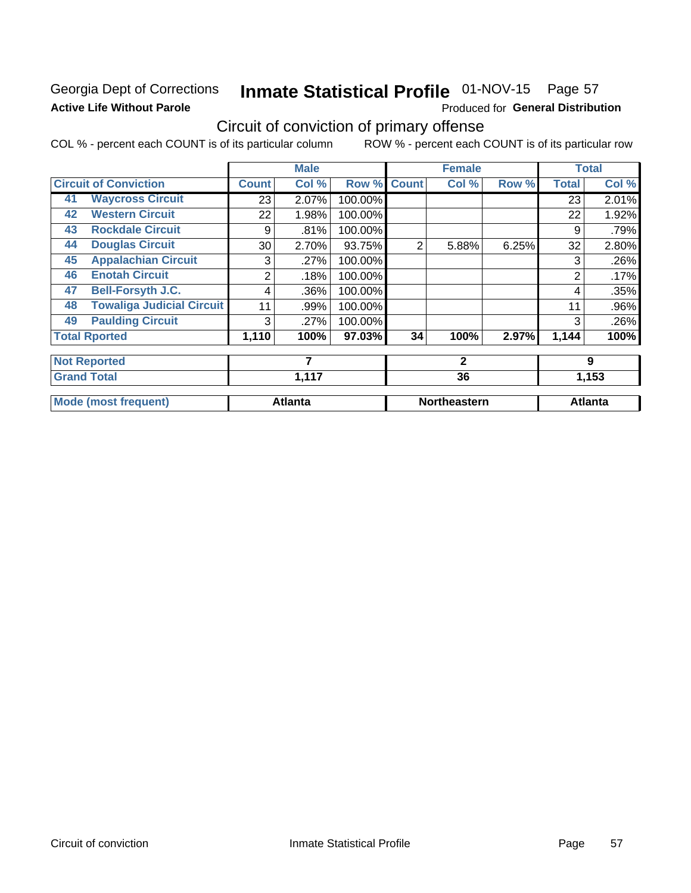Georgia Dept of Corrections **Inmate Statistical Profile** 01-NOV-15 Page 57

**Active Life Without Parole** Produced for **General Distribution**

## Circuit of conviction of primary offense

COL % - percent each COUNT is of its particular column ROW % - percent each COUNT is of its particular row

| Circuit of Conviction | | Male | | | Female | | | Total | |
|---|---|---|---|---|---|---|---|---|---|
| | | Count | Col % | Row % | Count | Col % | Row % | Total | Col % |
| 41 | Waycross Circuit | 23 | 2.07% | 100.00% | | | | 23 | 2.01% |
| 42 | Western Circuit | 22 | 1.98% | 100.00% | | | | 22 | 1.92% |
| 43 | Rockdale Circuit | 9 | .81% | 100.00% | | | | 9 | .79% |
| 44 | Douglas Circuit | 30 | 2.70% | 93.75% | 2 | 5.88% | 6.25% | 32 | 2.80% |
| 45 | Appalachian Circuit | 3 | .27% | 100.00% | | | | 3 | .26% |
| 46 | Enotah Circuit | 2 | .18% | 100.00% | | | | 2 | .17% |
| 47 | Bell-Forsyth J.C. | 4 | .36% | 100.00% | | | | 4 | .35% |
| 48 | Towaliga Judicial Circuit | 11 | .99% | 100.00% | | | | 11 | .96% |
| 49 | Paulding Circuit | 3 | .27% | 100.00% | | | | 3 | .26% |
| **Total Rported** | | **1,110** | **100%** | **97.03%** | **34** | **100%** | **2.97%** | **1,144** | **100%** |
| **Not Reported** | | **7** | | | **2** | | | **9** | |
| **Grand Total** | | **1,117** | | | **36** | | | **1,153** | |
| **Mode (most frequent)** | | **Atlanta** | | | **Northeastern** | | | **Atlanta** | |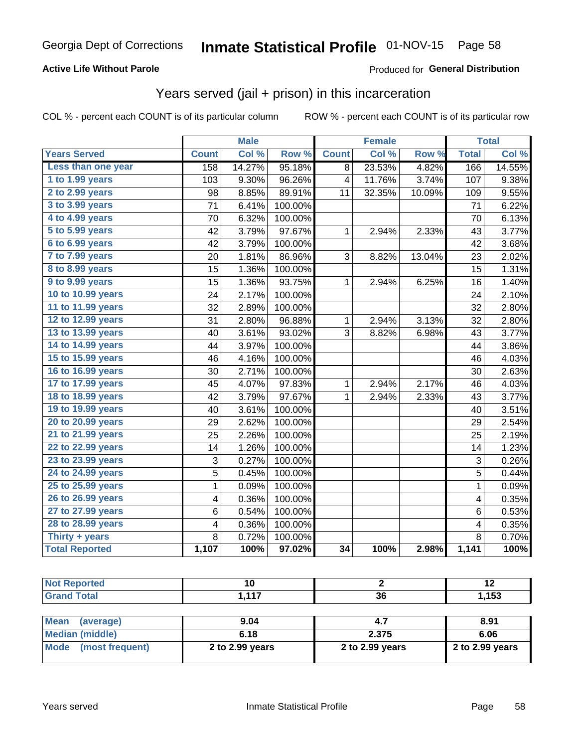Georgia Dept of Corrections **Inmate Statistical Profile** 01-NOV-15

**Active Life Without Parole**

Produced for **General Distribution**

## Years served (jail + prison) in this incarceration

COL % - percent each COUNT is of its particular column

ROW % - percent each COUNT is of its particular row

| | Male | | | Female | | | Total | |
|---|---|---|---|---|---|---|---|---|
| **Years Served** | **Count** | **Col %** | **Row %** | **Count** | **Col %** | **Row %** | **Total** | **Col %** |
| Less than one year | 158 | 14.27% | 95.18% | 8 | 23.53% | 4.82% | 166 | 14.55% |
| 1 to 1.99 years | 103 | 9.30% | 96.26% | 4 | 11.76% | 3.74% | 107 | 9.38% |
| 2 to 2.99 years | 98 | 8.85% | 89.91% | 11 | 32.35% | 10.09% | 109 | 9.55% |
| 3 to 3.99 years | 71 | 6.41% | 100.00% | | | | 71 | 6.22% |
| 4 to 4.99 years | 70 | 6.32% | 100.00% | | | | 70 | 6.13% |
| 5 to 5.99 years | 42 | 3.79% | 97.67% | 1 | 2.94% | 2.33% | 43 | 3.77% |
| 6 to 6.99 years | 42 | 3.79% | 100.00% | | | | 42 | 3.68% |
| 7 to 7.99 years | 20 | 1.81% | 86.96% | 3 | 8.82% | 13.04% | 23 | 2.02% |
| 8 to 8.99 years | 15 | 1.36% | 100.00% | | | | 15 | 1.31% |
| 9 to 9.99 years | 15 | 1.36% | 93.75% | 1 | 2.94% | 6.25% | 16 | 1.40% |
| 10 to 10.99 years | 24 | 2.17% | 100.00% | | | | 24 | 2.10% |
| 11 to 11.99 years | 32 | 2.89% | 100.00% | | | | 32 | 2.80% |
| 12 to 12.99 years | 31 | 2.80% | 96.88% | 1 | 2.94% | 3.13% | 32 | 2.80% |
| 13 to 13.99 years | 40 | 3.61% | 93.02% | 3 | 8.82% | 6.98% | 43 | 3.77% |
| 14 to 14.99 years | 44 | 3.97% | 100.00% | | | | 44 | 3.86% |
| 15 to 15.99 years | 46 | 4.16% | 100.00% | | | | 46 | 4.03% |
| 16 to 16.99 years | 30 | 2.71% | 100.00% | | | | 30 | 2.63% |
| 17 to 17.99 years | 45 | 4.07% | 97.83% | 1 | 2.94% | 2.17% | 46 | 4.03% |
| 18 to 18.99 years | 42 | 3.79% | 97.67% | 1 | 2.94% | 2.33% | 43 | 3.77% |
| 19 to 19.99 years | 40 | 3.61% | 100.00% | | | | 40 | 3.51% |
| 20 to 20.99 years | 29 | 2.62% | 100.00% | | | | 29 | 2.54% |
| 21 to 21.99 years | 25 | 2.26% | 100.00% | | | | 25 | 2.19% |
| 22 to 22.99 years | 14 | 1.26% | 100.00% | | | | 14 | 1.23% |
| 23 to 23.99 years | 3 | 0.27% | 100.00% | | | | 3 | 0.26% |
| 24 to 24.99 years | 5 | 0.45% | 100.00% | | | | 5 | 0.44% |
| 25 to 25.99 years | 1 | 0.09% | 100.00% | | | | 1 | 0.09% |
| 26 to 26.99 years | 4 | 0.36% | 100.00% | | | | 4 | 0.35% |
| 27 to 27.99 years | 6 | 0.54% | 100.00% | | | | 6 | 0.53% |
| 28 to 28.99 years | 4 | 0.36% | 100.00% | | | | 4 | 0.35% |
| Thirty + years | 8 | 0.72% | 100.00% | | | | 8 | 0.70% |
| **Total Reported** | **1,107** | **100%** | **97.02%** | **34** | **100%** | **2.98%** | **1,141** | **100%** |

| | Male | Female | Total |
|---|---|---|---|
| Not Reported | 10 | 2 | 12 |
| Grand Total | 1,117 | 36 | 1,153 |

| | Male | Female | Total |
|---|---|---|---|
| Mean (average) | 9.04 | 4.7 | 8.91 |
| Median (middle) | 6.18 | 2.375 | 6.06 |
| Mode (most frequent) | 2 to 2.99 years | 2 to 2.99 years | 2 to 2.99 years |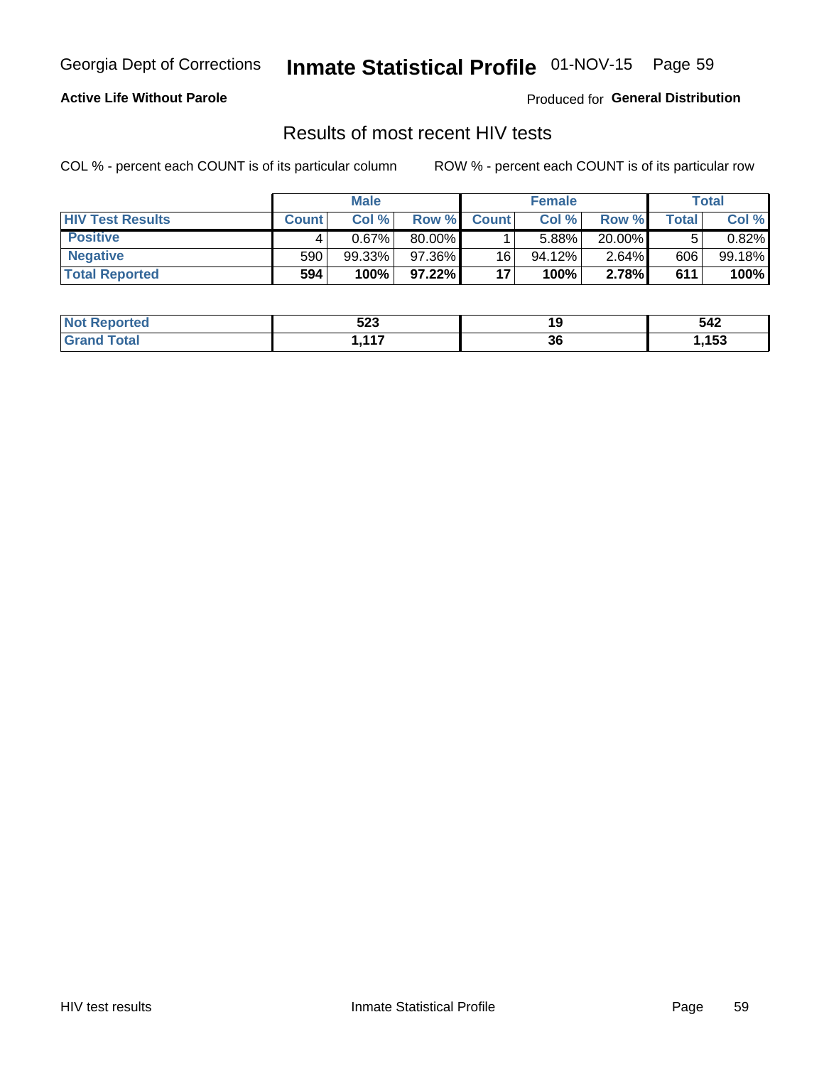Georgia Dept of Corrections **Inmate Statistical Profile** 01-NOV-15

**Active Life Without Parole**

Produced for **General Distribution**

## Results of most recent HIV tests

COL % - percent each COUNT is of its particular column

ROW % - percent each COUNT is of its particular row

| | Male | | | Female | | | Total | |
|---|---|---|---|---|---|---|---|---|
| **HIV Test Results** | **Count** | **Col %** | **Row %** | **Count** | **Col %** | **Row %** | **Total** | **Col %** |
| **Positive** | 4 | 0.67% | 80.00% | 1 | 5.88% | 20.00% | 5 | 0.82% |
| **Negative** | 590 | 99.33% | 97.36% | 16 | 94.12% | 2.64% | 606 | 99.18% |
| **Total Reported** | **594** | **100%** | **97.22%** | **17** | **100%** | **2.78%** | **611** | **100%** |

| | Male | Female | Total |
|---|---|---|---|
| **Not Reported** | **523** | **19** | **542** |
| **Grand Total** | **1,117** | **36** | **1,153** |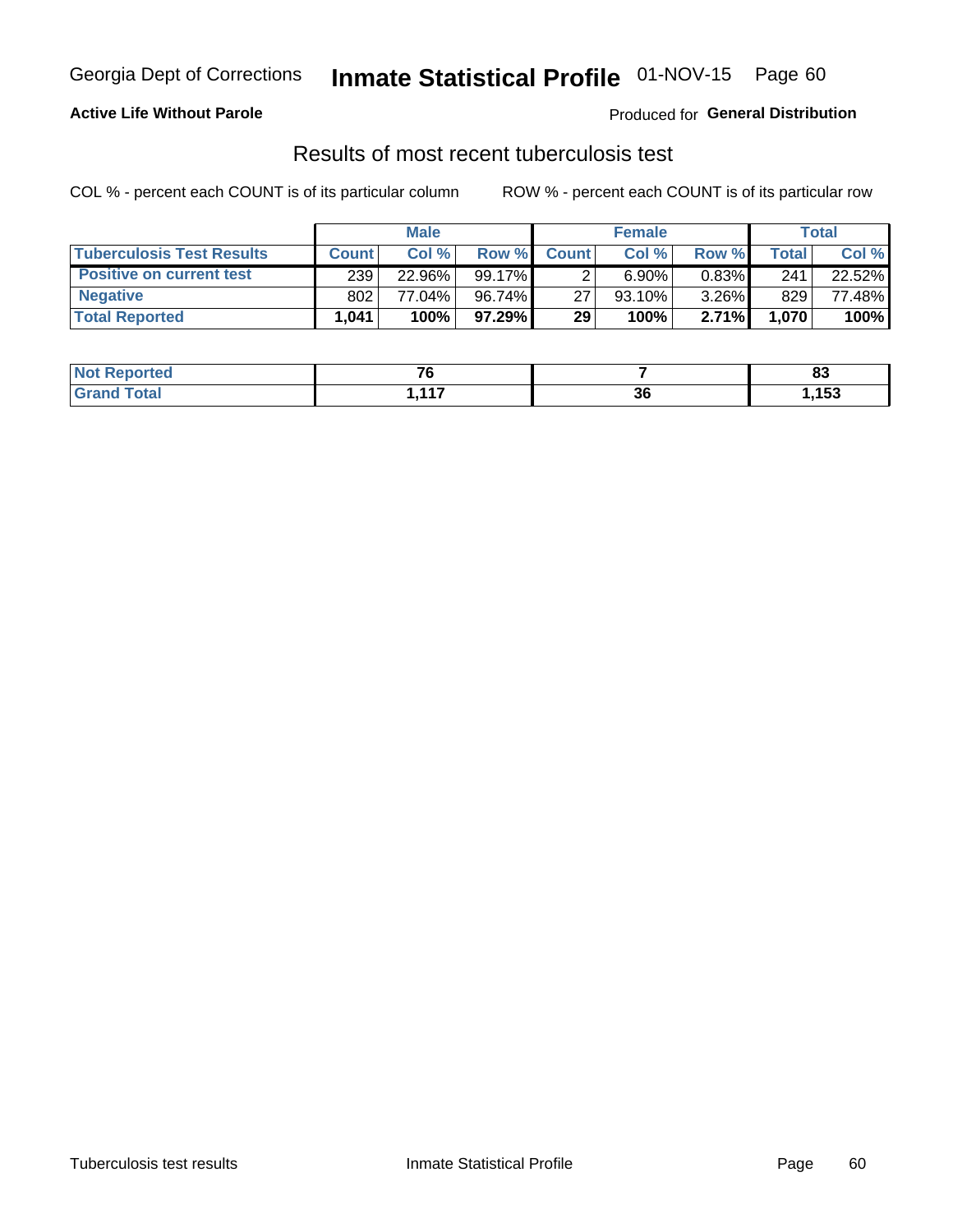Georgia Dept of Corrections **Inmate Statistical Profile** 01-NOV-15 Page 60

**Active Life Without Parole**

Produced for **General Distribution**

## Results of most recent tuberculosis test

COL % - percent each COUNT is of its particular column

ROW % - percent each COUNT is of its particular row

| | Male | | | Female | | | Total | |
|---|---|---|---|---|---|---|---|---|
| **Tuberculosis Test Results** | **Count** | **Col %** | **Row %** | **Count** | **Col %** | **Row %** | **Total** | **Col %** |
| **Positive on current test** | 239 | 22.96% | 99.17% | 2 | 6.90% | 0.83% | 241 | 22.52% |
| **Negative** | 802 | 77.04% | 96.74% | 27 | 93.10% | 3.26% | 829 | 77.48% |
| **Total Reported** | **1,041** | **100%** | **97.29%** | **29** | **100%** | **2.71%** | **1,070** | **100%** |

| | Male | Female | Total |
|---|---|---|---|
| **Not Reported** | **76** | **7** | **83** |
| **Grand Total** | **1,117** | **36** | **1,153** |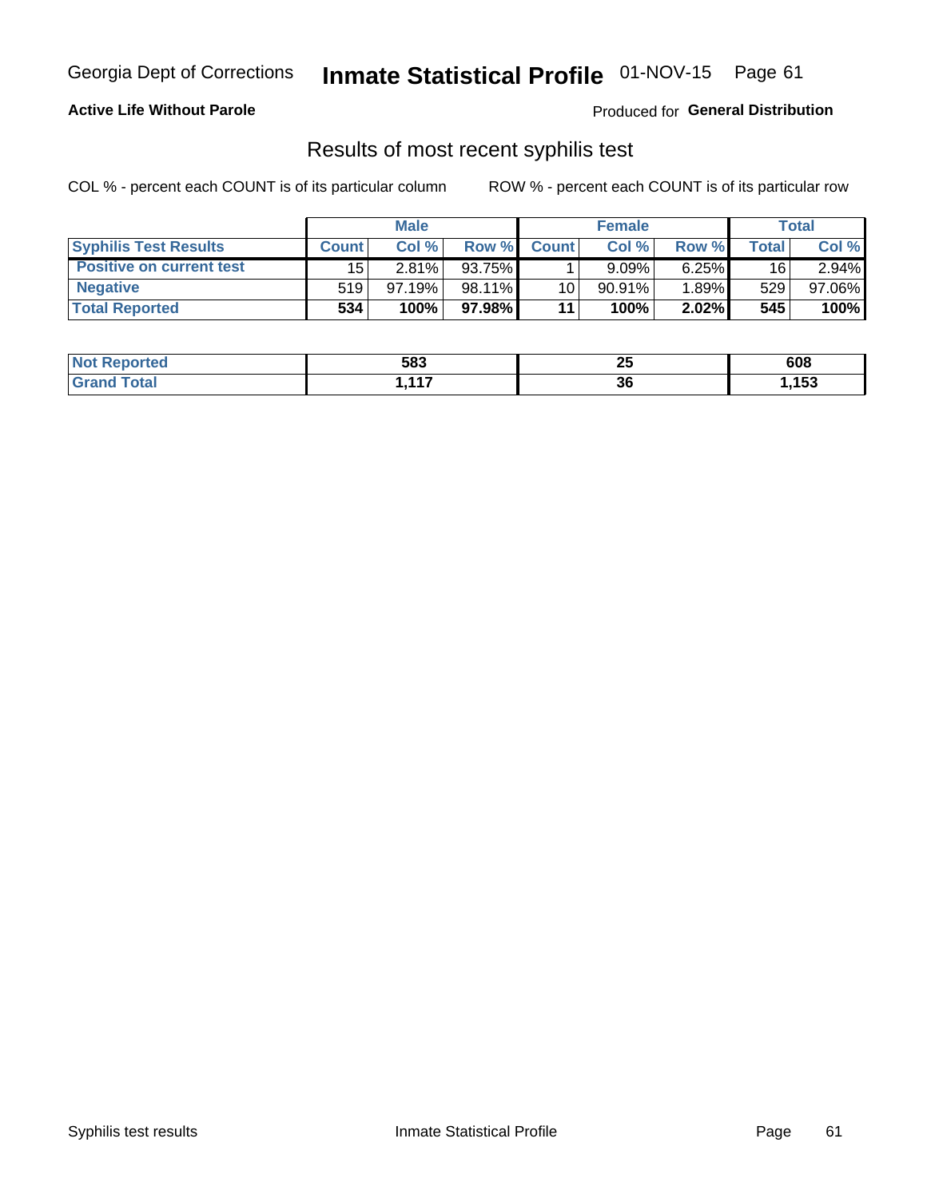Georgia Dept of Corrections **Inmate Statistical Profile** 01-NOV-15

**Active Life Without Parole**

Produced for **General Distribution**

## Results of most recent syphilis test

COL % - percent each COUNT is of its particular column

ROW % - percent each COUNT is of its particular row

| | Male | | | Female | | | Total | |
|---|---|---|---|---|---|---|---|---|
| **Syphilis Test Results** | **Count** | **Col %** | **Row %** | **Count** | **Col %** | **Row %** | **Total** | **Col %** |
| **Positive on current test** | 15 | 2.81% | 93.75% | 1 | 9.09% | 6.25% | 16 | 2.94% |
| **Negative** | 519 | 97.19% | 98.11% | 10 | 90.91% | 1.89% | 529 | 97.06% |
| **Total Reported** | **534** | **100%** | **97.98%** | **11** | **100%** | **2.02%** | **545** | **100%** |

| | Male | Female | Total |
|---|---|---|---|
| **Not Reported** | **583** | **25** | **608** |
| **Grand Total** | **1,117** | **36** | **1,153** |

Syphilis test results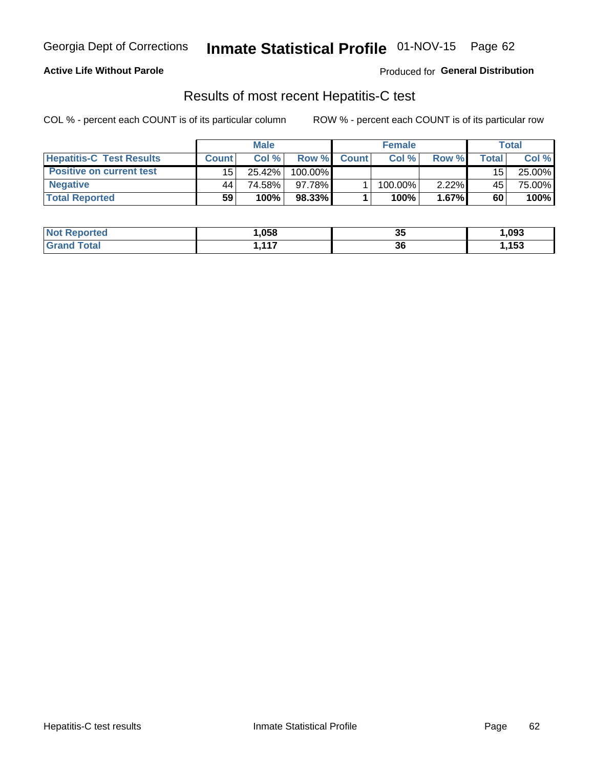Georgia Dept of Corrections **Inmate Statistical Profile** 01-NOV-15 Page 62

**Active Life Without Parole**

Produced for **General Distribution**

## Results of most recent Hepatitis-C test

COL % - percent each COUNT is of its particular column ROW % - percent each COUNT is of its particular row

| | Male | | | Female | | | Total | |
|---|---|---|---|---|---|---|---|---|
| **Hepatitis-C Test Results** | **Count** | **Col %** | **Row %** | **Count** | **Col %** | **Row %** | **Total** | **Col %** |
| **Positive on current test** | 15 | 25.42% | 100.00% | | | | 15 | 25.00% |
| **Negative** | 44 | 74.58% | 97.78% | 1 | 100.00% | 2.22% | 45 | 75.00% |
| **Total Reported** | **59** | **100%** | **98.33%** | **1** | **100%** | **1.67%** | **60** | **100%** |

| | Male | Female | Total |
|---|---|---|---|
| **Not Reported** | **1,058** | **35** | **1,093** |
| **Grand Total** | **1,117** | **36** | **1,153** |

Hepatitis-C test results